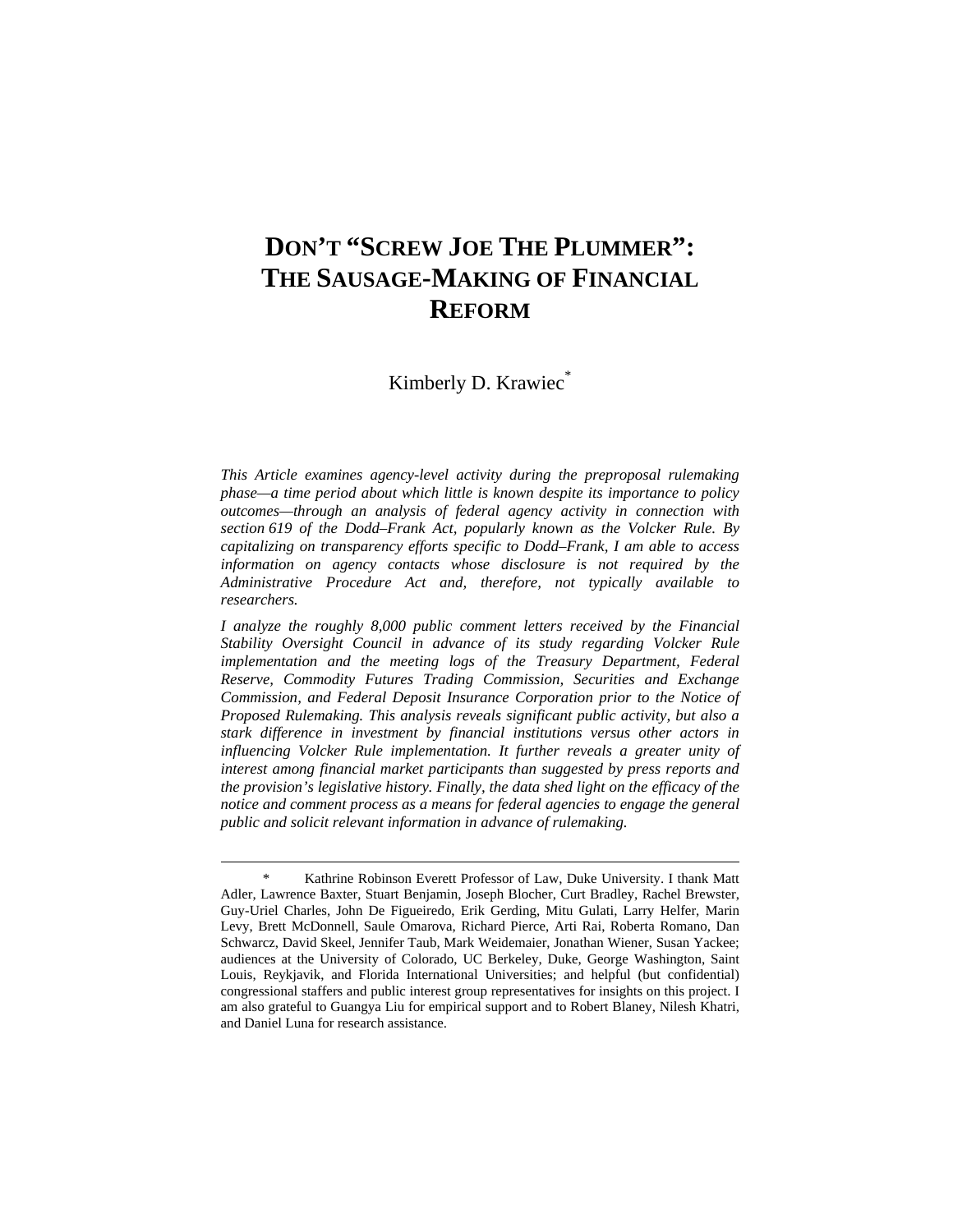# DON'T "SCREW JOE THE PLUMMER": THE SAUSAGE-MAKING OF FINANCIAL REFORM

Kimberly D. Krawiec[*]

*This Article examines agency-level activity during the preproposal rulemaking phase—a time period about which little is known despite its importance to policy outcomes—through an analysis of federal agency activity in connection with section 619 of the Dodd–Frank Act, popularly known as the Volcker Rule. By capitalizing on transparency efforts specific to Dodd–Frank, I am able to access information on agency contacts whose disclosure is not required by the Administrative Procedure Act and, therefore, not typically available to researchers.*

*I analyze the roughly 8,000 public comment letters received by the Financial Stability Oversight Council in advance of its study regarding Volcker Rule implementation and the meeting logs of the Treasury Department, Federal Reserve, Commodity Futures Trading Commission, Securities and Exchange Commission, and Federal Deposit Insurance Corporation prior to the Notice of Proposed Rulemaking. This analysis reveals significant public activity, but also a stark difference in investment by financial institutions versus other actors in influencing Volcker Rule implementation. It further reveals a greater unity of interest among financial market participants than suggested by press reports and the provision's legislative history. Finally, the data shed light on the efficacy of the notice and comment process as a means for federal agencies to engage the general public and solicit relevant information in advance of rulemaking.*

---

\* Kathrine Robinson Everett Professor of Law, Duke University. I thank Matt Adler, Lawrence Baxter, Stuart Benjamin, Joseph Blocher, Curt Bradley, Rachel Brewster, Guy-Uriel Charles, John De Figueiredo, Erik Gerding, Mitu Gulati, Larry Helfer, Marin Levy, Brett McDonnell, Saule Omarova, Richard Pierce, Arti Rai, Roberta Romano, Dan Schwarcz, David Skeel, Jennifer Taub, Mark Weidemaier, Jonathan Wiener, Susan Yackee; audiences at the University of Colorado, UC Berkeley, Duke, George Washington, Saint Louis, Reykjavik, and Florida International Universities; and helpful (but confidential) congressional staffers and public interest group representatives for insights on this project. I am also grateful to Guangya Liu for empirical support and to Robert Blaney, Nilesh Khatri, and Daniel Luna for research assistance.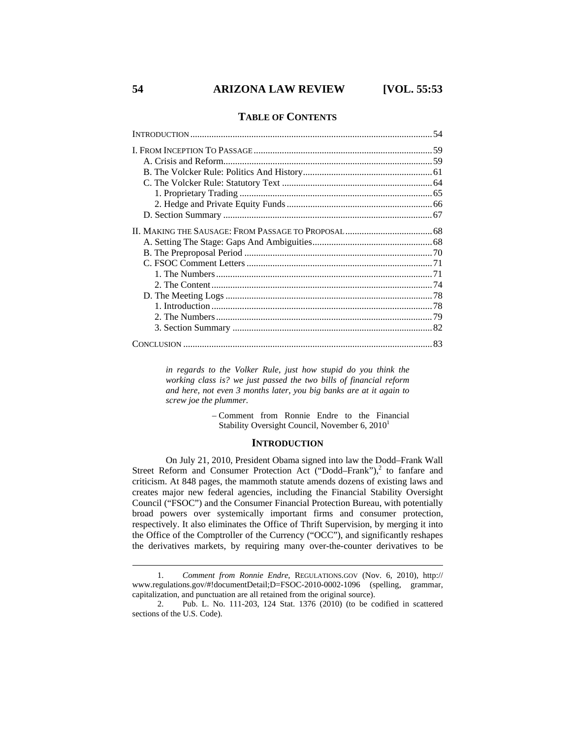## TABLE OF CONTENTS

| | |
|---|---|
| INTRODUCTION | 54 |
| I. FROM INCEPTION TO PASSAGE | 59 |
| A. Crisis and Reform | 59 |
| B. The Volcker Rule: Politics And History | 61 |
| C. The Volcker Rule: Statutory Text | 64 |
| 1. Proprietary Trading | 65 |
| 2. Hedge and Private Equity Funds | 66 |
| D. Section Summary | 67 |
| II. MAKING THE SAUSAGE: FROM PASSAGE TO PROPOSAL | 68 |
| A. Setting The Stage: Gaps And Ambiguities | 68 |
| B. The Preproposal Period | 70 |
| C. FSOC Comment Letters | 71 |
| 1. The Numbers | 71 |
| 2. The Content | 74 |
| D. The Meeting Logs | 78 |
| 1. Introduction | 78 |
| 2. The Numbers | 79 |
| 3. Section Summary | 82 |
| CONCLUSION | 83 |

> ***in regards to the Volker Rule, just how stupid do you think the working class is? we just passed the two bills of financial reform and here, not even 3 months later, you big banks are at it again to screw joe the plummer.***
>
> – Comment from Ronnie Endre to the Financial Stability Oversight Council, November 6, 2010[1]

## INTRODUCTION

On July 21, 2010, President Obama signed into law the Dodd–Frank Wall Street Reform and Consumer Protection Act ("Dodd–Frank"),[2] to fanfare and criticism. At 848 pages, the mammoth statute amends dozens of existing laws and creates major new federal agencies, including the Financial Stability Oversight Council ("FSOC") and the Consumer Financial Protection Bureau, with potentially broad powers over systemically important firms and consumer protection, respectively. It also eliminates the Office of Thrift Supervision, by merging it into the Office of the Comptroller of the Currency ("OCC"), and significantly reshapes the derivatives markets, by requiring many over-the-counter derivatives to be

---

1. *Comment from Ronnie Endre*, REGULATIONS.GOV (Nov. 6, 2010), http://www.regulations.gov/#!documentDetail;D=FSOC-2010-0002-1096 (spelling, grammar, capitalization, and punctuation are all retained from the original source).

2. Pub. L. No. 111-203, 124 Stat. 1376 (2010) (to be codified in scattered sections of the U.S. Code).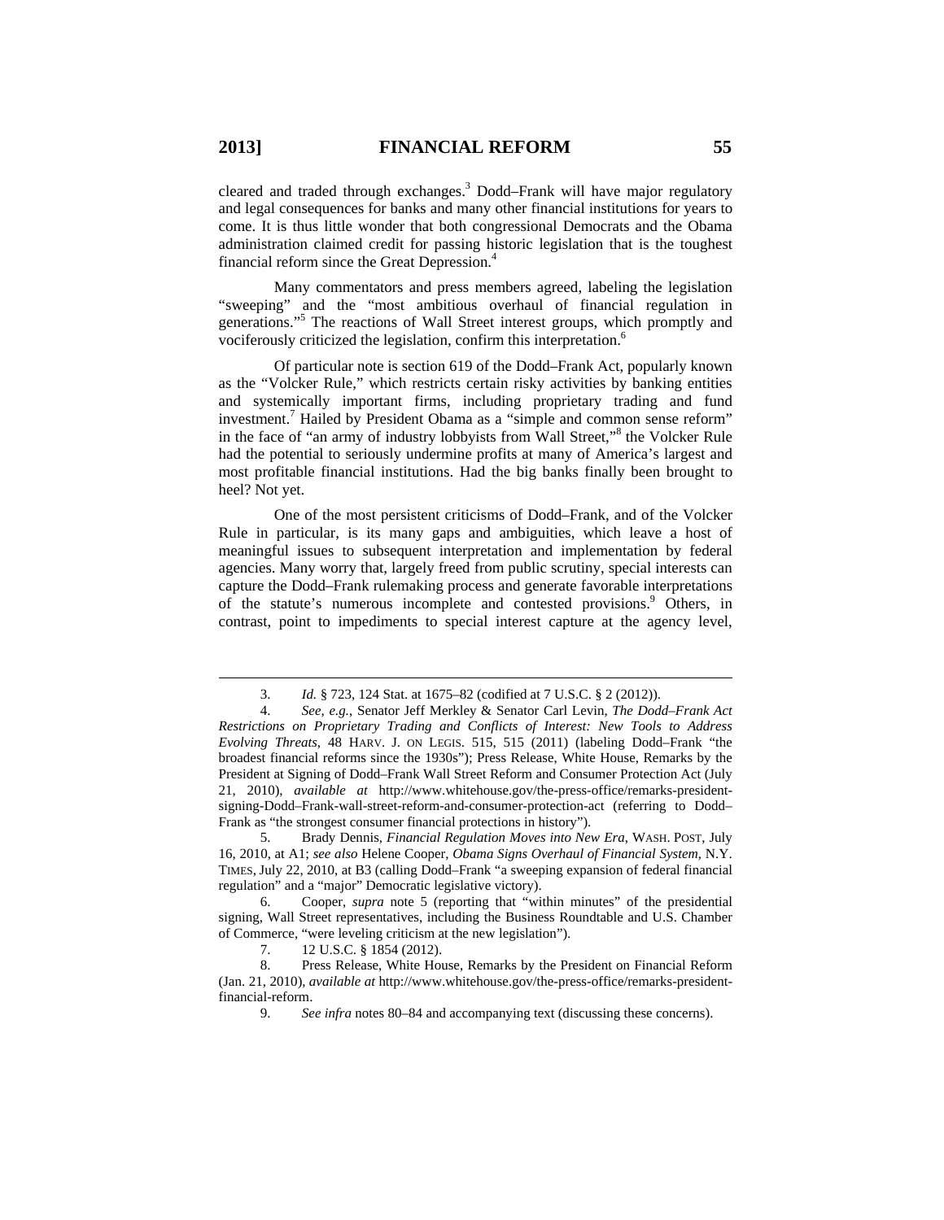cleared and traded through exchanges.[3] Dodd–Frank will have major regulatory and legal consequences for banks and many other financial institutions for years to come. It is thus little wonder that both congressional Democrats and the Obama administration claimed credit for passing historic legislation that is the toughest financial reform since the Great Depression.[4]

Many commentators and press members agreed, labeling the legislation "sweeping" and the "most ambitious overhaul of financial regulation in generations."[5] The reactions of Wall Street interest groups, which promptly and vociferously criticized the legislation, confirm this interpretation.[6]

Of particular note is section 619 of the Dodd–Frank Act, popularly known as the "Volcker Rule," which restricts certain risky activities by banking entities and systemically important firms, including proprietary trading and fund investment.[7] Hailed by President Obama as a "simple and common sense reform" in the face of "an army of industry lobbyists from Wall Street,"[8] the Volcker Rule had the potential to seriously undermine profits at many of America's largest and most profitable financial institutions. Had the big banks finally been brought to heel? Not yet.

One of the most persistent criticisms of Dodd–Frank, and of the Volcker Rule in particular, is its many gaps and ambiguities, which leave a host of meaningful issues to subsequent interpretation and implementation by federal agencies. Many worry that, largely freed from public scrutiny, special interests can capture the Dodd–Frank rulemaking process and generate favorable interpretations of the statute's numerous incomplete and contested provisions.[9] Others, in contrast, point to impediments to special interest capture at the agency level,

---

3. *Id.* § 723, 124 Stat. at 1675–82 (codified at 7 U.S.C. § 2 (2012)).

4. *See, e.g.*, Senator Jeff Merkley & Senator Carl Levin, *The Dodd–Frank Act Restrictions on Proprietary Trading and Conflicts of Interest: New Tools to Address Evolving Threats*, 48 HARV. J. ON LEGIS. 515, 515 (2011) (labeling Dodd–Frank "the broadest financial reforms since the 1930s"); Press Release, White House, Remarks by the President at Signing of Dodd–Frank Wall Street Reform and Consumer Protection Act (July 21, 2010), *available at* http://www.whitehouse.gov/the-press-office/remarks-president-signing-Dodd–Frank-wall-street-reform-and-consumer-protection-act (referring to Dodd–Frank as "the strongest consumer financial protections in history").

5. Brady Dennis, *Financial Regulation Moves into New Era*, WASH. POST, July 16, 2010, at A1; *see also* Helene Cooper, *Obama Signs Overhaul of Financial System*, N.Y. TIMES, July 22, 2010, at B3 (calling Dodd–Frank "a sweeping expansion of federal financial regulation" and a "major" Democratic legislative victory).

6. Cooper, *supra* note 5 (reporting that "within minutes" of the presidential signing, Wall Street representatives, including the Business Roundtable and U.S. Chamber of Commerce, "were leveling criticism at the new legislation").

7. 12 U.S.C. § 1854 (2012).

8. Press Release, White House, Remarks by the President on Financial Reform (Jan. 21, 2010), *available at* http://www.whitehouse.gov/the-press-office/remarks-president-financial-reform.

9. *See infra* notes 80–84 and accompanying text (discussing these concerns).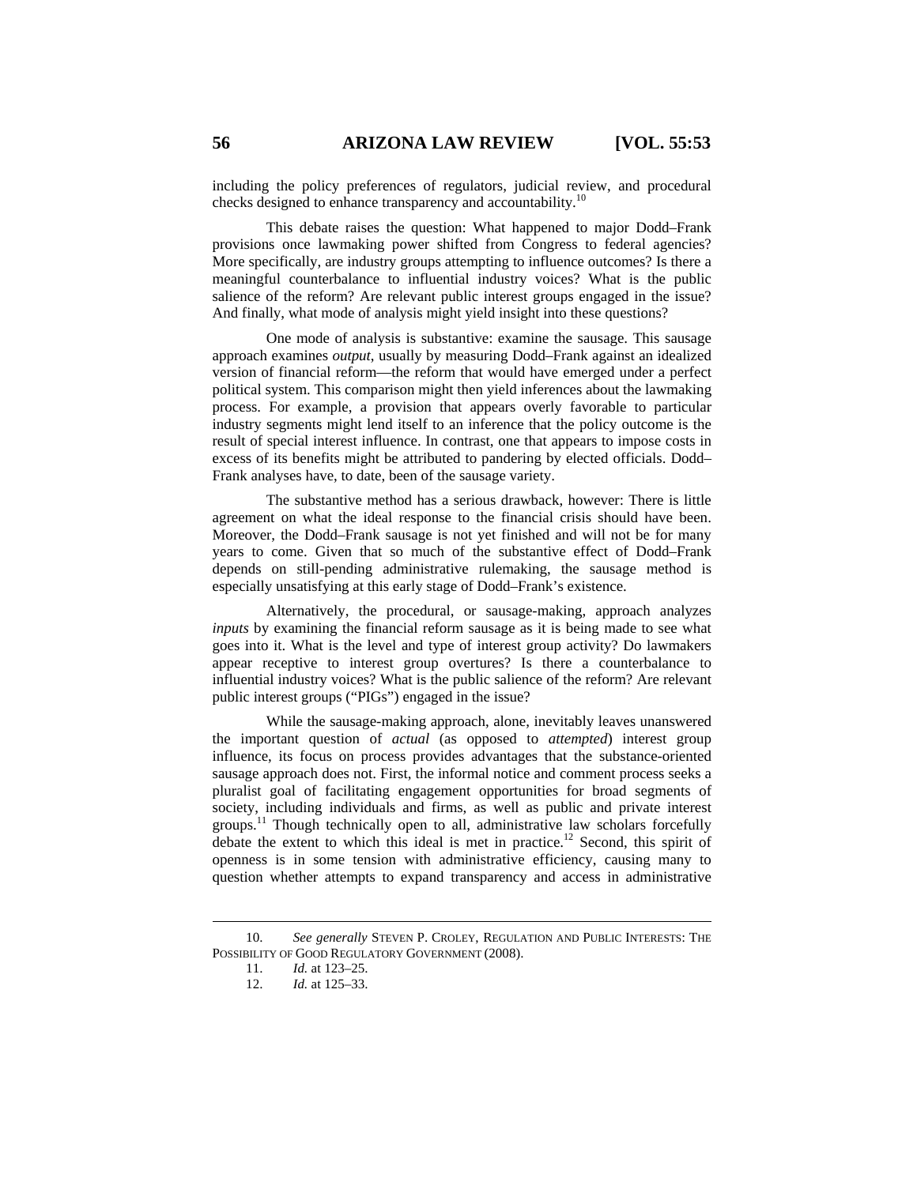including the policy preferences of regulators, judicial review, and procedural checks designed to enhance transparency and accountability.[10]

This debate raises the question: What happened to major Dodd–Frank provisions once lawmaking power shifted from Congress to federal agencies? More specifically, are industry groups attempting to influence outcomes? Is there a meaningful counterbalance to influential industry voices? What is the public salience of the reform? Are relevant public interest groups engaged in the issue? And finally, what mode of analysis might yield insight into these questions?

One mode of analysis is substantive: examine the sausage. This sausage approach examines *output*, usually by measuring Dodd–Frank against an idealized version of financial reform—the reform that would have emerged under a perfect political system. This comparison might then yield inferences about the lawmaking process. For example, a provision that appears overly favorable to particular industry segments might lend itself to an inference that the policy outcome is the result of special interest influence. In contrast, one that appears to impose costs in excess of its benefits might be attributed to pandering by elected officials. Dodd–Frank analyses have, to date, been of the sausage variety.

The substantive method has a serious drawback, however: There is little agreement on what the ideal response to the financial crisis should have been. Moreover, the Dodd–Frank sausage is not yet finished and will not be for many years to come. Given that so much of the substantive effect of Dodd–Frank depends on still-pending administrative rulemaking, the sausage method is especially unsatisfying at this early stage of Dodd–Frank's existence.

Alternatively, the procedural, or sausage-making, approach analyzes *inputs* by examining the financial reform sausage as it is being made to see what goes into it. What is the level and type of interest group activity? Do lawmakers appear receptive to interest group overtures? Is there a counterbalance to influential industry voices? What is the public salience of the reform? Are relevant public interest groups ("PIGs") engaged in the issue?

While the sausage-making approach, alone, inevitably leaves unanswered the important question of *actual* (as opposed to *attempted*) interest group influence, its focus on process provides advantages that the substance-oriented sausage approach does not. First, the informal notice and comment process seeks a pluralist goal of facilitating engagement opportunities for broad segments of society, including individuals and firms, as well as public and private interest groups.[11] Though technically open to all, administrative law scholars forcefully debate the extent to which this ideal is met in practice.[12] Second, this spirit of openness is in some tension with administrative efficiency, causing many to question whether attempts to expand transparency and access in administrative

---

10. *See generally* STEVEN P. CROLEY, REGULATION AND PUBLIC INTERESTS: THE POSSIBILITY OF GOOD REGULATORY GOVERNMENT (2008).

11. *Id.* at 123–25.

12. *Id.* at 125–33.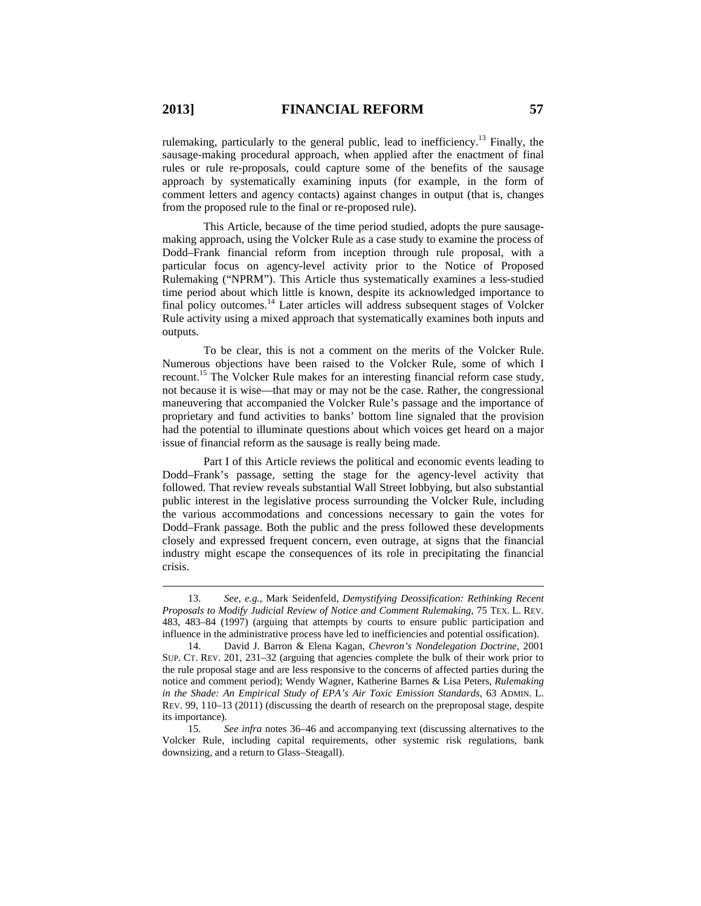rulemaking, particularly to the general public, lead to inefficiency.[13] Finally, the sausage-making procedural approach, when applied after the enactment of final rules or rule re-proposals, could capture some of the benefits of the sausage approach by systematically examining inputs (for example, in the form of comment letters and agency contacts) against changes in output (that is, changes from the proposed rule to the final or re-proposed rule).

This Article, because of the time period studied, adopts the pure sausage-making approach, using the Volcker Rule as a case study to examine the process of Dodd–Frank financial reform from inception through rule proposal, with a particular focus on agency-level activity prior to the Notice of Proposed Rulemaking ("NPRM"). This Article thus systematically examines a less-studied time period about which little is known, despite its acknowledged importance to final policy outcomes.[14] Later articles will address subsequent stages of Volcker Rule activity using a mixed approach that systematically examines both inputs and outputs.

To be clear, this is not a comment on the merits of the Volcker Rule. Numerous objections have been raised to the Volcker Rule, some of which I recount.[15] The Volcker Rule makes for an interesting financial reform case study, not because it is wise—that may or may not be the case. Rather, the congressional maneuvering that accompanied the Volcker Rule's passage and the importance of proprietary and fund activities to banks' bottom line signaled that the provision had the potential to illuminate questions about which voices get heard on a major issue of financial reform as the sausage is really being made.

Part I of this Article reviews the political and economic events leading to Dodd–Frank's passage, setting the stage for the agency-level activity that followed. That review reveals substantial Wall Street lobbying, but also substantial public interest in the legislative process surrounding the Volcker Rule, including the various accommodations and concessions necessary to gain the votes for Dodd–Frank passage. Both the public and the press followed these developments closely and expressed frequent concern, even outrage, at signs that the financial industry might escape the consequences of its role in precipitating the financial crisis.

---

13. *See, e.g.*, Mark Seidenfeld, *Demystifying Deossification: Rethinking Recent Proposals to Modify Judicial Review of Notice and Comment Rulemaking*, 75 TEX. L. REV. 483, 483–84 (1997) (arguing that attempts by courts to ensure public participation and influence in the administrative process have led to inefficiencies and potential ossification).

14. David J. Barron & Elena Kagan, *Chevron's Nondelegation Doctrine*, 2001 SUP. CT. REV. 201, 231–32 (arguing that agencies complete the bulk of their work prior to the rule proposal stage and are less responsive to the concerns of affected parties during the notice and comment period); Wendy Wagner, Katherine Barnes & Lisa Peters, *Rulemaking in the Shade: An Empirical Study of EPA's Air Toxic Emission Standards*, 63 ADMIN. L. REV. 99, 110–13 (2011) (discussing the dearth of research on the preproposal stage, despite its importance).

15. *See infra* notes 36–46 and accompanying text (discussing alternatives to the Volcker Rule, including capital requirements, other systemic risk regulations, bank downsizing, and a return to Glass–Steagall).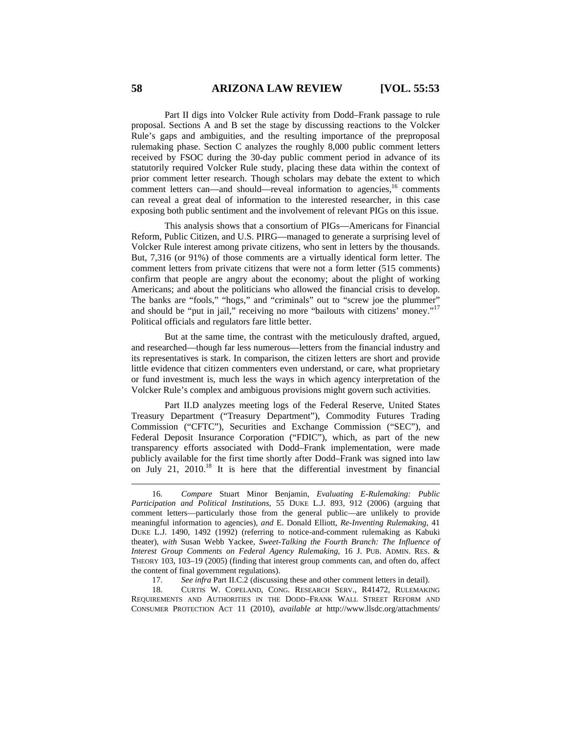Part II digs into Volcker Rule activity from Dodd–Frank passage to rule proposal. Sections A and B set the stage by discussing reactions to the Volcker Rule's gaps and ambiguities, and the resulting importance of the preproposal rulemaking phase. Section C analyzes the roughly 8,000 public comment letters received by FSOC during the 30-day public comment period in advance of its statutorily required Volcker Rule study, placing these data within the context of prior comment letter research. Though scholars may debate the extent to which comment letters can—and should—reveal information to agencies,[16] comments can reveal a great deal of information to the interested researcher, in this case exposing both public sentiment and the involvement of relevant PIGs on this issue.

This analysis shows that a consortium of PIGs—Americans for Financial Reform, Public Citizen, and U.S. PIRG—managed to generate a surprising level of Volcker Rule interest among private citizens, who sent in letters by the thousands. But, 7,316 (or 91%) of those comments are a virtually identical form letter. The comment letters from private citizens that were not a form letter (515 comments) confirm that people are angry about the economy; about the plight of working Americans; and about the politicians who allowed the financial crisis to develop. The banks are "fools," "hogs," and "criminals" out to "screw joe the plummer" and should be "put in jail," receiving no more "bailouts with citizens' money."[17] Political officials and regulators fare little better.

But at the same time, the contrast with the meticulously drafted, argued, and researched—though far less numerous—letters from the financial industry and its representatives is stark. In comparison, the citizen letters are short and provide little evidence that citizen commenters even understand, or care, what proprietary or fund investment is, much less the ways in which agency interpretation of the Volcker Rule's complex and ambiguous provisions might govern such activities.

Part II.D analyzes meeting logs of the Federal Reserve, United States Treasury Department ("Treasury Department"), Commodity Futures Trading Commission ("CFTC"), Securities and Exchange Commission ("SEC"), and Federal Deposit Insurance Corporation ("FDIC"), which, as part of the new transparency efforts associated with Dodd–Frank implementation, were made publicly available for the first time shortly after Dodd–Frank was signed into law on July 21, 2010.[18] It is here that the differential investment by financial

---

16. *Compare* Stuart Minor Benjamin, *Evaluating E-Rulemaking: Public Participation and Political Institutions*, 55 DUKE L.J. 893, 912 (2006) (arguing that comment letters—particularly those from the general public—are unlikely to provide meaningful information to agencies), *and* E. Donald Elliott, *Re-Inventing Rulemaking*, 41 DUKE L.J. 1490, 1492 (1992) (referring to notice-and-comment rulemaking as Kabuki theater), *with* Susan Webb Yackee, *Sweet-Talking the Fourth Branch: The Influence of Interest Group Comments on Federal Agency Rulemaking*, 16 J. PUB. ADMIN. RES. & THEORY 103, 103–19 (2005) (finding that interest group comments can, and often do, affect the content of final government regulations).

17. *See infra* Part II.C.2 (discussing these and other comment letters in detail).

18. CURTIS W. COPELAND, CONG. RESEARCH SERV., R41472, RULEMAKING REQUIREMENTS AND AUTHORITIES IN THE DODD–FRANK WALL STREET REFORM AND CONSUMER PROTECTION ACT 11 (2010), *available at* http://www.llsdc.org/attachments/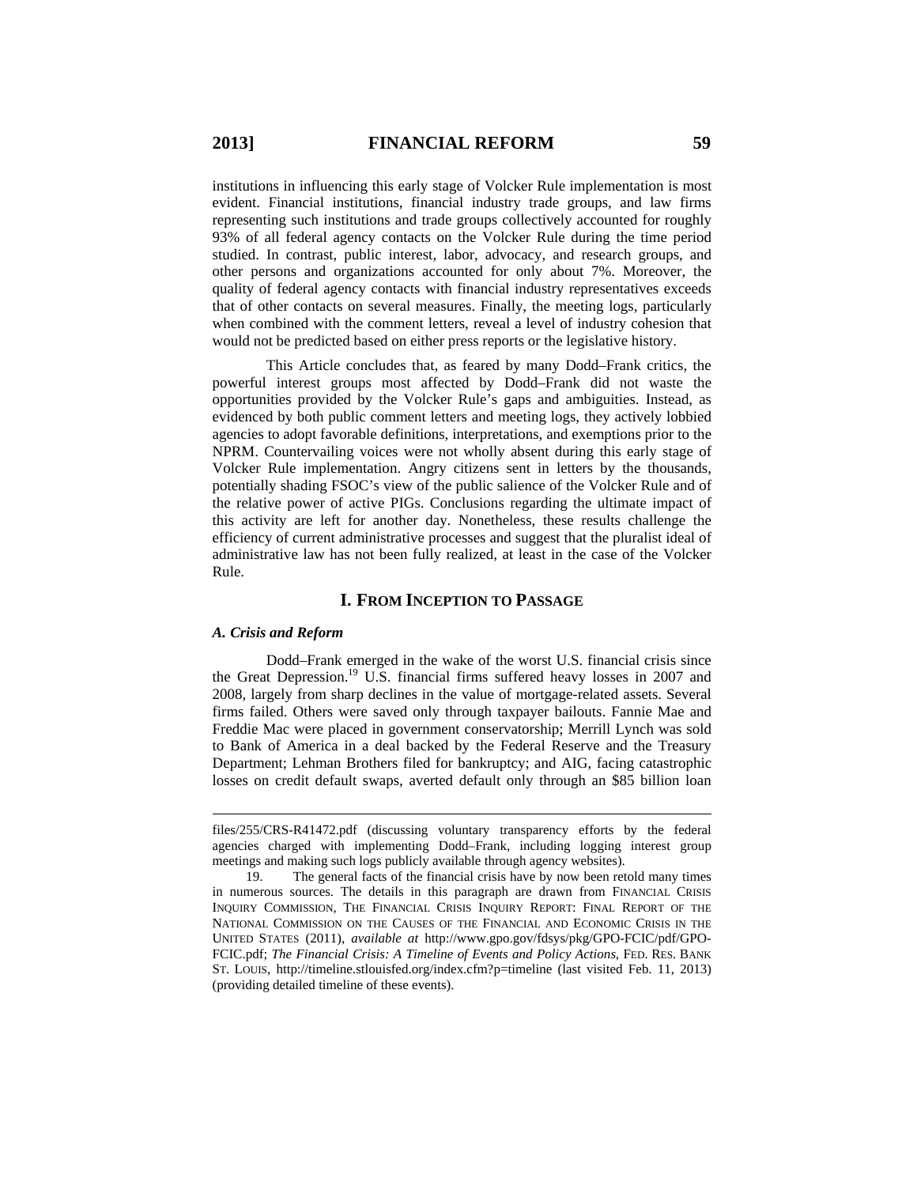institutions in influencing this early stage of Volcker Rule implementation is most evident. Financial institutions, financial industry trade groups, and law firms representing such institutions and trade groups collectively accounted for roughly 93% of all federal agency contacts on the Volcker Rule during the time period studied. In contrast, public interest, labor, advocacy, and research groups, and other persons and organizations accounted for only about 7%. Moreover, the quality of federal agency contacts with financial industry representatives exceeds that of other contacts on several measures. Finally, the meeting logs, particularly when combined with the comment letters, reveal a level of industry cohesion that would not be predicted based on either press reports or the legislative history.

This Article concludes that, as feared by many Dodd–Frank critics, the powerful interest groups most affected by Dodd–Frank did not waste the opportunities provided by the Volcker Rule's gaps and ambiguities. Instead, as evidenced by both public comment letters and meeting logs, they actively lobbied agencies to adopt favorable definitions, interpretations, and exemptions prior to the NPRM. Countervailing voices were not wholly absent during this early stage of Volcker Rule implementation. Angry citizens sent in letters by the thousands, potentially shading FSOC's view of the public salience of the Volcker Rule and of the relative power of active PIGs. Conclusions regarding the ultimate impact of this activity are left for another day. Nonetheless, these results challenge the efficiency of current administrative processes and suggest that the pluralist ideal of administrative law has not been fully realized, at least in the case of the Volcker Rule.

## I. From Inception to Passage

### *A. Crisis and Reform*

Dodd–Frank emerged in the wake of the worst U.S. financial crisis since the Great Depression.[19] U.S. financial firms suffered heavy losses in 2007 and 2008, largely from sharp declines in the value of mortgage-related assets. Several firms failed. Others were saved only through taxpayer bailouts. Fannie Mae and Freddie Mac were placed in government conservatorship; Merrill Lynch was sold to Bank of America in a deal backed by the Federal Reserve and the Treasury Department; Lehman Brothers filed for bankruptcy; and AIG, facing catastrophic losses on credit default swaps, averted default only through an $85 billion loan

---

files/255/CRS-R41472.pdf (discussing voluntary transparency efforts by the federal agencies charged with implementing Dodd–Frank, including logging interest group meetings and making such logs publicly available through agency websites).

19. The general facts of the financial crisis have by now been retold many times in numerous sources. The details in this paragraph are drawn from FINANCIAL CRISIS INQUIRY COMMISSION, THE FINANCIAL CRISIS INQUIRY REPORT: FINAL REPORT OF THE NATIONAL COMMISSION ON THE CAUSES OF THE FINANCIAL AND ECONOMIC CRISIS IN THE UNITED STATES (2011), *available at* http://www.gpo.gov/fdsys/pkg/GPO-FCIC/pdf/GPO-FCIC.pdf; *The Financial Crisis: A Timeline of Events and Policy Actions*, FED. RES. BANK ST. LOUIS, http://timeline.stlouisfed.org/index.cfm?p=timeline (last visited Feb. 11, 2013) (providing detailed timeline of these events).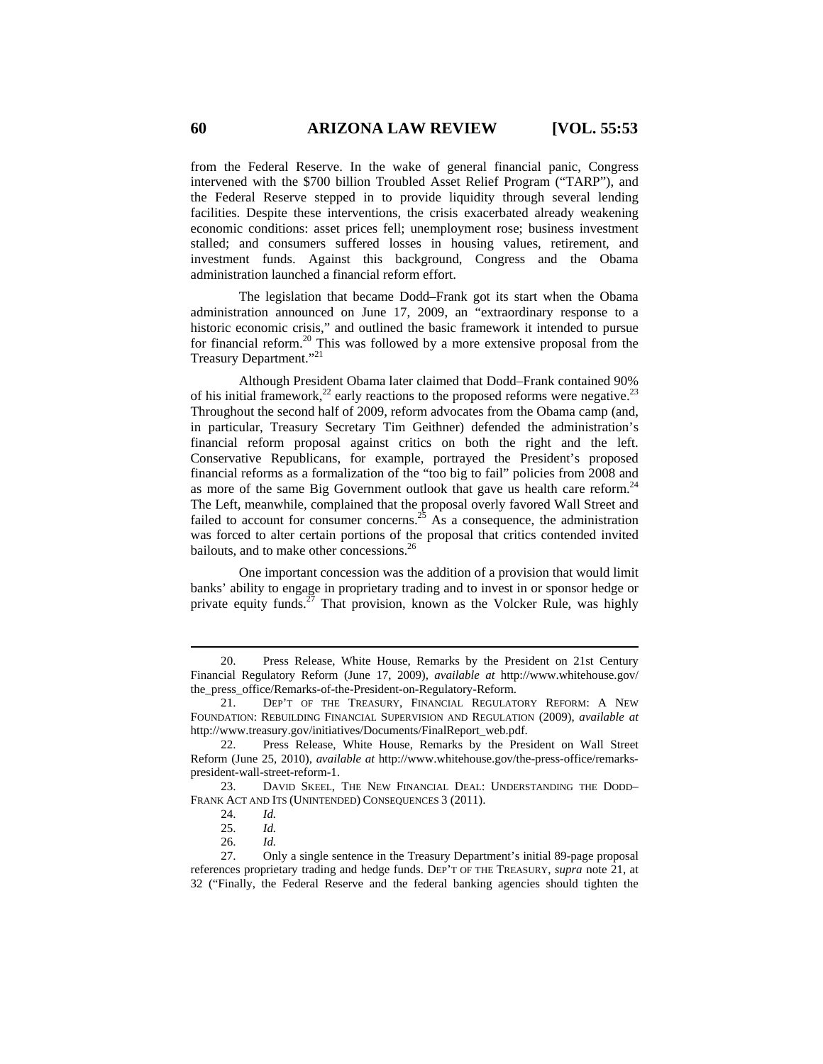from the Federal Reserve. In the wake of general financial panic, Congress intervened with the $700 billion Troubled Asset Relief Program ("TARP"), and the Federal Reserve stepped in to provide liquidity through several lending facilities. Despite these interventions, the crisis exacerbated already weakening economic conditions: asset prices fell; unemployment rose; business investment stalled; and consumers suffered losses in housing values, retirement, and investment funds. Against this background, Congress and the Obama administration launched a financial reform effort.

The legislation that became Dodd–Frank got its start when the Obama administration announced on June 17, 2009, an "extraordinary response to a historic economic crisis," and outlined the basic framework it intended to pursue for financial reform.[20] This was followed by a more extensive proposal from the Treasury Department."[21]

Although President Obama later claimed that Dodd–Frank contained 90% of his initial framework,[22] early reactions to the proposed reforms were negative.[23] Throughout the second half of 2009, reform advocates from the Obama camp (and, in particular, Treasury Secretary Tim Geithner) defended the administration's financial reform proposal against critics on both the right and the left. Conservative Republicans, for example, portrayed the President's proposed financial reforms as a formalization of the "too big to fail" policies from 2008 and as more of the same Big Government outlook that gave us health care reform.[24] The Left, meanwhile, complained that the proposal overly favored Wall Street and failed to account for consumer concerns.[25] As a consequence, the administration was forced to alter certain portions of the proposal that critics contended invited bailouts, and to make other concessions.[26]

One important concession was the addition of a provision that would limit banks' ability to engage in proprietary trading and to invest in or sponsor hedge or private equity funds.[27] That provision, known as the Volcker Rule, was highly

---

20. Press Release, White House, Remarks by the President on 21st Century Financial Regulatory Reform (June 17, 2009), *available at* http://www.whitehouse.gov/the_press_office/Remarks-of-the-President-on-Regulatory-Reform.

21. DEP'T OF THE TREASURY, FINANCIAL REGULATORY REFORM: A NEW FOUNDATION: REBUILDING FINANCIAL SUPERVISION AND REGULATION (2009), *available at* http://www.treasury.gov/initiatives/Documents/FinalReport_web.pdf.

22. Press Release, White House, Remarks by the President on Wall Street Reform (June 25, 2010), *available at* http://www.whitehouse.gov/the-press-office/remarks-president-wall-street-reform-1.

23. DAVID SKEEL, THE NEW FINANCIAL DEAL: UNDERSTANDING THE DODD–FRANK ACT AND ITS (UNINTENDED) CONSEQUENCES 3 (2011).

24. *Id.*

25. *Id.*

26. *Id.*

27. Only a single sentence in the Treasury Department's initial 89-page proposal references proprietary trading and hedge funds. DEP'T OF THE TREASURY, *supra* note 21, at 32 ("Finally, the Federal Reserve and the federal banking agencies should tighten the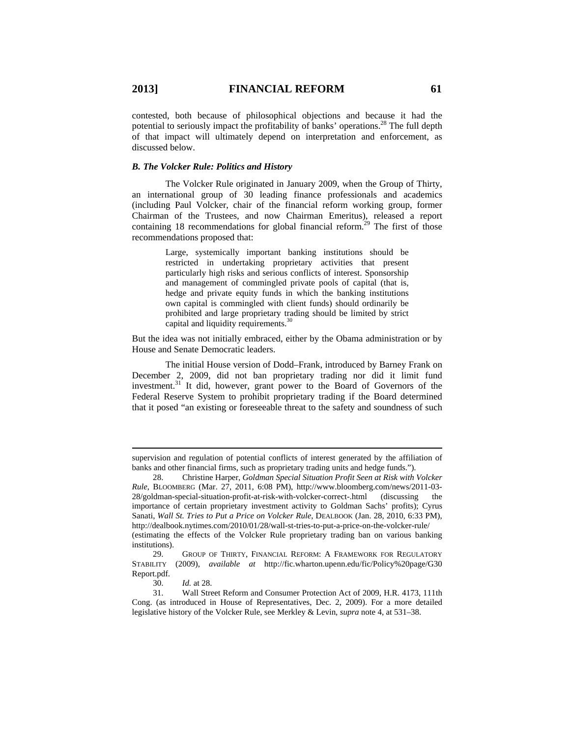contested, both because of philosophical objections and because it had the potential to seriously impact the profitability of banks' operations.[28] The full depth of that impact will ultimately depend on interpretation and enforcement, as discussed below.

### *B. The Volcker Rule: Politics and History*

The Volcker Rule originated in January 2009, when the Group of Thirty, an international group of 30 leading finance professionals and academics (including Paul Volcker, chair of the financial reform working group, former Chairman of the Trustees, and now Chairman Emeritus), released a report containing 18 recommendations for global financial reform.[29] The first of those recommendations proposed that:

> Large, systemically important banking institutions should be restricted in undertaking proprietary activities that present particularly high risks and serious conflicts of interest. Sponsorship and management of commingled private pools of capital (that is, hedge and private equity funds in which the banking institutions own capital is commingled with client funds) should ordinarily be prohibited and large proprietary trading should be limited by strict capital and liquidity requirements.[30]

But the idea was not initially embraced, either by the Obama administration or by House and Senate Democratic leaders.

The initial House version of Dodd–Frank, introduced by Barney Frank on December 2, 2009, did not ban proprietary trading nor did it limit fund investment.[31] It did, however, grant power to the Board of Governors of the Federal Reserve System to prohibit proprietary trading if the Board determined that it posed "an existing or foreseeable threat to the safety and soundness of such

---

supervision and regulation of potential conflicts of interest generated by the affiliation of banks and other financial firms, such as proprietary trading units and hedge funds.").

28. Christine Harper, *Goldman Special Situation Profit Seen at Risk with Volcker Rule*, BLOOMBERG (Mar. 27, 2011, 6:08 PM), http://www.bloomberg.com/news/2011-03-28/goldman-special-situation-profit-at-risk-with-volcker-correct-.html (discussing the importance of certain proprietary investment activity to Goldman Sachs' profits); Cyrus Sanati, *Wall St. Tries to Put a Price on Volcker Rule*, DEALBOOK (Jan. 28, 2010, 6:33 PM), http://dealbook.nytimes.com/2010/01/28/wall-st-tries-to-put-a-price-on-the-volcker-rule/ (estimating the effects of the Volcker Rule proprietary trading ban on various banking institutions).

29. GROUP OF THIRTY, FINANCIAL REFORM: A FRAMEWORK FOR REGULATORY STABILITY (2009), *available at* http://fic.wharton.upenn.edu/fic/Policy%20page/G30Report.pdf.

30. *Id.* at 28.

31. Wall Street Reform and Consumer Protection Act of 2009, H.R. 4173, 111th Cong. (as introduced in House of Representatives, Dec. 2, 2009). For a more detailed legislative history of the Volcker Rule, see Merkley & Levin, *supra* note 4, at 531–38.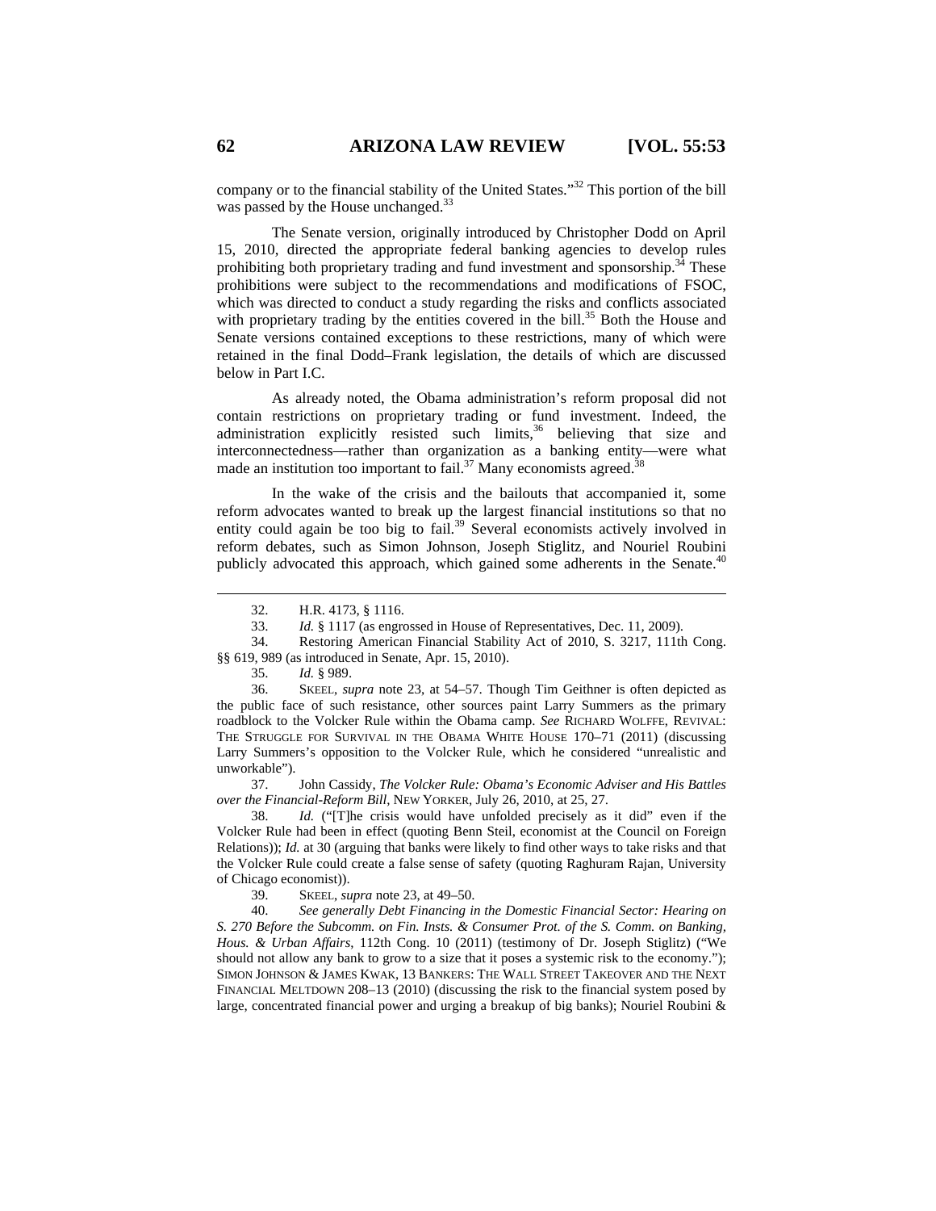company or to the financial stability of the United States."[32] This portion of the bill was passed by the House unchanged.[33]

The Senate version, originally introduced by Christopher Dodd on April 15, 2010, directed the appropriate federal banking agencies to develop rules prohibiting both proprietary trading and fund investment and sponsorship.[34] These prohibitions were subject to the recommendations and modifications of FSOC, which was directed to conduct a study regarding the risks and conflicts associated with proprietary trading by the entities covered in the bill.[35] Both the House and Senate versions contained exceptions to these restrictions, many of which were retained in the final Dodd–Frank legislation, the details of which are discussed below in Part I.C.

As already noted, the Obama administration's reform proposal did not contain restrictions on proprietary trading or fund investment. Indeed, the administration explicitly resisted such limits,[36] believing that size and interconnectedness—rather than organization as a banking entity—were what made an institution too important to fail.[37] Many economists agreed.[38]

In the wake of the crisis and the bailouts that accompanied it, some reform advocates wanted to break up the largest financial institutions so that no entity could again be too big to fail.[39] Several economists actively involved in reform debates, such as Simon Johnson, Joseph Stiglitz, and Nouriel Roubini publicly advocated this approach, which gained some adherents in the Senate.[40]

---

32. H.R. 4173, § 1116.

33. *Id.* § 1117 (as engrossed in House of Representatives, Dec. 11, 2009).

34. Restoring American Financial Stability Act of 2010, S. 3217, 111th Cong. §§ 619, 989 (as introduced in Senate, Apr. 15, 2010).

35. *Id.* § 989.

36. SKEEL, *supra* note 23, at 54–57. Though Tim Geithner is often depicted as the public face of such resistance, other sources paint Larry Summers as the primary roadblock to the Volcker Rule within the Obama camp. *See* RICHARD WOLFFE, REVIVAL: THE STRUGGLE FOR SURVIVAL IN THE OBAMA WHITE HOUSE 170–71 (2011) (discussing Larry Summers's opposition to the Volcker Rule, which he considered "unrealistic and unworkable").

37. John Cassidy, *The Volcker Rule: Obama's Economic Adviser and His Battles over the Financial-Reform Bill*, NEW YORKER, July 26, 2010, at 25, 27.

38. *Id.* ("[T]he crisis would have unfolded precisely as it did" even if the Volcker Rule had been in effect (quoting Benn Steil, economist at the Council on Foreign Relations)); *Id.* at 30 (arguing that banks were likely to find other ways to take risks and that the Volcker Rule could create a false sense of safety (quoting Raghuram Rajan, University of Chicago economist)).

39. SKEEL, *supra* note 23, at 49–50.

40. *See generally Debt Financing in the Domestic Financial Sector: Hearing on S. 270 Before the Subcomm. on Fin. Insts. & Consumer Prot. of the S. Comm. on Banking, Hous. & Urban Affairs*, 112th Cong. 10 (2011) (testimony of Dr. Joseph Stiglitz) ("We should not allow any bank to grow to a size that it poses a systemic risk to the economy."); SIMON JOHNSON & JAMES KWAK, 13 BANKERS: THE WALL STREET TAKEOVER AND THE NEXT FINANCIAL MELTDOWN 208–13 (2010) (discussing the risk to the financial system posed by large, concentrated financial power and urging a breakup of big banks); Nouriel Roubini &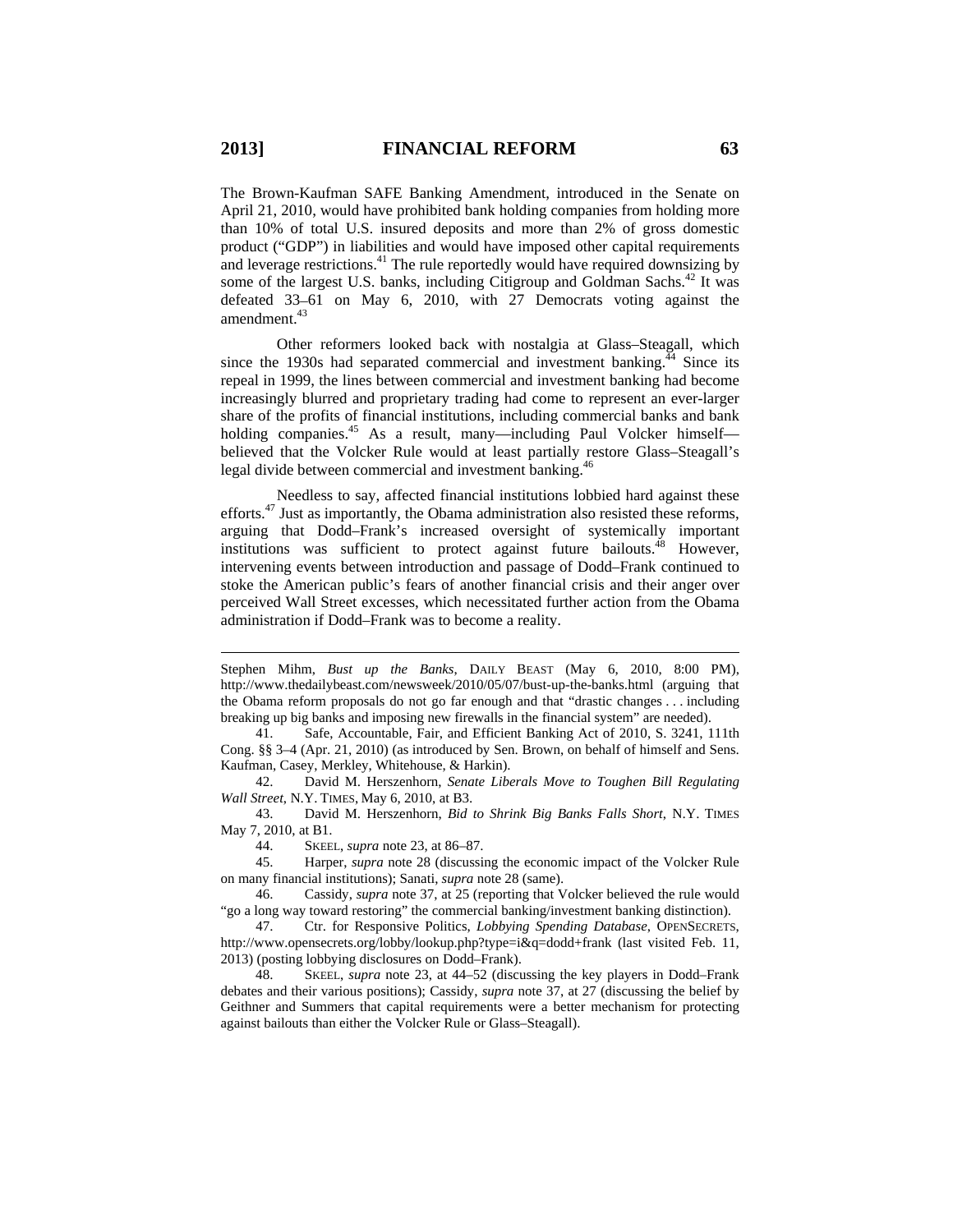The Brown-Kaufman SAFE Banking Amendment, introduced in the Senate on April 21, 2010, would have prohibited bank holding companies from holding more than 10% of total U.S. insured deposits and more than 2% of gross domestic product ("GDP") in liabilities and would have imposed other capital requirements and leverage restrictions.[41] The rule reportedly would have required downsizing by some of the largest U.S. banks, including Citigroup and Goldman Sachs.[42] It was defeated 33–61 on May 6, 2010, with 27 Democrats voting against the amendment.[43]

Other reformers looked back with nostalgia at Glass–Steagall, which since the 1930s had separated commercial and investment banking.[44] Since its repeal in 1999, the lines between commercial and investment banking had become increasingly blurred and proprietary trading had come to represent an ever-larger share of the profits of financial institutions, including commercial banks and bank holding companies.[45] As a result, many—including Paul Volcker himself—believed that the Volcker Rule would at least partially restore Glass–Steagall's legal divide between commercial and investment banking.[46]

Needless to say, affected financial institutions lobbied hard against these efforts.[47] Just as importantly, the Obama administration also resisted these reforms, arguing that Dodd–Frank's increased oversight of systemically important institutions was sufficient to protect against future bailouts.[48] However, intervening events between introduction and passage of Dodd–Frank continued to stoke the American public's fears of another financial crisis and their anger over perceived Wall Street excesses, which necessitated further action from the Obama administration if Dodd–Frank was to become a reality.

---

Stephen Mihm, *Bust up the Banks*, DAILY BEAST (May 6, 2010, 8:00 PM), http://www.thedailybeast.com/newsweek/2010/05/07/bust-up-the-banks.html (arguing that the Obama reform proposals do not go far enough and that "drastic changes . . . including breaking up big banks and imposing new firewalls in the financial system" are needed).

41. Safe, Accountable, Fair, and Efficient Banking Act of 2010, S. 3241, 111th Cong. §§ 3–4 (Apr. 21, 2010) (as introduced by Sen. Brown, on behalf of himself and Sens. Kaufman, Casey, Merkley, Whitehouse, & Harkin).

42. David M. Herszenhorn, *Senate Liberals Move to Toughen Bill Regulating Wall Street*, N.Y. TIMES, May 6, 2010, at B3.

43. David M. Herszenhorn, *Bid to Shrink Big Banks Falls Short*, N.Y. TIMES May 7, 2010, at B1.

44. SKEEL, *supra* note 23, at 86–87.

45. Harper, *supra* note 28 (discussing the economic impact of the Volcker Rule on many financial institutions); Sanati, *supra* note 28 (same).

46. Cassidy, *supra* note 37, at 25 (reporting that Volcker believed the rule would "go a long way toward restoring" the commercial banking/investment banking distinction).

47. Ctr. for Responsive Politics, *Lobbying Spending Database*, OPENSECRETS, http://www.opensecrets.org/lobby/lookup.php?type=i&q=dodd+frank (last visited Feb. 11, 2013) (posting lobbying disclosures on Dodd–Frank).

48. SKEEL, *supra* note 23, at 44–52 (discussing the key players in Dodd–Frank debates and their various positions); Cassidy, *supra* note 37, at 27 (discussing the belief by Geithner and Summers that capital requirements were a better mechanism for protecting against bailouts than either the Volcker Rule or Glass–Steagall).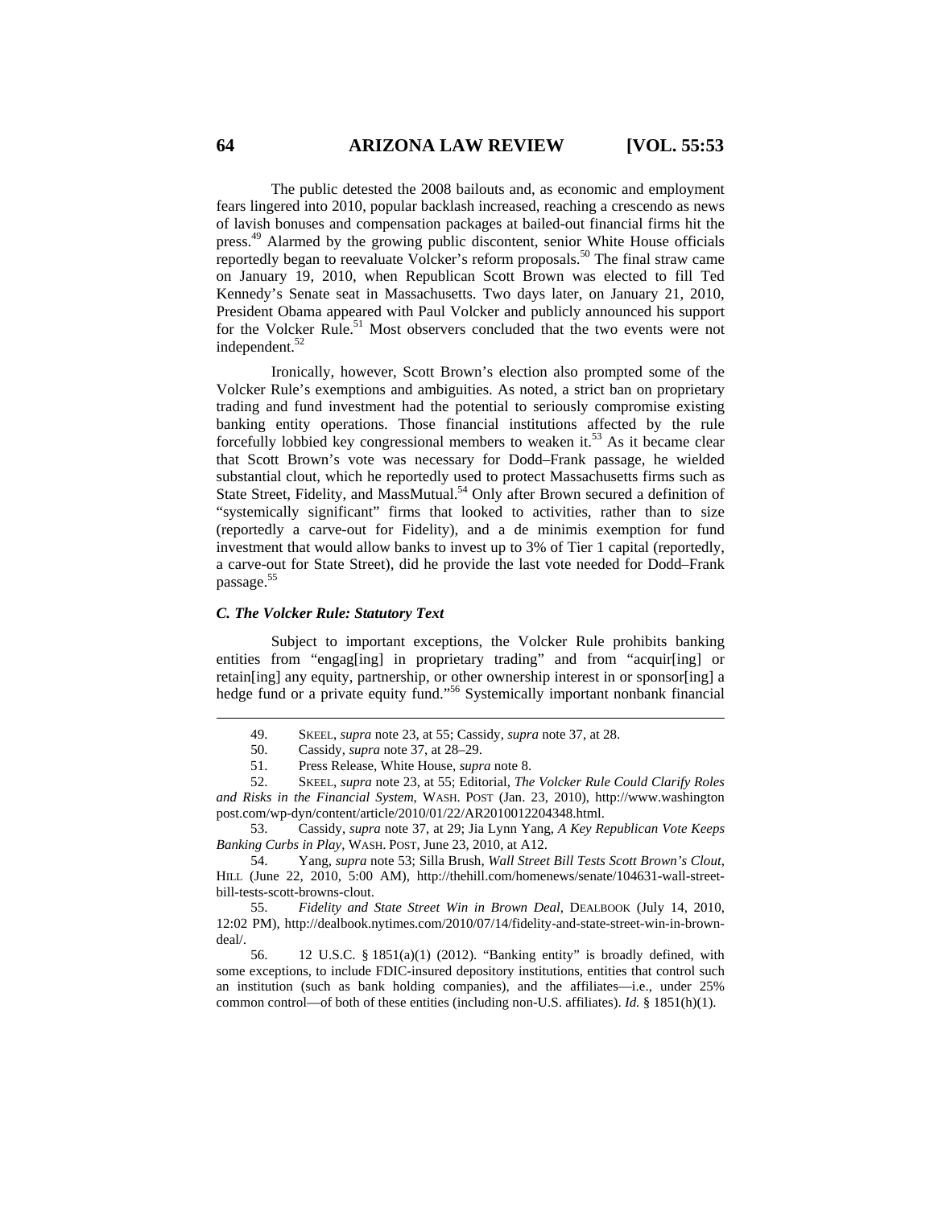The public detested the 2008 bailouts and, as economic and employment fears lingered into 2010, popular backlash increased, reaching a crescendo as news of lavish bonuses and compensation packages at bailed-out financial firms hit the press.[49] Alarmed by the growing public discontent, senior White House officials reportedly began to reevaluate Volcker's reform proposals.[50] The final straw came on January 19, 2010, when Republican Scott Brown was elected to fill Ted Kennedy's Senate seat in Massachusetts. Two days later, on January 21, 2010, President Obama appeared with Paul Volcker and publicly announced his support for the Volcker Rule.[51] Most observers concluded that the two events were not independent.[52]

Ironically, however, Scott Brown's election also prompted some of the Volcker Rule's exemptions and ambiguities. As noted, a strict ban on proprietary trading and fund investment had the potential to seriously compromise existing banking entity operations. Those financial institutions affected by the rule forcefully lobbied key congressional members to weaken it.[53] As it became clear that Scott Brown's vote was necessary for Dodd–Frank passage, he wielded substantial clout, which he reportedly used to protect Massachusetts firms such as State Street, Fidelity, and MassMutual.[54] Only after Brown secured a definition of "systemically significant" firms that looked to activities, rather than to size (reportedly a carve-out for Fidelity), and a de minimis exemption for fund investment that would allow banks to invest up to 3% of Tier 1 capital (reportedly, a carve-out for State Street), did he provide the last vote needed for Dodd–Frank passage.[55]

### *C. The Volcker Rule: Statutory Text*

Subject to important exceptions, the Volcker Rule prohibits banking entities from "engag[ing] in proprietary trading" and from "acquir[ing] or retain[ing] any equity, partnership, or other ownership interest in or sponsor[ing] a hedge fund or a private equity fund."[56] Systemically important nonbank financial

---

49. SKEEL, *supra* note 23, at 55; Cassidy, *supra* note 37, at 28.

50. Cassidy, *supra* note 37, at 28–29.

51. Press Release, White House, *supra* note 8.

52. SKEEL, *supra* note 23, at 55; Editorial, *The Volcker Rule Could Clarify Roles and Risks in the Financial System*, WASH. POST (Jan. 23, 2010), http://www.washingtonpost.com/wp-dyn/content/article/2010/01/22/AR2010012204348.html.

53. Cassidy, *supra* note 37, at 29; Jia Lynn Yang, *A Key Republican Vote Keeps Banking Curbs in Play*, WASH. POST, June 23, 2010, at A12.

54. Yang, *supra* note 53; Silla Brush, *Wall Street Bill Tests Scott Brown's Clout*, HILL (June 22, 2010, 5:00 AM), http://thehill.com/homenews/senate/104631-wall-street-bill-tests-scott-browns-clout.

55. *Fidelity and State Street Win in Brown Deal*, DEALBOOK (July 14, 2010, 12:02 PM), http://dealbook.nytimes.com/2010/07/14/fidelity-and-state-street-win-in-brown-deal/.

56. 12 U.S.C. § 1851(a)(1) (2012). "Banking entity" is broadly defined, with some exceptions, to include FDIC-insured depository institutions, entities that control such an institution (such as bank holding companies), and the affiliates—i.e., under 25% common control—of both of these entities (including non-U.S. affiliates). *Id.* § 1851(h)(1).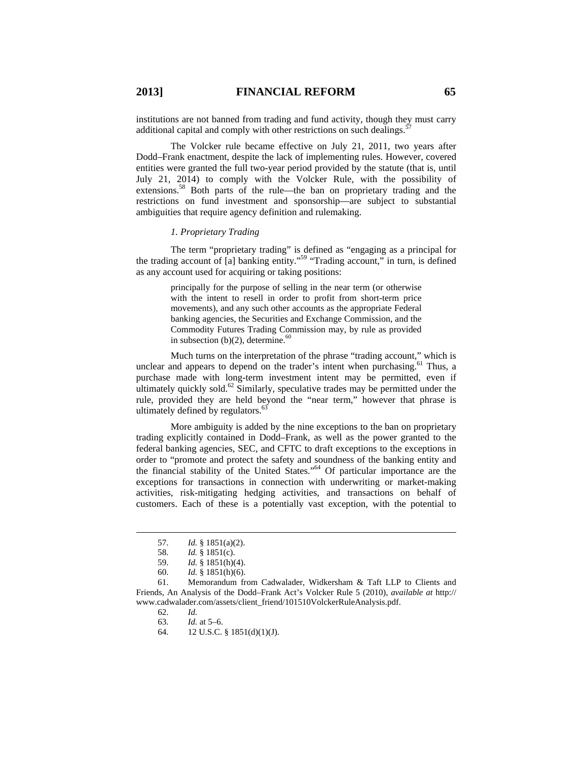institutions are not banned from trading and fund activity, though they must carry additional capital and comply with other restrictions on such dealings.[57]

The Volcker rule became effective on July 21, 2011, two years after Dodd–Frank enactment, despite the lack of implementing rules. However, covered entities were granted the full two-year period provided by the statute (that is, until July 21, 2014) to comply with the Volcker Rule, with the possibility of extensions.[58] Both parts of the rule—the ban on proprietary trading and the restrictions on fund investment and sponsorship—are subject to substantial ambiguities that require agency definition and rulemaking.

### *1. Proprietary Trading*

The term "proprietary trading" is defined as "engaging as a principal for the trading account of [a] banking entity."[59] "Trading account," in turn, is defined as any account used for acquiring or taking positions:

> principally for the purpose of selling in the near term (or otherwise with the intent to resell in order to profit from short-term price movements), and any such other accounts as the appropriate Federal banking agencies, the Securities and Exchange Commission, and the Commodity Futures Trading Commission may, by rule as provided in subsection (b)(2), determine.[60]

Much turns on the interpretation of the phrase "trading account," which is unclear and appears to depend on the trader's intent when purchasing.[61] Thus, a purchase made with long-term investment intent may be permitted, even if ultimately quickly sold.[62] Similarly, speculative trades may be permitted under the rule, provided they are held beyond the "near term," however that phrase is ultimately defined by regulators.[63]

More ambiguity is added by the nine exceptions to the ban on proprietary trading explicitly contained in Dodd–Frank, as well as the power granted to the federal banking agencies, SEC, and CFTC to draft exceptions to the exceptions in order to "promote and protect the safety and soundness of the banking entity and the financial stability of the United States."[64] Of particular importance are the exceptions for transactions in connection with underwriting or market-making activities, risk-mitigating hedging activities, and transactions on behalf of customers. Each of these is a potentially vast exception, with the potential to

---

57. *Id.* § 1851(a)(2).

58. *Id.* § 1851(c).

59. *Id.* § 1851(h)(4).

60. *Id.* § 1851(h)(6).

61. Memorandum from Cadwalader, Widkersham & Taft LLP to Clients and Friends, An Analysis of the Dodd–Frank Act's Volcker Rule 5 (2010), *available at* http://www.cadwalader.com/assets/client_friend/101510VolckerRuleAnalysis.pdf.

62. *Id.*

63. *Id.* at 5–6.

64. 12 U.S.C. § 1851(d)(1)(J).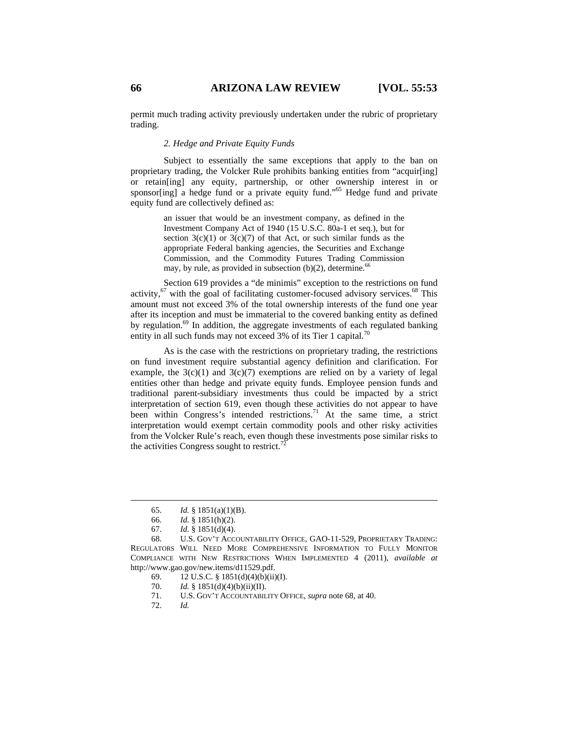permit much trading activity previously undertaken under the rubric of proprietary trading.

### *2. Hedge and Private Equity Funds*

Subject to essentially the same exceptions that apply to the ban on proprietary trading, the Volcker Rule prohibits banking entities from "acquir[ing] or retain[ing] any equity, partnership, or other ownership interest in or sponsor[ing] a hedge fund or a private equity fund."[65] Hedge fund and private equity fund are collectively defined as:

> an issuer that would be an investment company, as defined in the Investment Company Act of 1940 (15 U.S.C. 80a-1 et seq.), but for section 3(c)(1) or 3(c)(7) of that Act, or such similar funds as the appropriate Federal banking agencies, the Securities and Exchange Commission, and the Commodity Futures Trading Commission may, by rule, as provided in subsection (b)(2), determine.[66]

Section 619 provides a "de minimis" exception to the restrictions on fund activity,[67] with the goal of facilitating customer-focused advisory services.[68] This amount must not exceed 3% of the total ownership interests of the fund one year after its inception and must be immaterial to the covered banking entity as defined by regulation.[69] In addition, the aggregate investments of each regulated banking entity in all such funds may not exceed 3% of its Tier 1 capital.[70]

As is the case with the restrictions on proprietary trading, the restrictions on fund investment require substantial agency definition and clarification. For example, the 3(c)(1) and 3(c)(7) exemptions are relied on by a variety of legal entities other than hedge and private equity funds. Employee pension funds and traditional parent-subsidiary investments thus could be impacted by a strict interpretation of section 619, even though these activities do not appear to have been within Congress's intended restrictions.[71] At the same time, a strict interpretation would exempt certain commodity pools and other risky activities from the Volcker Rule's reach, even though these investments pose similar risks to the activities Congress sought to restrict.[72]

---

65. *Id.* § 1851(a)(1)(B).

66. *Id.* § 1851(h)(2).

67. *Id.* § 1851(d)(4).

68. U.S. GOV'T ACCOUNTABILITY OFFICE, GAO-11-529, PROPRIETARY TRADING: REGULATORS WILL NEED MORE COMPREHENSIVE INFORMATION TO FULLY MONITOR COMPLIANCE WITH NEW RESTRICTIONS WHEN IMPLEMENTED 4 (2011), *available at* http://www.gao.gov/new.items/d11529.pdf.

69. 12 U.S.C. § 1851(d)(4)(b)(ii)(I).

70. *Id.* § 1851(d)(4)(b)(ii)(II).

71. U.S. GOV'T ACCOUNTABILITY OFFICE, *supra* note 68, at 40.

72. *Id.*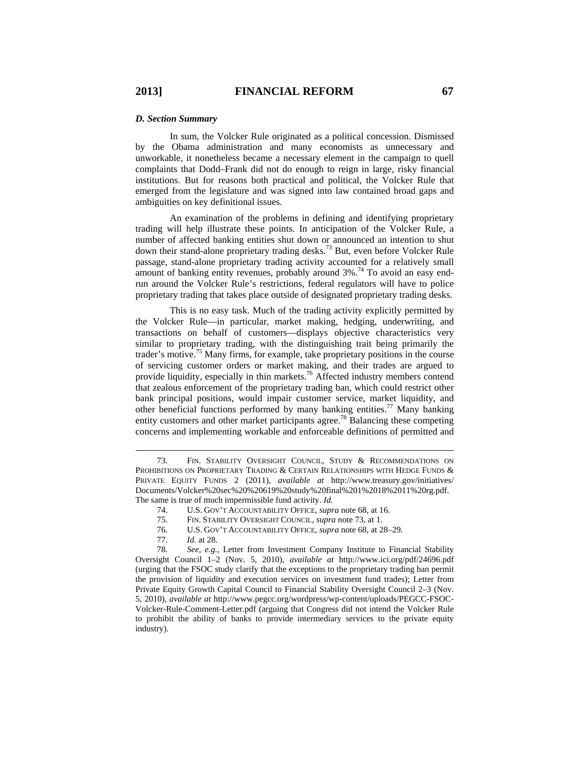### *D. Section Summary*

In sum, the Volcker Rule originated as a political concession. Dismissed by the Obama administration and many economists as unnecessary and unworkable, it nonetheless became a necessary element in the campaign to quell complaints that Dodd–Frank did not do enough to reign in large, risky financial institutions. But for reasons both practical and political, the Volcker Rule that emerged from the legislature and was signed into law contained broad gaps and ambiguities on key definitional issues.

An examination of the problems in defining and identifying proprietary trading will help illustrate these points. In anticipation of the Volcker Rule, a number of affected banking entities shut down or announced an intention to shut down their stand-alone proprietary trading desks.[73] But, even before Volcker Rule passage, stand-alone proprietary trading activity accounted for a relatively small amount of banking entity revenues, probably around 3%.[74] To avoid an easy end-run around the Volcker Rule's restrictions, federal regulators will have to police proprietary trading that takes place outside of designated proprietary trading desks.

This is no easy task. Much of the trading activity explicitly permitted by the Volcker Rule—in particular, market making, hedging, underwriting, and transactions on behalf of customers—displays objective characteristics very similar to proprietary trading, with the distinguishing trait being primarily the trader's motive.[75] Many firms, for example, take proprietary positions in the course of servicing customer orders or market making, and their trades are argued to provide liquidity, especially in thin markets.[76] Affected industry members contend that zealous enforcement of the proprietary trading ban, which could restrict other bank principal positions, would impair customer service, market liquidity, and other beneficial functions performed by many banking entities.[77] Many banking entity customers and other market participants agree.[78] Balancing these competing concerns and implementing workable and enforceable definitions of permitted and

---

73. FIN. STABILITY OVERSIGHT COUNCIL, STUDY & RECOMMENDATIONS ON PROHIBITIONS ON PROPRIETARY TRADING & CERTAIN RELATIONSHIPS WITH HEDGE FUNDS & PRIVATE EQUITY FUNDS 2 (2011), *available at* http://www.treasury.gov/initiatives/Documents/Volcker%20sec%20%20619%20study%20final%201%2018%2011%20rg.pdf. The same is true of much impermissible fund activity. *Id.*

74. U.S. GOV'T ACCOUNTABILITY OFFICE, *supra* note 68, at 16.

75. FIN. STABILITY OVERSIGHT COUNCIL, *supra* note 73, at 1.

76. U.S. GOV'T ACCOUNTABILITY OFFICE, *supra* note 68, at 28–29.

77. *Id.* at 28.

78. *See, e.g.*, Letter from Investment Company Institute to Financial Stability Oversight Council 1–2 (Nov. 5, 2010), *available at* http://www.ici.org/pdf/24696.pdf (urging that the FSOC study clarify that the exceptions to the proprietary trading ban permit the provision of liquidity and execution services on investment fund trades); Letter from Private Equity Growth Capital Council to Financial Stability Oversight Council 2–3 (Nov. 5, 2010), *available at* http://www.pegcc.org/wordpress/wp-content/uploads/PEGCC-FSOC-Volcker-Rule-Comment-Letter.pdf (arguing that Congress did not intend the Volcker Rule to prohibit the ability of banks to provide intermediary services to the private equity industry).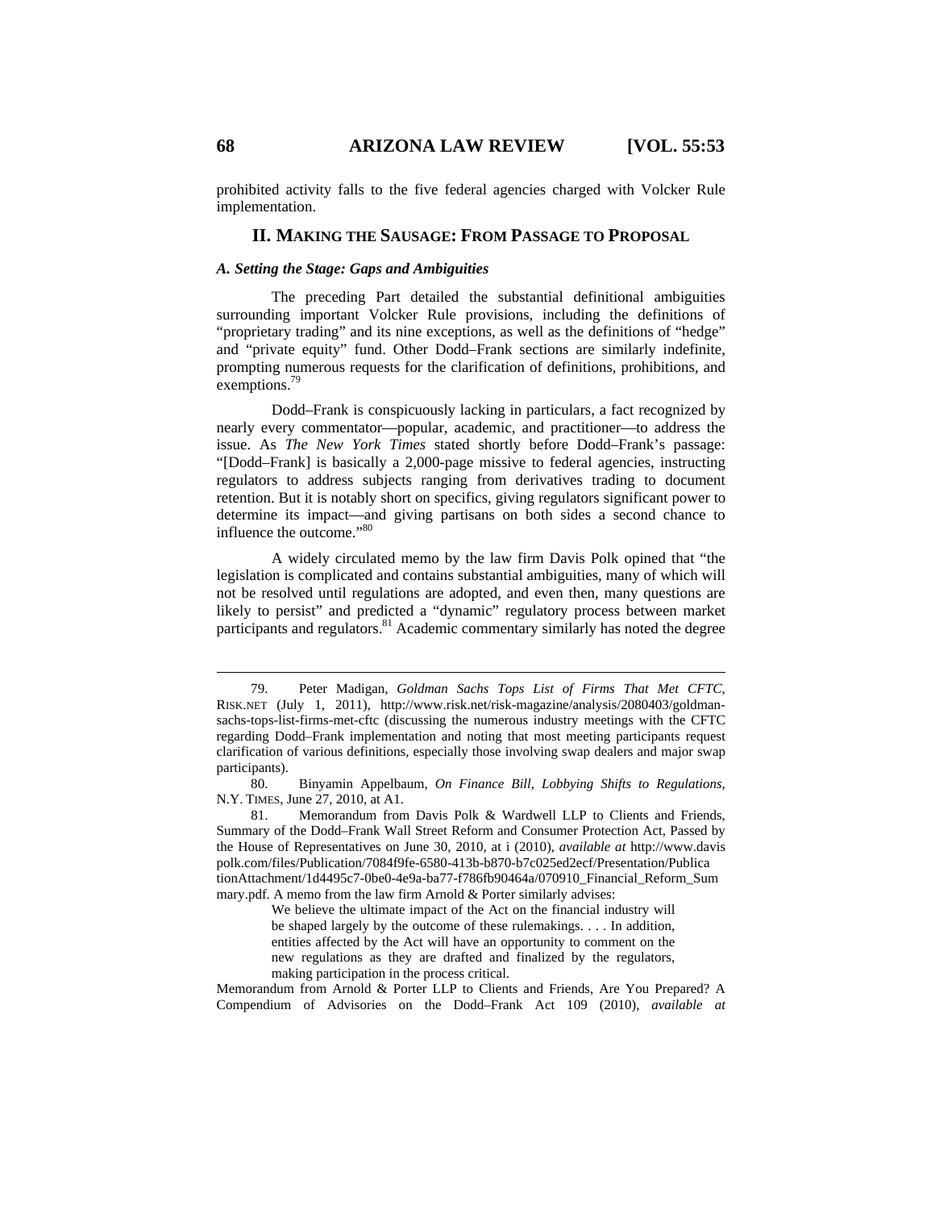prohibited activity falls to the five federal agencies charged with Volcker Rule implementation.

## II. MAKING THE SAUSAGE: FROM PASSAGE TO PROPOSAL

### *A. Setting the Stage: Gaps and Ambiguities*

The preceding Part detailed the substantial definitional ambiguities surrounding important Volcker Rule provisions, including the definitions of "proprietary trading" and its nine exceptions, as well as the definitions of "hedge" and "private equity" fund. Other Dodd–Frank sections are similarly indefinite, prompting numerous requests for the clarification of definitions, prohibitions, and exemptions.[79]

Dodd–Frank is conspicuously lacking in particulars, a fact recognized by nearly every commentator—popular, academic, and practitioner—to address the issue. As *The New York Times* stated shortly before Dodd–Frank's passage: "[Dodd–Frank] is basically a 2,000-page missive to federal agencies, instructing regulators to address subjects ranging from derivatives trading to document retention. But it is notably short on specifics, giving regulators significant power to determine its impact—and giving partisans on both sides a second chance to influence the outcome."[80]

A widely circulated memo by the law firm Davis Polk opined that "the legislation is complicated and contains substantial ambiguities, many of which will not be resolved until regulations are adopted, and even then, many questions are likely to persist" and predicted a "dynamic" regulatory process between market participants and regulators.[81] Academic commentary similarly has noted the degree

---

79. Peter Madigan, *Goldman Sachs Tops List of Firms That Met CFTC*, RISK.NET (July 1, 2011), http://www.risk.net/risk-magazine/analysis/2080403/goldman-sachs-tops-list-firms-met-cftc (discussing the numerous industry meetings with the CFTC regarding Dodd–Frank implementation and noting that most meeting participants request clarification of various definitions, especially those involving swap dealers and major swap participants).

80. Binyamin Appelbaum, *On Finance Bill, Lobbying Shifts to Regulations*, N.Y. TIMES, June 27, 2010, at A1.

81. Memorandum from Davis Polk & Wardwell LLP to Clients and Friends, Summary of the Dodd–Frank Wall Street Reform and Consumer Protection Act, Passed by the House of Representatives on June 30, 2010, at i (2010), *available at* http://www.davispolk.com/files/Publication/7084f9fe-6580-413b-b870-b7c025ed2ecf/Presentation/PublicationAttachment/1d4495c7-0be0-4e9a-ba77-f786fb90464a/070910_Financial_Reform_Summary.pdf. A memo from the law firm Arnold & Porter similarly advises:

> We believe the ultimate impact of the Act on the financial industry will be shaped largely by the outcome of these rulemakings. . . . In addition, entities affected by the Act will have an opportunity to comment on the new regulations as they are drafted and finalized by the regulators, making participation in the process critical.

Memorandum from Arnold & Porter LLP to Clients and Friends, Are You Prepared? A Compendium of Advisories on the Dodd–Frank Act 109 (2010), *available at*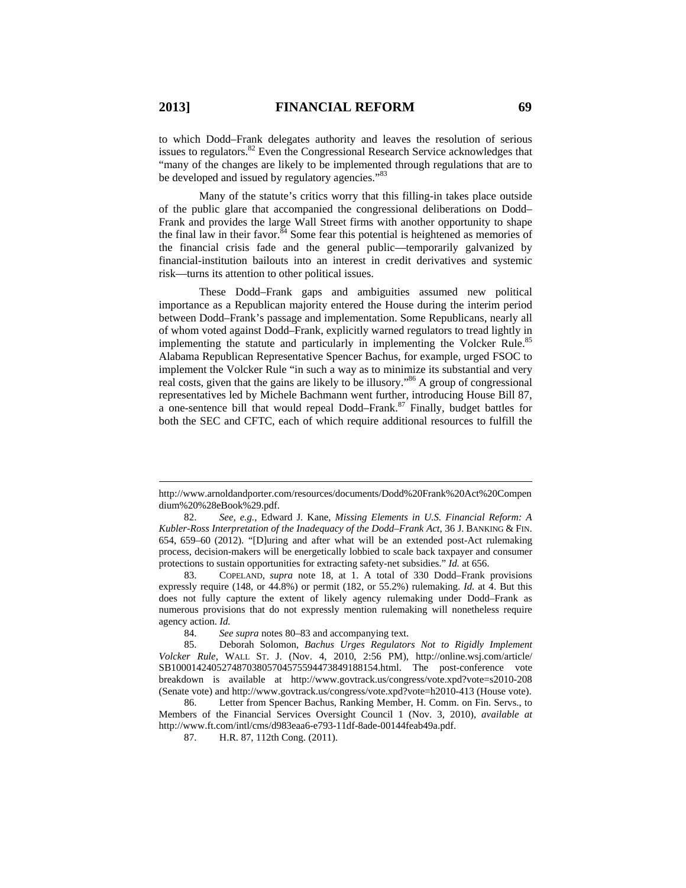to which Dodd–Frank delegates authority and leaves the resolution of serious issues to regulators.[82] Even the Congressional Research Service acknowledges that "many of the changes are likely to be implemented through regulations that are to be developed and issued by regulatory agencies."[83]

Many of the statute's critics worry that this filling-in takes place outside of the public glare that accompanied the congressional deliberations on Dodd–Frank and provides the large Wall Street firms with another opportunity to shape the final law in their favor.[84] Some fear this potential is heightened as memories of the financial crisis fade and the general public—temporarily galvanized by financial-institution bailouts into an interest in credit derivatives and systemic risk—turns its attention to other political issues.

These Dodd–Frank gaps and ambiguities assumed new political importance as a Republican majority entered the House during the interim period between Dodd–Frank's passage and implementation. Some Republicans, nearly all of whom voted against Dodd–Frank, explicitly warned regulators to tread lightly in implementing the statute and particularly in implementing the Volcker Rule.[85] Alabama Republican Representative Spencer Bachus, for example, urged FSOC to implement the Volcker Rule "in such a way as to minimize its substantial and very real costs, given that the gains are likely to be illusory."[86] A group of congressional representatives led by Michele Bachmann went further, introducing House Bill 87, a one-sentence bill that would repeal Dodd–Frank.[87] Finally, budget battles for both the SEC and CFTC, each of which require additional resources to fulfill the

---

http://www.arnoldandporter.com/resources/documents/Dodd%20Frank%20Act%20Compendium%20%28eBook%29.pdf.

82. *See, e.g.*, Edward J. Kane, *Missing Elements in U.S. Financial Reform: A Kubler-Ross Interpretation of the Inadequacy of the Dodd–Frank Act*, 36 J. BANKING & FIN. 654, 659–60 (2012). "[D]uring and after what will be an extended post-Act rulemaking process, decision-makers will be energetically lobbied to scale back taxpayer and consumer protections to sustain opportunities for extracting safety-net subsidies." *Id.* at 656.

83. COPELAND, *supra* note 18, at 1. A total of 330 Dodd–Frank provisions expressly require (148, or 44.8%) or permit (182, or 55.2%) rulemaking. *Id.* at 4. But this does not fully capture the extent of likely agency rulemaking under Dodd–Frank as numerous provisions that do not expressly mention rulemaking will nonetheless require agency action. *Id.*

84. *See supra* notes 80–83 and accompanying text.

85. Deborah Solomon, *Bachus Urges Regulators Not to Rigidly Implement Volcker Rule*, WALL ST. J. (Nov. 4, 2010, 2:56 PM), http://online.wsj.com/article/SB10001424052748703805704575594473849188154.html. The post-conference vote breakdown is available at http://www.govtrack.us/congress/vote.xpd?vote=s2010-208 (Senate vote) and http://www.govtrack.us/congress/vote.xpd?vote=h2010-413 (House vote).

86. Letter from Spencer Bachus, Ranking Member, H. Comm. on Fin. Servs., to Members of the Financial Services Oversight Council 1 (Nov. 3, 2010), *available at* http://www.ft.com/intl/cms/d983eaa6-e793-11df-8ade-00144feab49a.pdf.

87. H.R. 87, 112th Cong. (2011).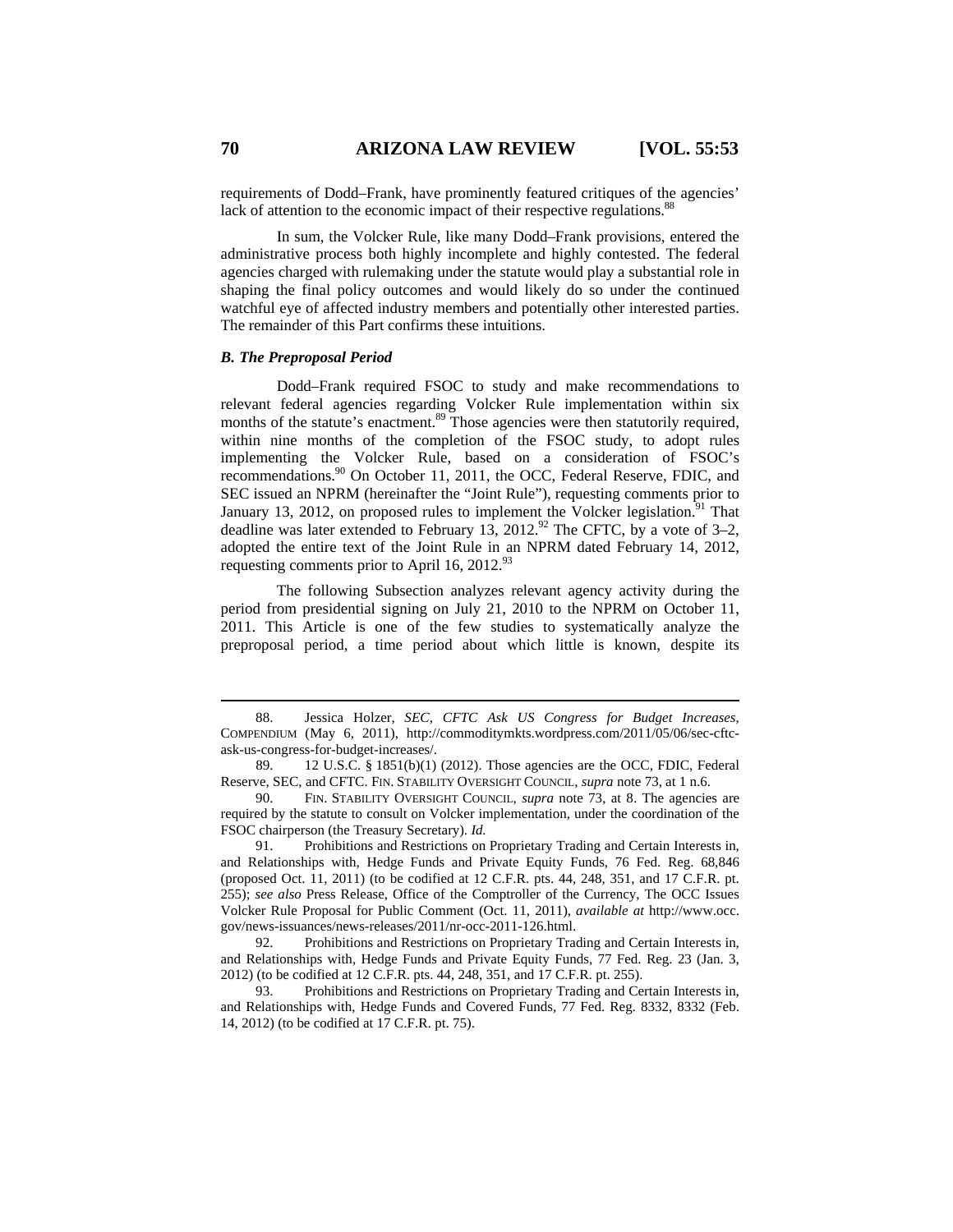requirements of Dodd–Frank, have prominently featured critiques of the agencies' lack of attention to the economic impact of their respective regulations.[88]

In sum, the Volcker Rule, like many Dodd–Frank provisions, entered the administrative process both highly incomplete and highly contested. The federal agencies charged with rulemaking under the statute would play a substantial role in shaping the final policy outcomes and would likely do so under the continued watchful eye of affected industry members and potentially other interested parties. The remainder of this Part confirms these intuitions.

### *B. The Preproposal Period*

Dodd–Frank required FSOC to study and make recommendations to relevant federal agencies regarding Volcker Rule implementation within six months of the statute's enactment.[89] Those agencies were then statutorily required, within nine months of the completion of the FSOC study, to adopt rules implementing the Volcker Rule, based on a consideration of FSOC's recommendations.[90] On October 11, 2011, the OCC, Federal Reserve, FDIC, and SEC issued an NPRM (hereinafter the "Joint Rule"), requesting comments prior to January 13, 2012, on proposed rules to implement the Volcker legislation.[91] That deadline was later extended to February 13, 2012.[92] The CFTC, by a vote of 3–2, adopted the entire text of the Joint Rule in an NPRM dated February 14, 2012, requesting comments prior to April 16, 2012.[93]

The following Subsection analyzes relevant agency activity during the period from presidential signing on July 21, 2010 to the NPRM on October 11, 2011. This Article is one of the few studies to systematically analyze the preproposal period, a time period about which little is known, despite its

---

88. Jessica Holzer, *SEC, CFTC Ask US Congress for Budget Increases*, COMPENDIUM (May 6, 2011), http://commoditymkts.wordpress.com/2011/05/06/sec-cftc-ask-us-congress-for-budget-increases/.

89. 12 U.S.C. § 1851(b)(1) (2012). Those agencies are the OCC, FDIC, Federal Reserve, SEC, and CFTC. FIN. STABILITY OVERSIGHT COUNCIL, *supra* note 73, at 1 n.6.

90. FIN. STABILITY OVERSIGHT COUNCIL, *supra* note 73, at 8. The agencies are required by the statute to consult on Volcker implementation, under the coordination of the FSOC chairperson (the Treasury Secretary). *Id.*

91. Prohibitions and Restrictions on Proprietary Trading and Certain Interests in, and Relationships with, Hedge Funds and Private Equity Funds, 76 Fed. Reg. 68,846 (proposed Oct. 11, 2011) (to be codified at 12 C.F.R. pts. 44, 248, 351, and 17 C.F.R. pt. 255); *see also* Press Release, Office of the Comptroller of the Currency, The OCC Issues Volcker Rule Proposal for Public Comment (Oct. 11, 2011), *available at* http://www.occ.gov/news-issuances/news-releases/2011/nr-occ-2011-126.html.

92. Prohibitions and Restrictions on Proprietary Trading and Certain Interests in, and Relationships with, Hedge Funds and Private Equity Funds, 77 Fed. Reg. 23 (Jan. 3, 2012) (to be codified at 12 C.F.R. pts. 44, 248, 351, and 17 C.F.R. pt. 255).

93. Prohibitions and Restrictions on Proprietary Trading and Certain Interests in, and Relationships with, Hedge Funds and Covered Funds, 77 Fed. Reg. 8332, 8332 (Feb. 14, 2012) (to be codified at 17 C.F.R. pt. 75).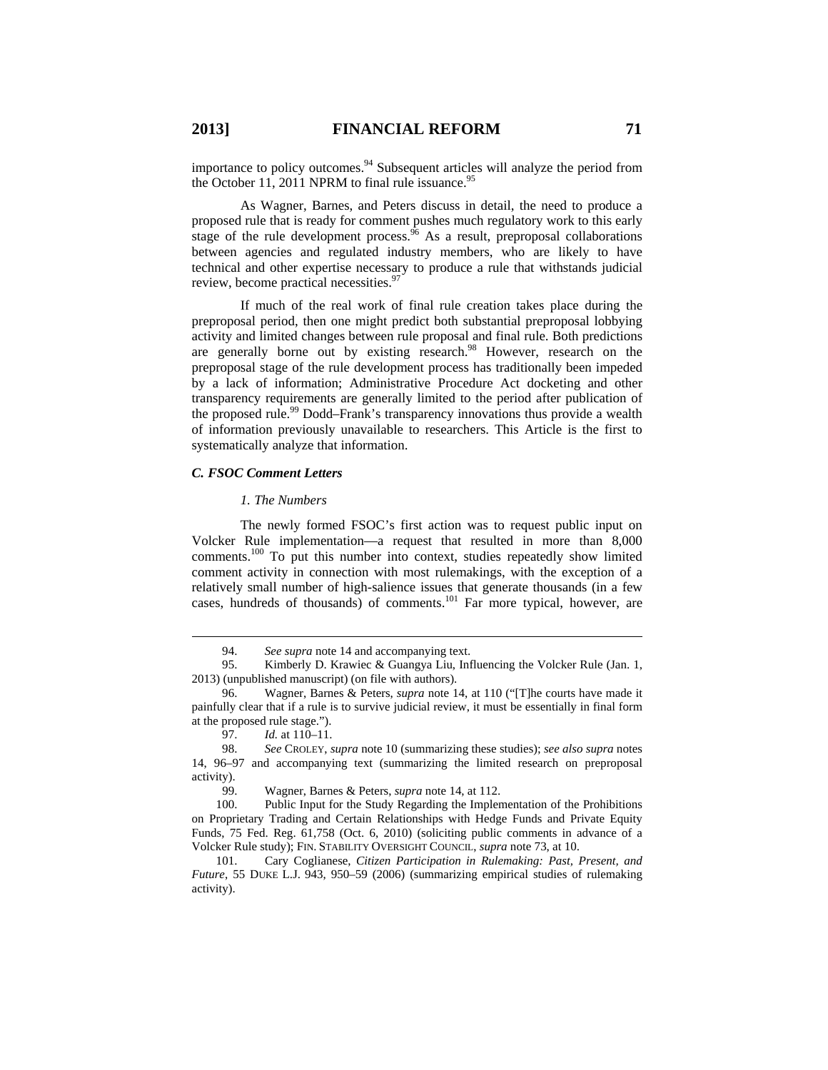importance to policy outcomes.[94] Subsequent articles will analyze the period from the October 11, 2011 NPRM to final rule issuance.[95]

As Wagner, Barnes, and Peters discuss in detail, the need to produce a proposed rule that is ready for comment pushes much regulatory work to this early stage of the rule development process.[96] As a result, preproposal collaborations between agencies and regulated industry members, who are likely to have technical and other expertise necessary to produce a rule that withstands judicial review, become practical necessities.[97]

If much of the real work of final rule creation takes place during the preproposal period, then one might predict both substantial preproposal lobbying activity and limited changes between rule proposal and final rule. Both predictions are generally borne out by existing research.[98] However, research on the preproposal stage of the rule development process has traditionally been impeded by a lack of information; Administrative Procedure Act docketing and other transparency requirements are generally limited to the period after publication of the proposed rule.[99] Dodd–Frank's transparency innovations thus provide a wealth of information previously unavailable to researchers. This Article is the first to systematically analyze that information.

### *C. FSOC Comment Letters*

#### *1. The Numbers*

The newly formed FSOC's first action was to request public input on Volcker Rule implementation—a request that resulted in more than 8,000 comments.[100] To put this number into context, studies repeatedly show limited comment activity in connection with most rulemakings, with the exception of a relatively small number of high-salience issues that generate thousands (in a few cases, hundreds of thousands) of comments.[101] Far more typical, however, are

---

94. *See supra* note 14 and accompanying text.

95. Kimberly D. Krawiec & Guangya Liu, Influencing the Volcker Rule (Jan. 1, 2013) (unpublished manuscript) (on file with authors).

96. Wagner, Barnes & Peters, *supra* note 14, at 110 ("[T]he courts have made it painfully clear that if a rule is to survive judicial review, it must be essentially in final form at the proposed rule stage.").

97. *Id.* at 110–11.

98. *See* CROLEY, *supra* note 10 (summarizing these studies); *see also supra* notes 14, 96–97 and accompanying text (summarizing the limited research on preproposal activity).

99. Wagner, Barnes & Peters, *supra* note 14, at 112.

100. Public Input for the Study Regarding the Implementation of the Prohibitions on Proprietary Trading and Certain Relationships with Hedge Funds and Private Equity Funds, 75 Fed. Reg. 61,758 (Oct. 6, 2010) (soliciting public comments in advance of a Volcker Rule study); FIN. STABILITY OVERSIGHT COUNCIL, *supra* note 73, at 10.

101. Cary Coglianese, *Citizen Participation in Rulemaking: Past, Present, and Future*, 55 DUKE L.J. 943, 950–59 (2006) (summarizing empirical studies of rulemaking activity).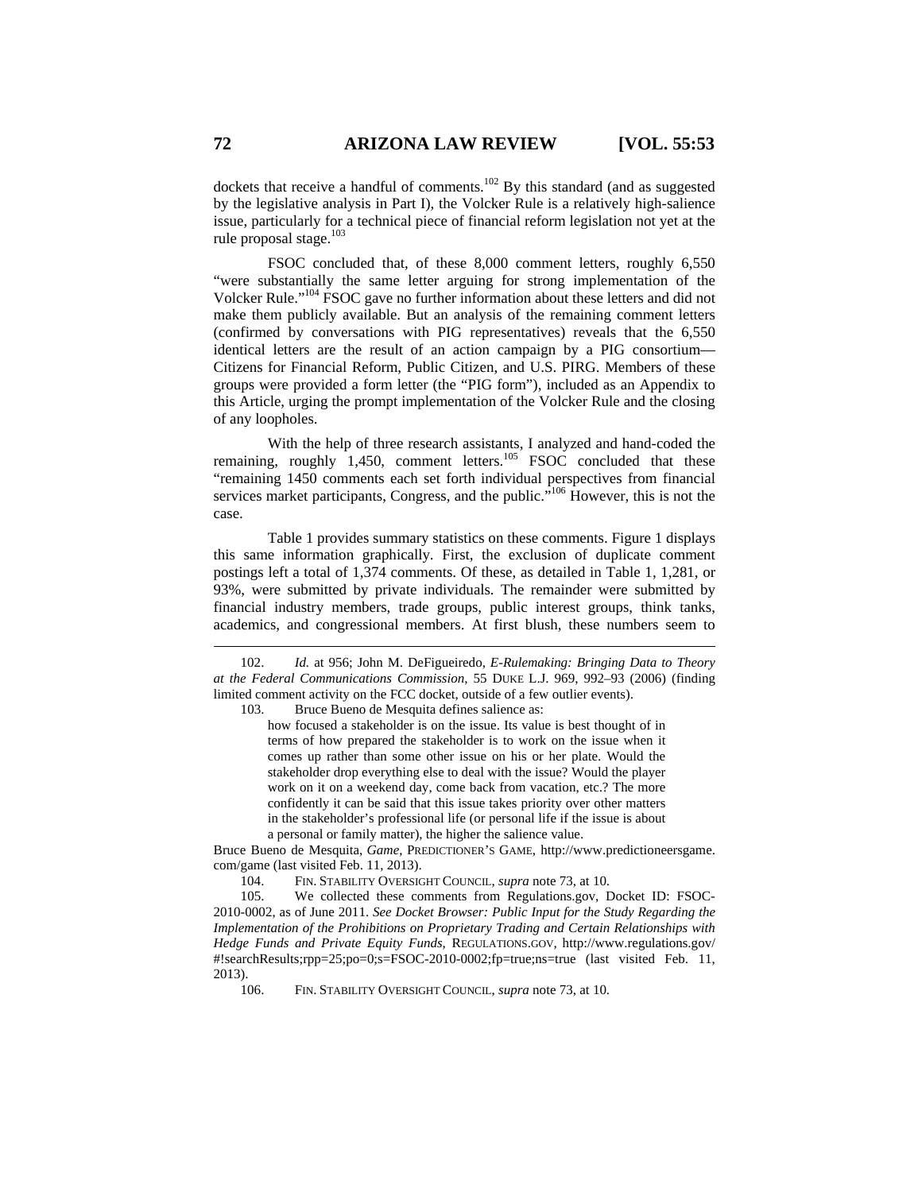dockets that receive a handful of comments.[102] By this standard (and as suggested by the legislative analysis in Part I), the Volcker Rule is a relatively high-salience issue, particularly for a technical piece of financial reform legislation not yet at the rule proposal stage.[103]

FSOC concluded that, of these 8,000 comment letters, roughly 6,550 "were substantially the same letter arguing for strong implementation of the Volcker Rule."[104] FSOC gave no further information about these letters and did not make them publicly available. But an analysis of the remaining comment letters (confirmed by conversations with PIG representatives) reveals that the 6,550 identical letters are the result of an action campaign by a PIG consortium—Citizens for Financial Reform, Public Citizen, and U.S. PIRG. Members of these groups were provided a form letter (the "PIG form"), included as an Appendix to this Article, urging the prompt implementation of the Volcker Rule and the closing of any loopholes.

With the help of three research assistants, I analyzed and hand-coded the remaining, roughly 1,450, comment letters.[105] FSOC concluded that these "remaining 1450 comments each set forth individual perspectives from financial services market participants, Congress, and the public."[106] However, this is not the case.

Table 1 provides summary statistics on these comments. Figure 1 displays this same information graphically. First, the exclusion of duplicate comment postings left a total of 1,374 comments. Of these, as detailed in Table 1, 1,281, or 93%, were submitted by private individuals. The remainder were submitted by financial industry members, trade groups, public interest groups, think tanks, academics, and congressional members. At first blush, these numbers seem to

---

102. *Id.* at 956; John M. DeFigueiredo, *E-Rulemaking: Bringing Data to Theory at the Federal Communications Commission*, 55 DUKE L.J. 969, 992–93 (2006) (finding limited comment activity on the FCC docket, outside of a few outlier events).

103. Bruce Bueno de Mesquita defines salience as:

> how focused a stakeholder is on the issue. Its value is best thought of in terms of how prepared the stakeholder is to work on the issue when it comes up rather than some other issue on his or her plate. Would the stakeholder drop everything else to deal with the issue? Would the player work on it on a weekend day, come back from vacation, etc.? The more confidently it can be said that this issue takes priority over other matters in the stakeholder's professional life (or personal life if the issue is about a personal or family matter), the higher the salience value.

Bruce Bueno de Mesquita, *Game*, PREDICTIONER'S GAME, http://www.predictioneersgame.com/game (last visited Feb. 11, 2013).

104. FIN. STABILITY OVERSIGHT COUNCIL, *supra* note 73, at 10.

105. We collected these comments from Regulations.gov, Docket ID: FSOC-2010-0002, as of June 2011. *See Docket Browser: Public Input for the Study Regarding the Implementation of the Prohibitions on Proprietary Trading and Certain Relationships with Hedge Funds and Private Equity Funds*, REGULATIONS.GOV, http://www.regulations.gov/#!searchResults;rpp=25;po=0;s=FSOC-2010-0002;fp=true;ns=true (last visited Feb. 11, 2013).

106. FIN. STABILITY OVERSIGHT COUNCIL, *supra* note 73, at 10.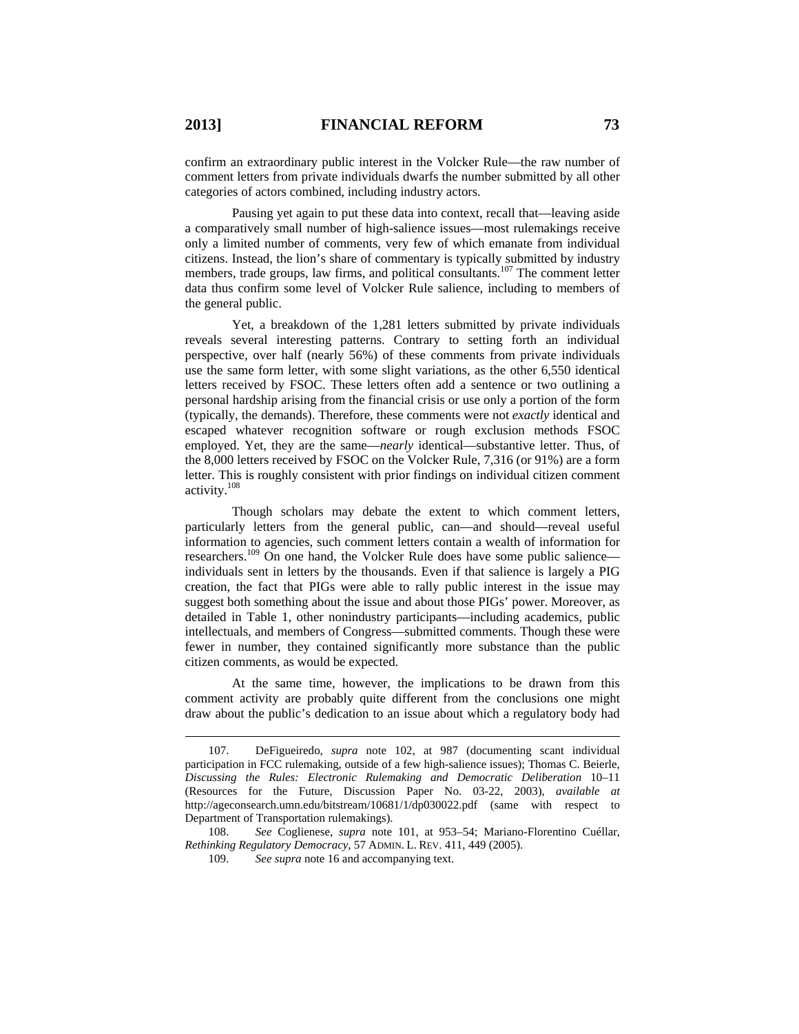confirm an extraordinary public interest in the Volcker Rule—the raw number of comment letters from private individuals dwarfs the number submitted by all other categories of actors combined, including industry actors.

Pausing yet again to put these data into context, recall that—leaving aside a comparatively small number of high-salience issues—most rulemakings receive only a limited number of comments, very few of which emanate from individual citizens. Instead, the lion's share of commentary is typically submitted by industry members, trade groups, law firms, and political consultants.[107] The comment letter data thus confirm some level of Volcker Rule salience, including to members of the general public.

Yet, a breakdown of the 1,281 letters submitted by private individuals reveals several interesting patterns. Contrary to setting forth an individual perspective, over half (nearly 56%) of these comments from private individuals use the same form letter, with some slight variations, as the other 6,550 identical letters received by FSOC. These letters often add a sentence or two outlining a personal hardship arising from the financial crisis or use only a portion of the form (typically, the demands). Therefore, these comments were not *exactly* identical and escaped whatever recognition software or rough exclusion methods FSOC employed. Yet, they are the same—*nearly* identical—substantive letter. Thus, of the 8,000 letters received by FSOC on the Volcker Rule, 7,316 (or 91%) are a form letter. This is roughly consistent with prior findings on individual citizen comment activity.[108]

Though scholars may debate the extent to which comment letters, particularly letters from the general public, can—and should—reveal useful information to agencies, such comment letters contain a wealth of information for researchers.[109] On one hand, the Volcker Rule does have some public salience—individuals sent in letters by the thousands. Even if that salience is largely a PIG creation, the fact that PIGs were able to rally public interest in the issue may suggest both something about the issue and about those PIGs' power. Moreover, as detailed in Table 1, other nonindustry participants—including academics, public intellectuals, and members of Congress—submitted comments. Though these were fewer in number, they contained significantly more substance than the public citizen comments, as would be expected.

At the same time, however, the implications to be drawn from this comment activity are probably quite different from the conclusions one might draw about the public's dedication to an issue about which a regulatory body had

---

107. DeFigueiredo, *supra* note 102, at 987 (documenting scant individual participation in FCC rulemaking, outside of a few high-salience issues); Thomas C. Beierle, *Discussing the Rules: Electronic Rulemaking and Democratic Deliberation* 10–11 (Resources for the Future, Discussion Paper No. 03-22, 2003), *available at* http://ageconsearch.umn.edu/bitstream/10681/1/dp030022.pdf (same with respect to Department of Transportation rulemakings).

108. *See* Coglienese, *supra* note 101, at 953–54; Mariano-Florentino Cuéllar, *Rethinking Regulatory Democracy*, 57 ADMIN. L. REV. 411, 449 (2005).

109. *See supra* note 16 and accompanying text.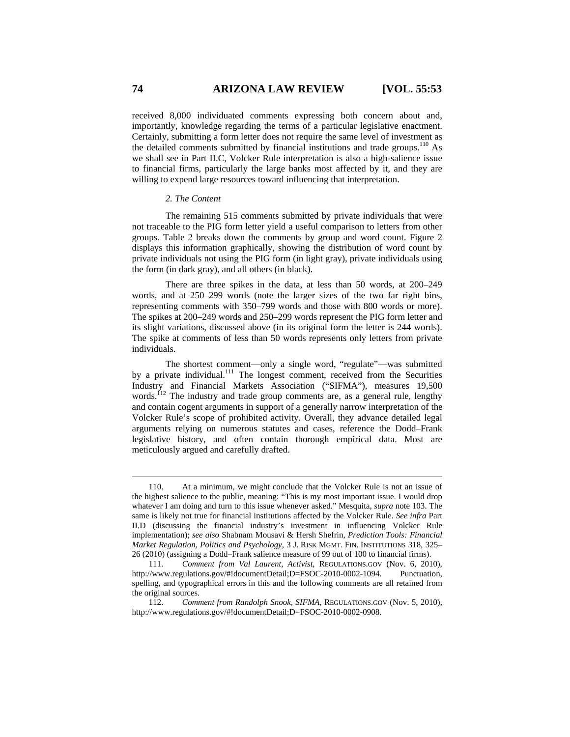received 8,000 individuated comments expressing both concern about and, importantly, knowledge regarding the terms of a particular legislative enactment. Certainly, submitting a form letter does not require the same level of investment as the detailed comments submitted by financial institutions and trade groups.[110] As we shall see in Part II.C, Volcker Rule interpretation is also a high-salience issue to financial firms, particularly the large banks most affected by it, and they are willing to expend large resources toward influencing that interpretation.

#### *2. The Content*

The remaining 515 comments submitted by private individuals that were not traceable to the PIG form letter yield a useful comparison to letters from other groups. Table 2 breaks down the comments by group and word count. Figure 2 displays this information graphically, showing the distribution of word count by private individuals not using the PIG form (in light gray), private individuals using the form (in dark gray), and all others (in black).

There are three spikes in the data, at less than 50 words, at 200–249 words, and at 250–299 words (note the larger sizes of the two far right bins, representing comments with 350–799 words and those with 800 words or more). The spikes at 200–249 words and 250–299 words represent the PIG form letter and its slight variations, discussed above (in its original form the letter is 244 words). The spike at comments of less than 50 words represents only letters from private individuals.

The shortest comment—only a single word, "regulate"—was submitted by a private individual.[111] The longest comment, received from the Securities Industry and Financial Markets Association ("SIFMA"), measures 19,500 words.[112] The industry and trade group comments are, as a general rule, lengthy and contain cogent arguments in support of a generally narrow interpretation of the Volcker Rule's scope of prohibited activity. Overall, they advance detailed legal arguments relying on numerous statutes and cases, reference the Dodd–Frank legislative history, and often contain thorough empirical data. Most are meticulously argued and carefully drafted.

---

110. At a minimum, we might conclude that the Volcker Rule is not an issue of the highest salience to the public, meaning: "This is my most important issue. I would drop whatever I am doing and turn to this issue whenever asked." Mesquita, *supra* note 103. The same is likely not true for financial institutions affected by the Volcker Rule. *See infra* Part II.D (discussing the financial industry's investment in influencing Volcker Rule implementation); *see also* Shabnam Mousavi & Hersh Shefrin, *Prediction Tools: Financial Market Regulation, Politics and Psychology*, 3 J. RISK MGMT. FIN. INSTITUTIONS 318, 325–26 (2010) (assigning a Dodd–Frank salience measure of 99 out of 100 to financial firms).

111. *Comment from Val Laurent, Activist*, REGULATIONS.GOV (Nov. 6, 2010), http://www.regulations.gov/#!documentDetail;D=FSOC-2010-0002-1094. Punctuation, spelling, and typographical errors in this and the following comments are all retained from the original sources.

112. *Comment from Randolph Snook, SIFMA*, REGULATIONS.GOV (Nov. 5, 2010), http://www.regulations.gov/#!documentDetail;D=FSOC-2010-0002-0908.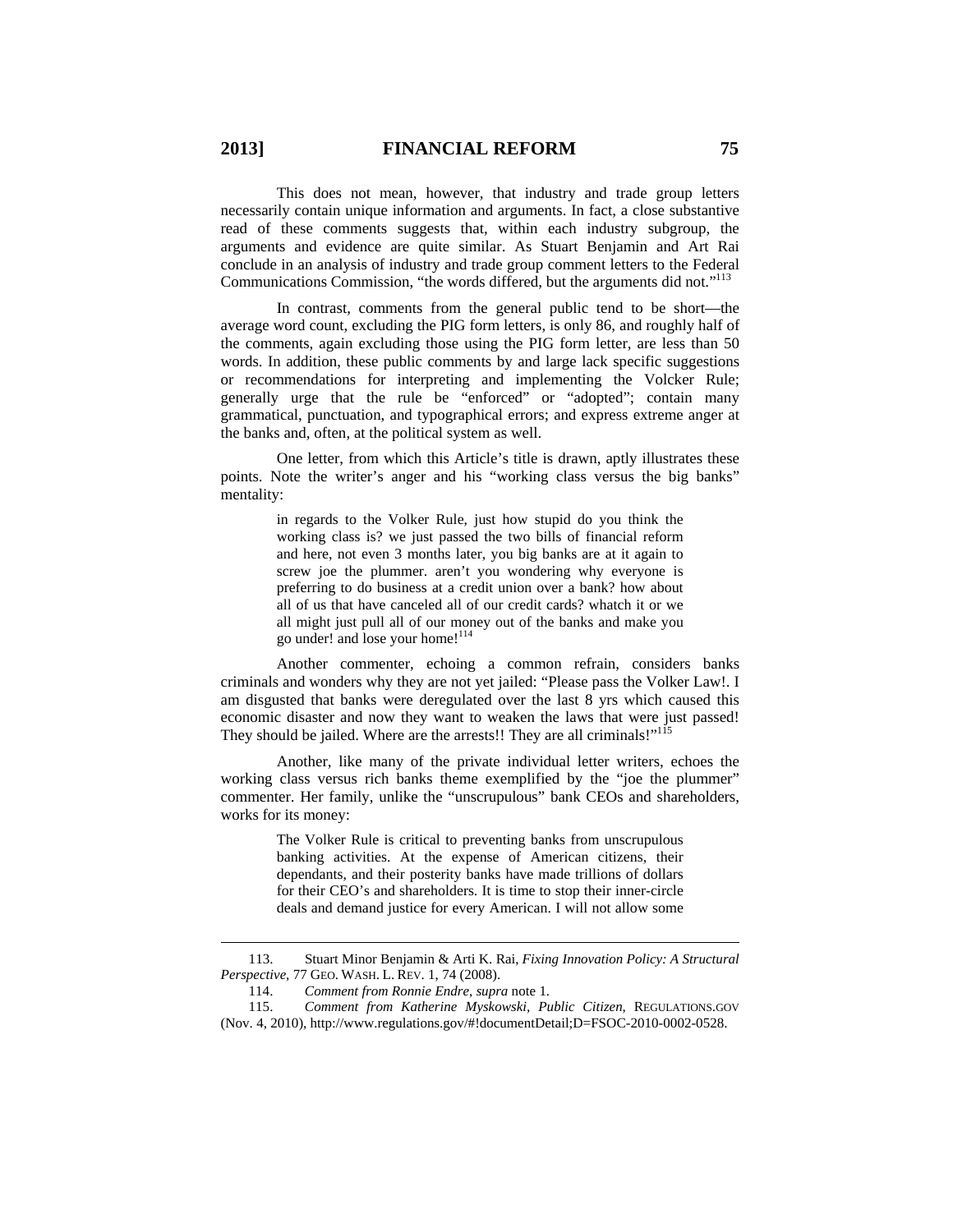This does not mean, however, that industry and trade group letters necessarily contain unique information and arguments. In fact, a close substantive read of these comments suggests that, within each industry subgroup, the arguments and evidence are quite similar. As Stuart Benjamin and Art Rai conclude in an analysis of industry and trade group comment letters to the Federal Communications Commission, "the words differed, but the arguments did not."[113]

In contrast, comments from the general public tend to be short—the average word count, excluding the PIG form letters, is only 86, and roughly half of the comments, again excluding those using the PIG form letter, are less than 50 words. In addition, these public comments by and large lack specific suggestions or recommendations for interpreting and implementing the Volcker Rule; generally urge that the rule be "enforced" or "adopted"; contain many grammatical, punctuation, and typographical errors; and express extreme anger at the banks and, often, at the political system as well.

One letter, from which this Article's title is drawn, aptly illustrates these points. Note the writer's anger and his "working class versus the big banks" mentality:

> in regards to the Volker Rule, just how stupid do you think the working class is? we just passed the two bills of financial reform and here, not even 3 months later, you big banks are at it again to screw joe the plummer. aren't you wondering why everyone is preferring to do business at a credit union over a bank? how about all of us that have canceled all of our credit cards? whatch it or we all might just pull all of our money out of the banks and make you go under! and lose your home![114]

Another commenter, echoing a common refrain, considers banks criminals and wonders why they are not yet jailed: "Please pass the Volker Law!. I am disgusted that banks were deregulated over the last 8 yrs which caused this economic disaster and now they want to weaken the laws that were just passed! They should be jailed. Where are the arrests!! They are all criminals!"[115]

Another, like many of the private individual letter writers, echoes the working class versus rich banks theme exemplified by the "joe the plummer" commenter. Her family, unlike the "unscrupulous" bank CEOs and shareholders, works for its money:

> The Volker Rule is critical to preventing banks from unscrupulous banking activities. At the expense of American citizens, their dependants, and their posterity banks have made trillions of dollars for their CEO's and shareholders. It is time to stop their inner-circle deals and demand justice for every American. I will not allow some

---

113. Stuart Minor Benjamin & Arti K. Rai, *Fixing Innovation Policy: A Structural Perspective*, 77 GEO. WASH. L. REV. 1, 74 (2008).

114. *Comment from Ronnie Endre*, *supra* note 1.

115. *Comment from Katherine Myskowski, Public Citizen*, REGULATIONS.GOV (Nov. 4, 2010), http://www.regulations.gov/#!documentDetail;D=FSOC-2010-0002-0528.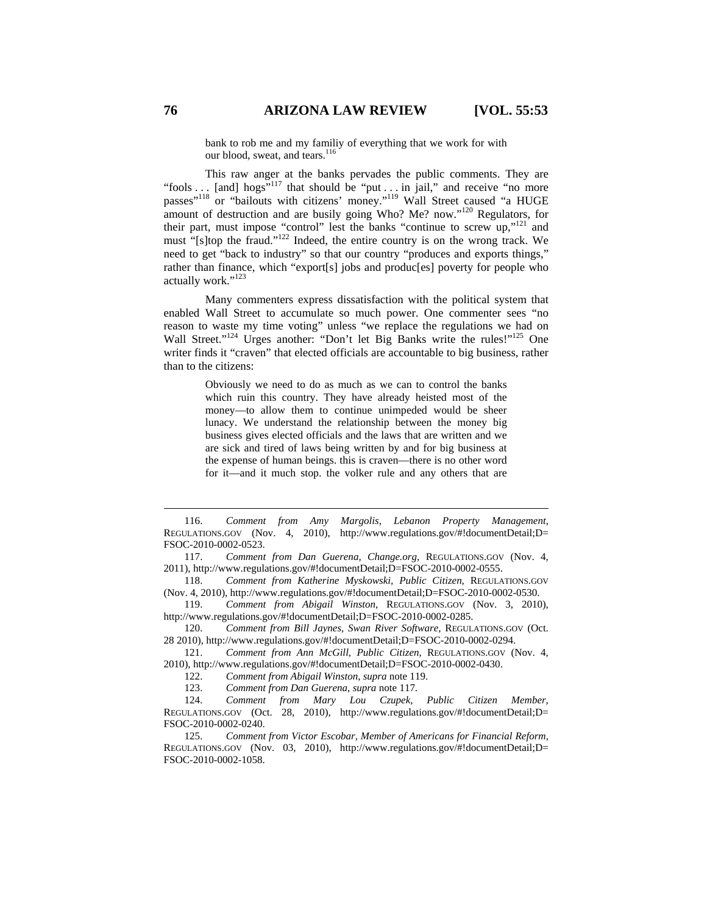> bank to rob me and my familiy of everything that we work for with our blood, sweat, and tears.[116]

This raw anger at the banks pervades the public comments. They are "fools . . . [and] hogs"[117] that should be "put . . . in jail," and receive "no more passes"[118] or "bailouts with citizens' money."[119] Wall Street caused "a HUGE amount of destruction and are busily going Who? Me? now."[120] Regulators, for their part, must impose "control" lest the banks "continue to screw up,"[121] and must "[s]top the fraud."[122] Indeed, the entire country is on the wrong track. We need to get "back to industry" so that our country "produces and exports things," rather than finance, which "export[s] jobs and produc[es] poverty for people who actually work."[123]

Many commenters express dissatisfaction with the political system that enabled Wall Street to accumulate so much power. One commenter sees "no reason to waste my time voting" unless "we replace the regulations we had on Wall Street."[124] Urges another: "Don't let Big Banks write the rules!"[125] One writer finds it "craven" that elected officials are accountable to big business, rather than to the citizens:

> Obviously we need to do as much as we can to control the banks which ruin this country. They have already heisted most of the money—to allow them to continue unimpeded would be sheer lunacy. We understand the relationship between the money big business gives elected officials and the laws that are written and we are sick and tired of laws being written by and for big business at the expense of human beings. this is craven—there is no other word for it—and it much stop. the volker rule and any others that are

---

116. *Comment from Amy Margolis, Lebanon Property Management*, REGULATIONS.GOV (Nov. 4, 2010), http://www.regulations.gov/#!documentDetail;D=FSOC-2010-0002-0523.

117. *Comment from Dan Guerena, Change.org*, REGULATIONS.GOV (Nov. 4, 2011), http://www.regulations.gov/#!documentDetail;D=FSOC-2010-0002-0555.

118. *Comment from Katherine Myskowski, Public Citizen*, REGULATIONS.GOV (Nov. 4, 2010), http://www.regulations.gov/#!documentDetail;D=FSOC-2010-0002-0530.

119. *Comment from Abigail Winston*, REGULATIONS.GOV (Nov. 3, 2010), http://www.regulations.gov/#!documentDetail;D=FSOC-2010-0002-0285.

120. *Comment from Bill Jaynes, Swan River Software*, REGULATIONS.GOV (Oct. 28 2010), http://www.regulations.gov/#!documentDetail;D=FSOC-2010-0002-0294.

121. *Comment from Ann McGill, Public Citizen*, REGULATIONS.GOV (Nov. 4, 2010), http://www.regulations.gov/#!documentDetail;D=FSOC-2010-0002-0430.

122. *Comment from Abigail Winston*, *supra* note 119.

123. *Comment from Dan Guerena*, *supra* note 117.

124. *Comment from Mary Lou Czupek, Public Citizen Member*, REGULATIONS.GOV (Oct. 28, 2010), http://www.regulations.gov/#!documentDetail;D=FSOC-2010-0002-0240.

125. *Comment from Victor Escobar, Member of Americans for Financial Reform*, REGULATIONS.GOV (Nov. 03, 2010), http://www.regulations.gov/#!documentDetail;D=FSOC-2010-0002-1058.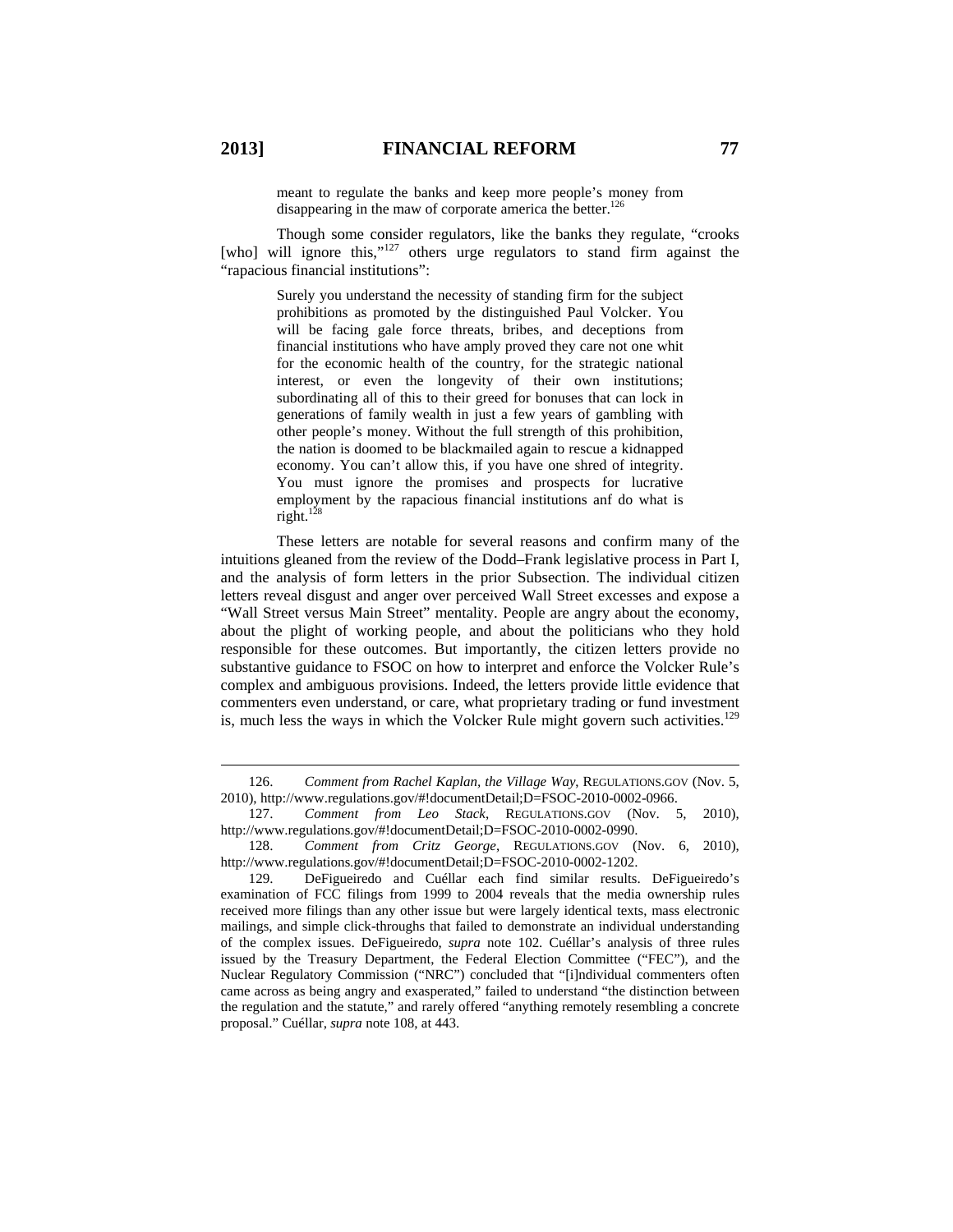> meant to regulate the banks and keep more people's money from disappearing in the maw of corporate america the better.[126]

Though some consider regulators, like the banks they regulate, "crooks [who] will ignore this,"[127] others urge regulators to stand firm against the "rapacious financial institutions":

> Surely you understand the necessity of standing firm for the subject prohibitions as promoted by the distinguished Paul Volcker. You will be facing gale force threats, bribes, and deceptions from financial institutions who have amply proved they care not one whit for the economic health of the country, for the strategic national interest, or even the longevity of their own institutions; subordinating all of this to their greed for bonuses that can lock in generations of family wealth in just a few years of gambling with other people's money. Without the full strength of this prohibition, the nation is doomed to be blackmailed again to rescue a kidnapped economy. You can't allow this, if you have one shred of integrity. You must ignore the promises and prospects for lucrative employment by the rapacious financial institutions anf do what is right.[128]

These letters are notable for several reasons and confirm many of the intuitions gleaned from the review of the Dodd–Frank legislative process in Part I, and the analysis of form letters in the prior Subsection. The individual citizen letters reveal disgust and anger over perceived Wall Street excesses and expose a "Wall Street versus Main Street" mentality. People are angry about the economy, about the plight of working people, and about the politicians who they hold responsible for these outcomes. But importantly, the citizen letters provide no substantive guidance to FSOC on how to interpret and enforce the Volcker Rule's complex and ambiguous provisions. Indeed, the letters provide little evidence that commenters even understand, or care, what proprietary trading or fund investment is, much less the ways in which the Volcker Rule might govern such activities.[129]

---

126. *Comment from Rachel Kaplan, the Village Way*, REGULATIONS.GOV (Nov. 5, 2010), http://www.regulations.gov/#!documentDetail;D=FSOC-2010-0002-0966.

127. *Comment from Leo Stack*, REGULATIONS.GOV (Nov. 5, 2010), http://www.regulations.gov/#!documentDetail;D=FSOC-2010-0002-0990.

128. *Comment from Critz George*, REGULATIONS.GOV (Nov. 6, 2010), http://www.regulations.gov/#!documentDetail;D=FSOC-2010-0002-1202.

129. DeFigueiredo and Cuéllar each find similar results. DeFigueiredo's examination of FCC filings from 1999 to 2004 reveals that the media ownership rules received more filings than any other issue but were largely identical texts, mass electronic mailings, and simple click-throughs that failed to demonstrate an individual understanding of the complex issues. DeFigueiredo, *supra* note 102. Cuéllar's analysis of three rules issued by the Treasury Department, the Federal Election Committee ("FEC"), and the Nuclear Regulatory Commission ("NRC") concluded that "[i]ndividual commenters often came across as being angry and exasperated," failed to understand "the distinction between the regulation and the statute," and rarely offered "anything remotely resembling a concrete proposal." Cuéllar, *supra* note 108, at 443.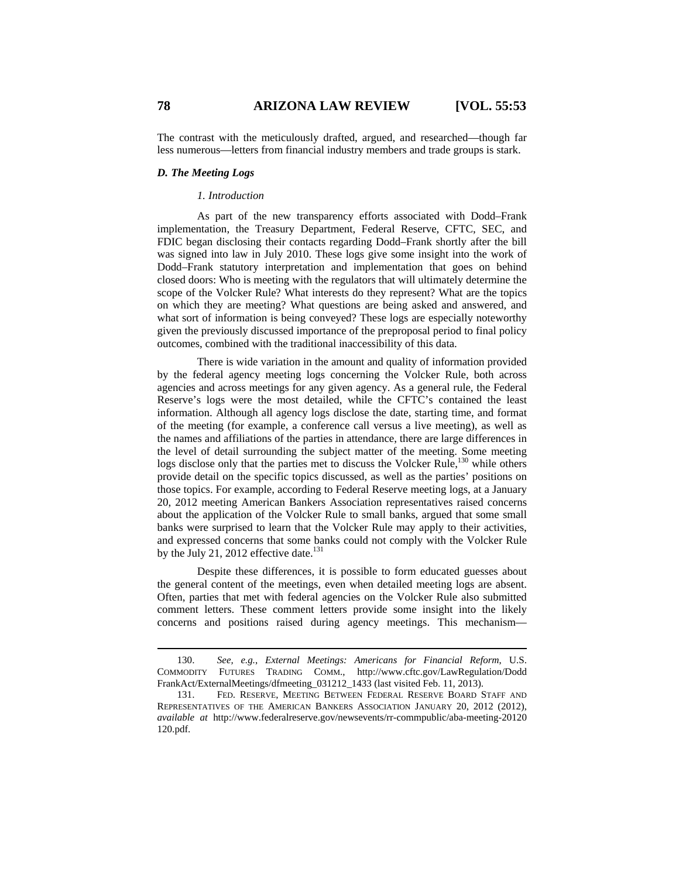The contrast with the meticulously drafted, argued, and researched—though far less numerous—letters from financial industry members and trade groups is stark.

### *D. The Meeting Logs*

#### *1. Introduction*

As part of the new transparency efforts associated with Dodd–Frank implementation, the Treasury Department, Federal Reserve, CFTC, SEC, and FDIC began disclosing their contacts regarding Dodd–Frank shortly after the bill was signed into law in July 2010. These logs give some insight into the work of Dodd–Frank statutory interpretation and implementation that goes on behind closed doors: Who is meeting with the regulators that will ultimately determine the scope of the Volcker Rule? What interests do they represent? What are the topics on which they are meeting? What questions are being asked and answered, and what sort of information is being conveyed? These logs are especially noteworthy given the previously discussed importance of the preproposal period to final policy outcomes, combined with the traditional inaccessibility of this data.

There is wide variation in the amount and quality of information provided by the federal agency meeting logs concerning the Volcker Rule, both across agencies and across meetings for any given agency. As a general rule, the Federal Reserve's logs were the most detailed, while the CFTC's contained the least information. Although all agency logs disclose the date, starting time, and format of the meeting (for example, a conference call versus a live meeting), as well as the names and affiliations of the parties in attendance, there are large differences in the level of detail surrounding the subject matter of the meeting. Some meeting logs disclose only that the parties met to discuss the Volcker Rule,[130] while others provide detail on the specific topics discussed, as well as the parties' positions on those topics. For example, according to Federal Reserve meeting logs, at a January 20, 2012 meeting American Bankers Association representatives raised concerns about the application of the Volcker Rule to small banks, argued that some small banks were surprised to learn that the Volcker Rule may apply to their activities, and expressed concerns that some banks could not comply with the Volcker Rule by the July 21, 2012 effective date.[131]

Despite these differences, it is possible to form educated guesses about the general content of the meetings, even when detailed meeting logs are absent. Often, parties that met with federal agencies on the Volcker Rule also submitted comment letters. These comment letters provide some insight into the likely concerns and positions raised during agency meetings. This mechanism—

---

130. *See, e.g.*, *External Meetings: Americans for Financial Reform*, U.S. COMMODITY FUTURES TRADING COMM., http://www.cftc.gov/LawRegulation/DoddFrankAct/ExternalMeetings/dfmeeting_031212_1433 (last visited Feb. 11, 2013).

131. FED. RESERVE, MEETING BETWEEN FEDERAL RESERVE BOARD STAFF AND REPRESENTATIVES OF THE AMERICAN BANKERS ASSOCIATION JANUARY 20, 2012 (2012), *available at* http://www.federalreserve.gov/newsevents/rr-commpublic/aba-meeting-20120120.pdf.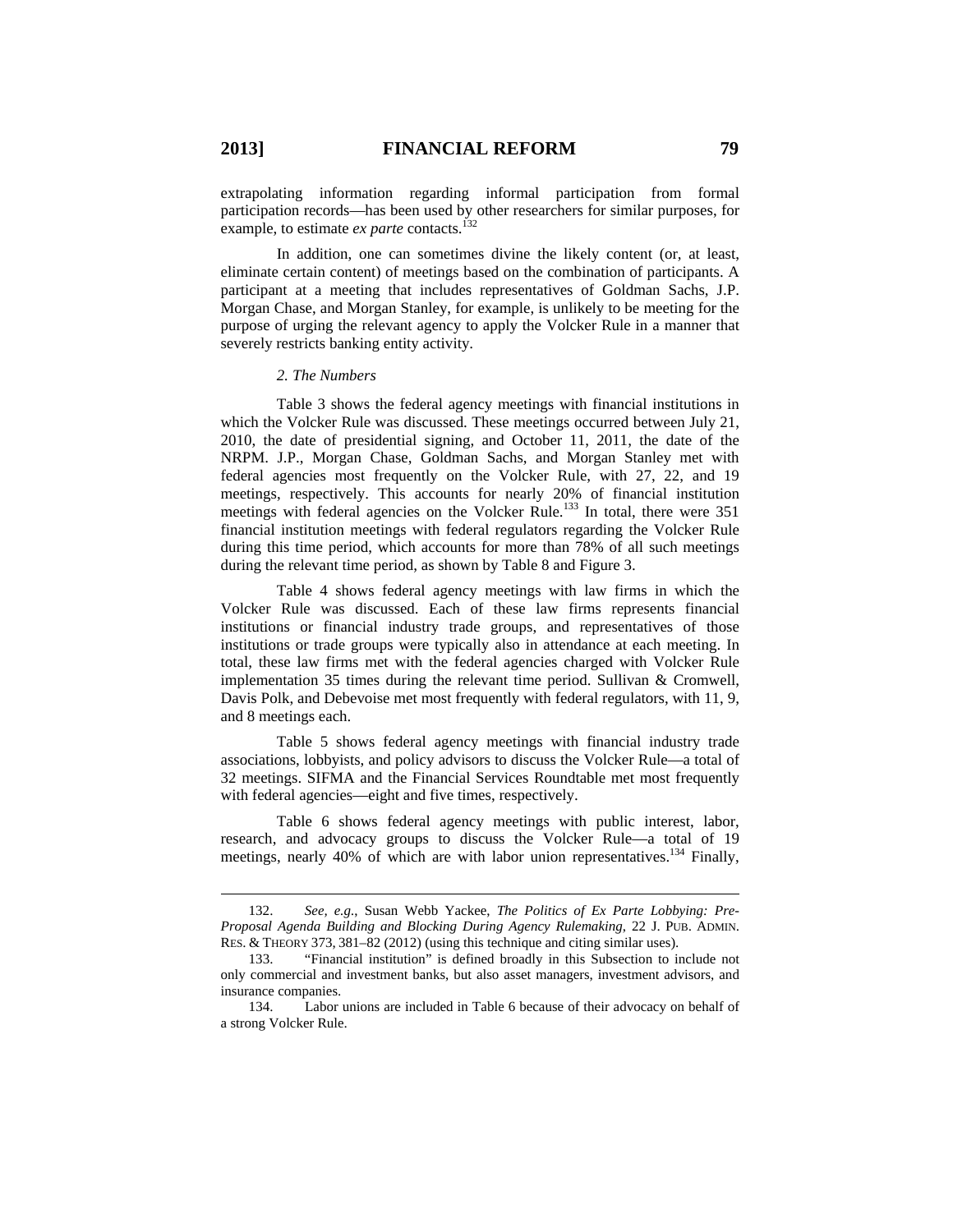extrapolating information regarding informal participation from formal participation records—has been used by other researchers for similar purposes, for example, to estimate *ex parte* contacts.[132]

In addition, one can sometimes divine the likely content (or, at least, eliminate certain content) of meetings based on the combination of participants. A participant at a meeting that includes representatives of Goldman Sachs, J.P. Morgan Chase, and Morgan Stanley, for example, is unlikely to be meeting for the purpose of urging the relevant agency to apply the Volcker Rule in a manner that severely restricts banking entity activity.

### *2. The Numbers*

Table 3 shows the federal agency meetings with financial institutions in which the Volcker Rule was discussed. These meetings occurred between July 21, 2010, the date of presidential signing, and October 11, 2011, the date of the NRPM. J.P., Morgan Chase, Goldman Sachs, and Morgan Stanley met with federal agencies most frequently on the Volcker Rule, with 27, 22, and 19 meetings, respectively. This accounts for nearly 20% of financial institution meetings with federal agencies on the Volcker Rule.[133] In total, there were 351 financial institution meetings with federal regulators regarding the Volcker Rule during this time period, which accounts for more than 78% of all such meetings during the relevant time period, as shown by Table 8 and Figure 3.

Table 4 shows federal agency meetings with law firms in which the Volcker Rule was discussed. Each of these law firms represents financial institutions or financial industry trade groups, and representatives of those institutions or trade groups were typically also in attendance at each meeting. In total, these law firms met with the federal agencies charged with Volcker Rule implementation 35 times during the relevant time period. Sullivan & Cromwell, Davis Polk, and Debevoise met most frequently with federal regulators, with 11, 9, and 8 meetings each.

Table 5 shows federal agency meetings with financial industry trade associations, lobbyists, and policy advisors to discuss the Volcker Rule—a total of 32 meetings. SIFMA and the Financial Services Roundtable met most frequently with federal agencies—eight and five times, respectively.

Table 6 shows federal agency meetings with public interest, labor, research, and advocacy groups to discuss the Volcker Rule—a total of 19 meetings, nearly 40% of which are with labor union representatives.[134] Finally,

---

132. *See, e.g.*, Susan Webb Yackee, *The Politics of Ex Parte Lobbying: Pre-Proposal Agenda Building and Blocking During Agency Rulemaking*, 22 J. PUB. ADMIN. RES. & THEORY 373, 381–82 (2012) (using this technique and citing similar uses).

133. "Financial institution" is defined broadly in this Subsection to include not only commercial and investment banks, but also asset managers, investment advisors, and insurance companies.

134. Labor unions are included in Table 6 because of their advocacy on behalf of a strong Volcker Rule.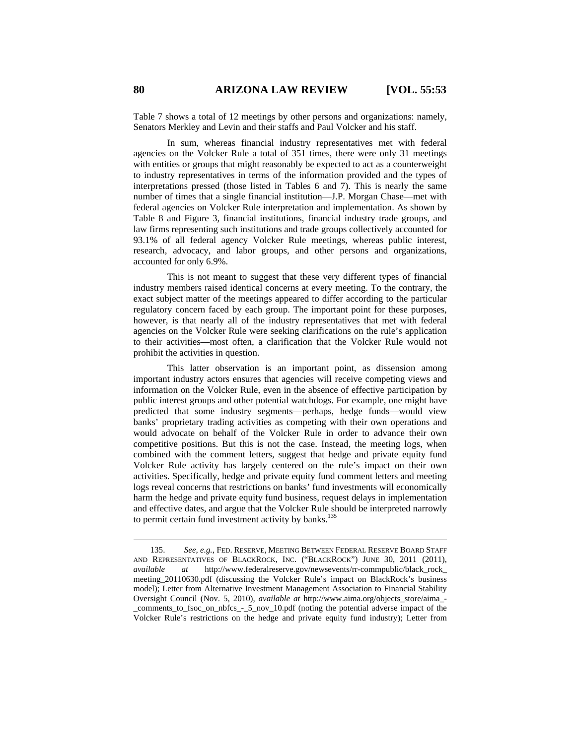Table 7 shows a total of 12 meetings by other persons and organizations: namely, Senators Merkley and Levin and their staffs and Paul Volcker and his staff.

In sum, whereas financial industry representatives met with federal agencies on the Volcker Rule a total of 351 times, there were only 31 meetings with entities or groups that might reasonably be expected to act as a counterweight to industry representatives in terms of the information provided and the types of interpretations pressed (those listed in Tables 6 and 7). This is nearly the same number of times that a single financial institution—J.P. Morgan Chase—met with federal agencies on Volcker Rule interpretation and implementation. As shown by Table 8 and Figure 3, financial institutions, financial industry trade groups, and law firms representing such institutions and trade groups collectively accounted for 93.1% of all federal agency Volcker Rule meetings, whereas public interest, research, advocacy, and labor groups, and other persons and organizations, accounted for only 6.9%.

This is not meant to suggest that these very different types of financial industry members raised identical concerns at every meeting. To the contrary, the exact subject matter of the meetings appeared to differ according to the particular regulatory concern faced by each group. The important point for these purposes, however, is that nearly all of the industry representatives that met with federal agencies on the Volcker Rule were seeking clarifications on the rule's application to their activities—most often, a clarification that the Volcker Rule would not prohibit the activities in question.

This latter observation is an important point, as dissension among important industry actors ensures that agencies will receive competing views and information on the Volcker Rule, even in the absence of effective participation by public interest groups and other potential watchdogs. For example, one might have predicted that some industry segments—perhaps, hedge funds—would view banks' proprietary trading activities as competing with their own operations and would advocate on behalf of the Volcker Rule in order to advance their own competitive positions. But this is not the case. Instead, the meeting logs, when combined with the comment letters, suggest that hedge and private equity fund Volcker Rule activity has largely centered on the rule's impact on their own activities. Specifically, hedge and private equity fund comment letters and meeting logs reveal concerns that restrictions on banks' fund investments will economically harm the hedge and private equity fund business, request delays in implementation and effective dates, and argue that the Volcker Rule should be interpreted narrowly to permit certain fund investment activity by banks.[135]

---

135. *See, e.g.*, FED. RESERVE, MEETING BETWEEN FEDERAL RESERVE BOARD STAFF AND REPRESENTATIVES OF BLACKROCK, INC. ("BLACKROCK") JUNE 30, 2011 (2011), *available at* http://www.federalreserve.gov/newsevents/rr-commpublic/black_rock_meeting_20110630.pdf (discussing the Volcker Rule's impact on BlackRock's business model); Letter from Alternative Investment Management Association to Financial Stability Oversight Council (Nov. 5, 2010), *available at* http://www.aima.org/objects_store/aima_-_comments_to_fsoc_on_nbfcs_-_5_nov_10.pdf (noting the potential adverse impact of the Volcker Rule's restrictions on the hedge and private equity fund industry); Letter from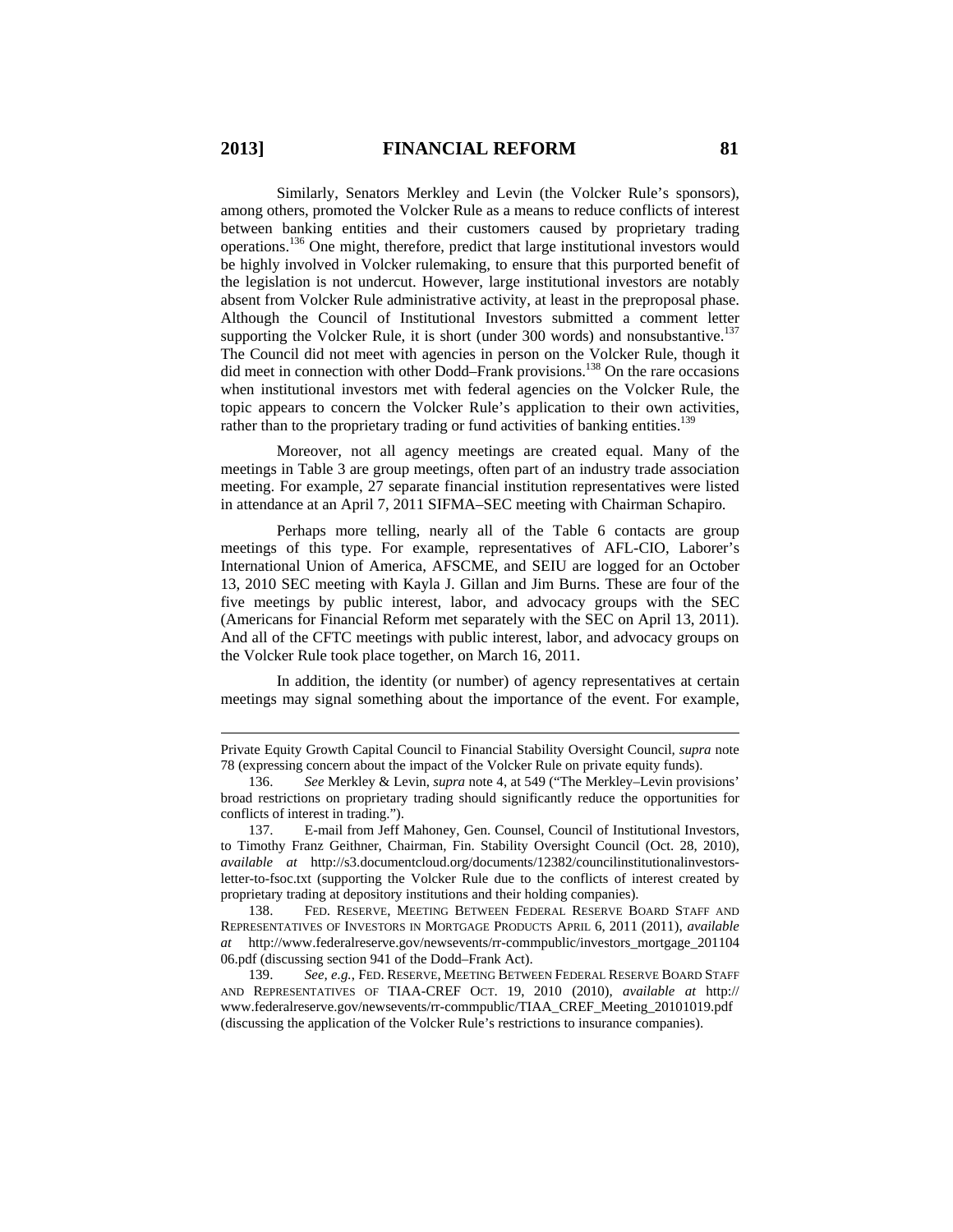Similarly, Senators Merkley and Levin (the Volcker Rule's sponsors), among others, promoted the Volcker Rule as a means to reduce conflicts of interest between banking entities and their customers caused by proprietary trading operations.[136] One might, therefore, predict that large institutional investors would be highly involved in Volcker rulemaking, to ensure that this purported benefit of the legislation is not undercut. However, large institutional investors are notably absent from Volcker Rule administrative activity, at least in the preproposal phase. Although the Council of Institutional Investors submitted a comment letter supporting the Volcker Rule, it is short (under 300 words) and nonsubstantive.[137] The Council did not meet with agencies in person on the Volcker Rule, though it did meet in connection with other Dodd–Frank provisions.[138] On the rare occasions when institutional investors met with federal agencies on the Volcker Rule, the topic appears to concern the Volcker Rule's application to their own activities, rather than to the proprietary trading or fund activities of banking entities.[139]

Moreover, not all agency meetings are created equal. Many of the meetings in Table 3 are group meetings, often part of an industry trade association meeting. For example, 27 separate financial institution representatives were listed in attendance at an April 7, 2011 SIFMA–SEC meeting with Chairman Schapiro.

Perhaps more telling, nearly all of the Table 6 contacts are group meetings of this type. For example, representatives of AFL-CIO, Laborer's International Union of America, AFSCME, and SEIU are logged for an October 13, 2010 SEC meeting with Kayla J. Gillan and Jim Burns. These are four of the five meetings by public interest, labor, and advocacy groups with the SEC (Americans for Financial Reform met separately with the SEC on April 13, 2011). And all of the CFTC meetings with public interest, labor, and advocacy groups on the Volcker Rule took place together, on March 16, 2011.

In addition, the identity (or number) of agency representatives at certain meetings may signal something about the importance of the event. For example,

---

Private Equity Growth Capital Council to Financial Stability Oversight Council, *supra* note 78 (expressing concern about the impact of the Volcker Rule on private equity funds).

136. *See* Merkley & Levin, *supra* note 4, at 549 ("The Merkley–Levin provisions' broad restrictions on proprietary trading should significantly reduce the opportunities for conflicts of interest in trading.").

137. E-mail from Jeff Mahoney, Gen. Counsel, Council of Institutional Investors, to Timothy Franz Geithner, Chairman, Fin. Stability Oversight Council (Oct. 28, 2010), *available at* http://s3.documentcloud.org/documents/12382/councilinstitutionalinvestors-letter-to-fsoc.txt (supporting the Volcker Rule due to the conflicts of interest created by proprietary trading at depository institutions and their holding companies).

138. FED. RESERVE, MEETING BETWEEN FEDERAL RESERVE BOARD STAFF AND REPRESENTATIVES OF INVESTORS IN MORTGAGE PRODUCTS APRIL 6, 2011 (2011), *available at* http://www.federalreserve.gov/newsevents/rr-commpublic/investors_mortgage_20110406.pdf (discussing section 941 of the Dodd–Frank Act).

139. *See, e.g.*, FED. RESERVE, MEETING BETWEEN FEDERAL RESERVE BOARD STAFF AND REPRESENTATIVES OF TIAA-CREF OCT. 19, 2010 (2010), *available at* http://www.federalreserve.gov/newsevents/rr-commpublic/TIAA_CREF_Meeting_20101019.pdf (discussing the application of the Volcker Rule's restrictions to insurance companies).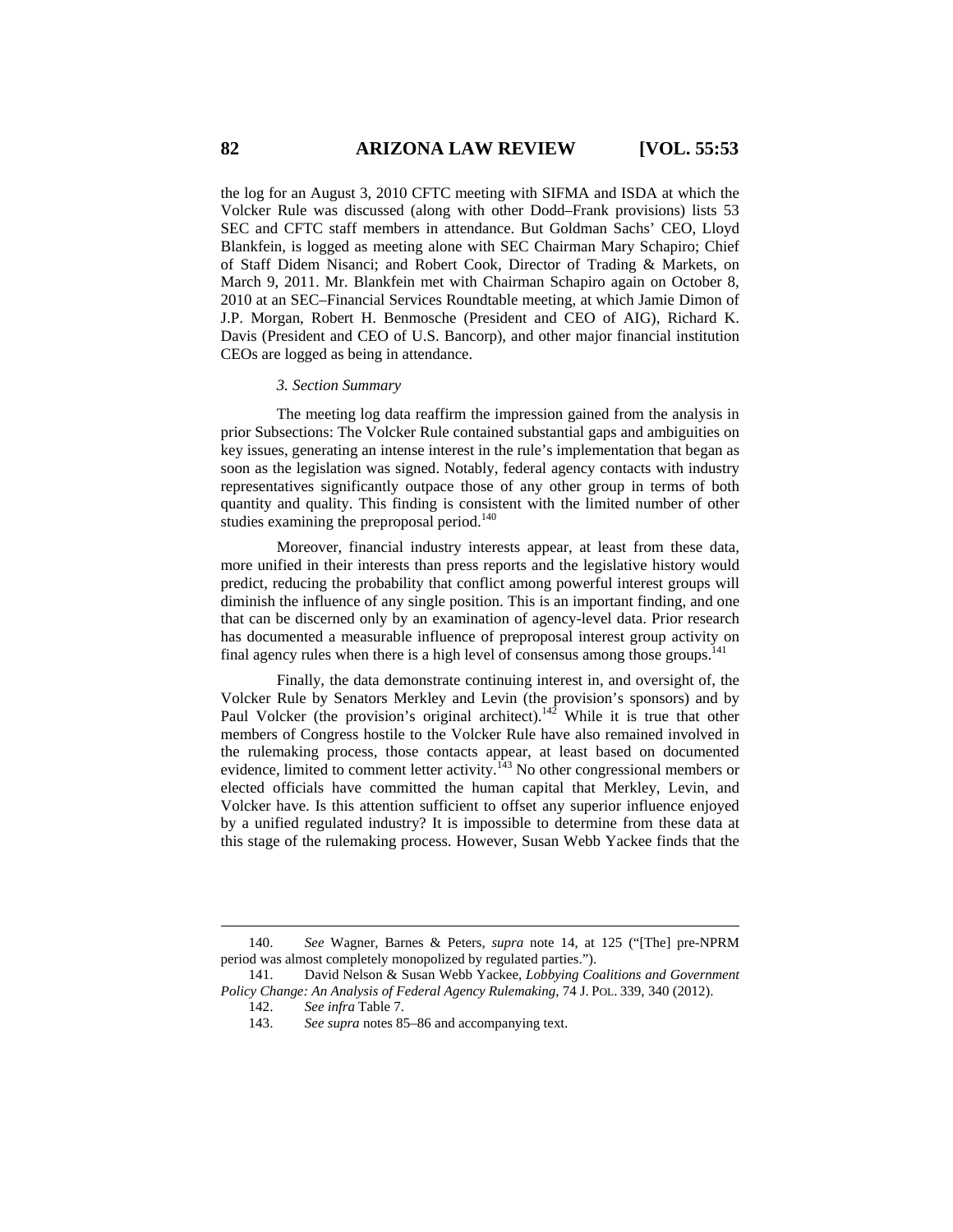the log for an August 3, 2010 CFTC meeting with SIFMA and ISDA at which the Volcker Rule was discussed (along with other Dodd–Frank provisions) lists 53 SEC and CFTC staff members in attendance. But Goldman Sachs' CEO, Lloyd Blankfein, is logged as meeting alone with SEC Chairman Mary Schapiro; Chief of Staff Didem Nisanci; and Robert Cook, Director of Trading & Markets, on March 9, 2011. Mr. Blankfein met with Chairman Schapiro again on October 8, 2010 at an SEC–Financial Services Roundtable meeting, at which Jamie Dimon of J.P. Morgan, Robert H. Benmosche (President and CEO of AIG), Richard K. Davis (President and CEO of U.S. Bancorp), and other major financial institution CEOs are logged as being in attendance.

### *3. Section Summary*

The meeting log data reaffirm the impression gained from the analysis in prior Subsections: The Volcker Rule contained substantial gaps and ambiguities on key issues, generating an intense interest in the rule's implementation that began as soon as the legislation was signed. Notably, federal agency contacts with industry representatives significantly outpace those of any other group in terms of both quantity and quality. This finding is consistent with the limited number of other studies examining the preproposal period.[140]

Moreover, financial industry interests appear, at least from these data, more unified in their interests than press reports and the legislative history would predict, reducing the probability that conflict among powerful interest groups will diminish the influence of any single position. This is an important finding, and one that can be discerned only by an examination of agency-level data. Prior research has documented a measurable influence of preproposal interest group activity on final agency rules when there is a high level of consensus among those groups.[141]

Finally, the data demonstrate continuing interest in, and oversight of, the Volcker Rule by Senators Merkley and Levin (the provision's sponsors) and by Paul Volcker (the provision's original architect).[142] While it is true that other members of Congress hostile to the Volcker Rule have also remained involved in the rulemaking process, those contacts appear, at least based on documented evidence, limited to comment letter activity.[143] No other congressional members or elected officials have committed the human capital that Merkley, Levin, and Volcker have. Is this attention sufficient to offset any superior influence enjoyed by a unified regulated industry? It is impossible to determine from these data at this stage of the rulemaking process. However, Susan Webb Yackee finds that the

---

140. *See* Wagner, Barnes & Peters, *supra* note 14, at 125 ("[The] pre-NPRM period was almost completely monopolized by regulated parties.").

141. David Nelson & Susan Webb Yackee, *Lobbying Coalitions and Government Policy Change: An Analysis of Federal Agency Rulemaking*, 74 J. POL. 339, 340 (2012).

142. *See infra* Table 7.

143. *See supra* notes 85–86 and accompanying text.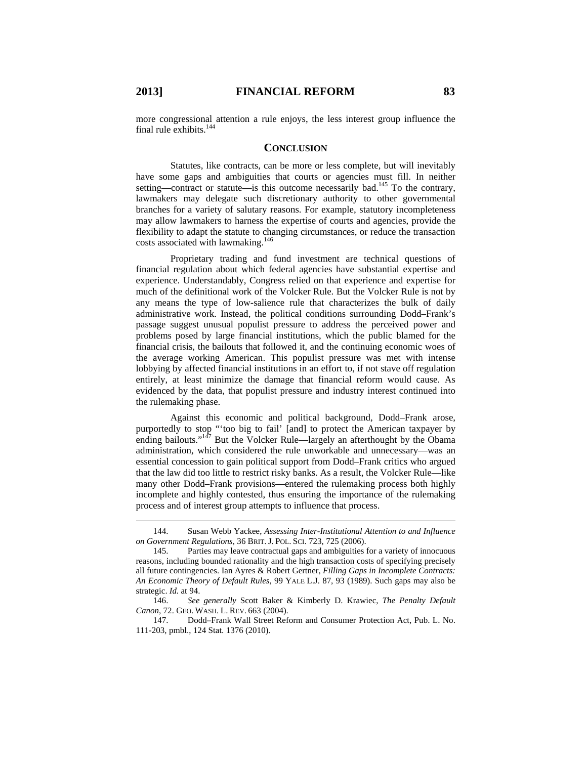more congressional attention a rule enjoys, the less interest group influence the final rule exhibits.[144]

## CONCLUSION

Statutes, like contracts, can be more or less complete, but will inevitably have some gaps and ambiguities that courts or agencies must fill. In neither setting—contract or statute—is this outcome necessarily bad.[145] To the contrary, lawmakers may delegate such discretionary authority to other governmental branches for a variety of salutary reasons. For example, statutory incompleteness may allow lawmakers to harness the expertise of courts and agencies, provide the flexibility to adapt the statute to changing circumstances, or reduce the transaction costs associated with lawmaking.[146]

Proprietary trading and fund investment are technical questions of financial regulation about which federal agencies have substantial expertise and experience. Understandably, Congress relied on that experience and expertise for much of the definitional work of the Volcker Rule. But the Volcker Rule is not by any means the type of low-salience rule that characterizes the bulk of daily administrative work. Instead, the political conditions surrounding Dodd–Frank's passage suggest unusual populist pressure to address the perceived power and problems posed by large financial institutions, which the public blamed for the financial crisis, the bailouts that followed it, and the continuing economic woes of the average working American. This populist pressure was met with intense lobbying by affected financial institutions in an effort to, if not stave off regulation entirely, at least minimize the damage that financial reform would cause. As evidenced by the data, that populist pressure and industry interest continued into the rulemaking phase.

Against this economic and political background, Dodd–Frank arose, purportedly to stop "'too big to fail' [and] to protect the American taxpayer by ending bailouts."[147] But the Volcker Rule—largely an afterthought by the Obama administration, which considered the rule unworkable and unnecessary—was an essential concession to gain political support from Dodd–Frank critics who argued that the law did too little to restrict risky banks. As a result, the Volcker Rule—like many other Dodd–Frank provisions—entered the rulemaking process both highly incomplete and highly contested, thus ensuring the importance of the rulemaking process and of interest group attempts to influence that process.

---

144. Susan Webb Yackee, *Assessing Inter-Institutional Attention to and Influence on Government Regulations*, 36 BRIT. J. POL. SCI. 723, 725 (2006).

145. Parties may leave contractual gaps and ambiguities for a variety of innocuous reasons, including bounded rationality and the high transaction costs of specifying precisely all future contingencies. Ian Ayres & Robert Gertner, *Filling Gaps in Incomplete Contracts: An Economic Theory of Default Rules*, 99 YALE L.J. 87, 93 (1989). Such gaps may also be strategic. *Id.* at 94.

146. *See generally* Scott Baker & Kimberly D. Krawiec, *The Penalty Default Canon*, 72. GEO. WASH. L. REV. 663 (2004).

147. Dodd–Frank Wall Street Reform and Consumer Protection Act, Pub. L. No. 111-203, pmbl., 124 Stat. 1376 (2010).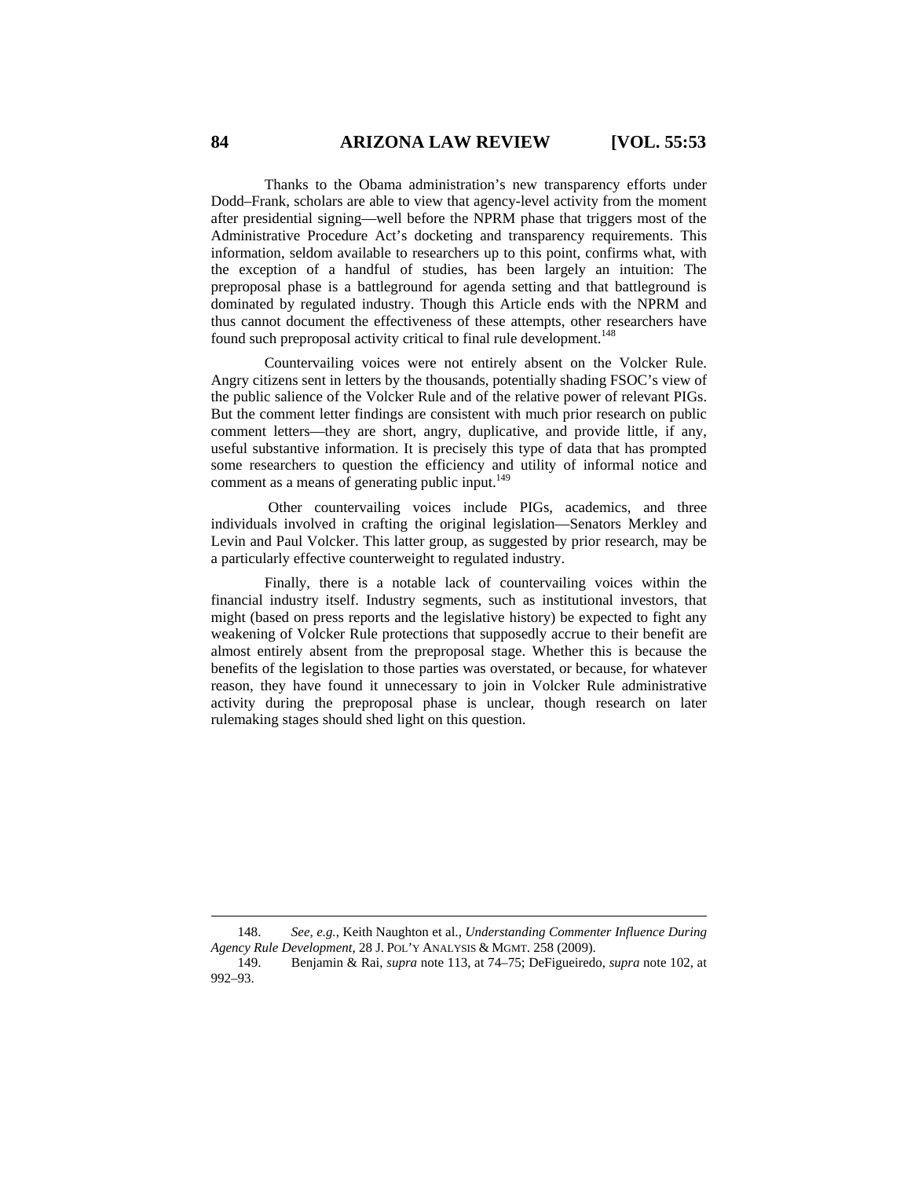Thanks to the Obama administration's new transparency efforts under Dodd–Frank, scholars are able to view that agency-level activity from the moment after presidential signing—well before the NPRM phase that triggers most of the Administrative Procedure Act's docketing and transparency requirements. This information, seldom available to researchers up to this point, confirms what, with the exception of a handful of studies, has been largely an intuition: The preproposal phase is a battleground for agenda setting and that battleground is dominated by regulated industry. Though this Article ends with the NPRM and thus cannot document the effectiveness of these attempts, other researchers have found such preproposal activity critical to final rule development.[148]

Countervailing voices were not entirely absent on the Volcker Rule. Angry citizens sent in letters by the thousands, potentially shading FSOC's view of the public salience of the Volcker Rule and of the relative power of relevant PIGs. But the comment letter findings are consistent with much prior research on public comment letters—they are short, angry, duplicative, and provide little, if any, useful substantive information. It is precisely this type of data that has prompted some researchers to question the efficiency and utility of informal notice and comment as a means of generating public input.[149]

Other countervailing voices include PIGs, academics, and three individuals involved in crafting the original legislation—Senators Merkley and Levin and Paul Volcker. This latter group, as suggested by prior research, may be a particularly effective counterweight to regulated industry.

Finally, there is a notable lack of countervailing voices within the financial industry itself. Industry segments, such as institutional investors, that might (based on press reports and the legislative history) be expected to fight any weakening of Volcker Rule protections that supposedly accrue to their benefit are almost entirely absent from the preproposal stage. Whether this is because the benefits of the legislation to those parties was overstated, or because, for whatever reason, they have found it unnecessary to join in Volcker Rule administrative activity during the preproposal phase is unclear, though research on later rulemaking stages should shed light on this question.

---

148. *See, e.g.*, Keith Naughton et al., *Understanding Commenter Influence During Agency Rule Development*, 28 J. POL'Y ANALYSIS & MGMT. 258 (2009).

149. Benjamin & Rai, *supra* note 113, at 74–75; DeFigueiredo, *supra* note 102, at 992–93.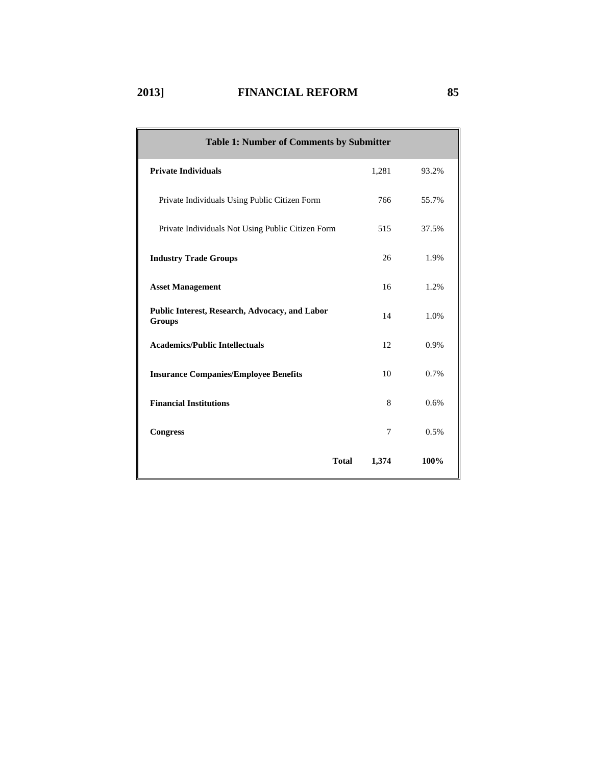| Table 1: Number of Comments by Submitter | | |
|---|---|---|
| **Private Individuals** | 1,281 | 93.2% |
| Private Individuals Using Public Citizen Form | 766 | 55.7% |
| Private Individuals Not Using Public Citizen Form | 515 | 37.5% |
| **Industry Trade Groups** | 26 | 1.9% |
| **Asset Management** | 16 | 1.2% |
| **Public Interest, Research, Advocacy, and Labor Groups** | 14 | 1.0% |
| **Academics/Public Intellectuals** | 12 | 0.9% |
| **Insurance Companies/Employee Benefits** | 10 | 0.7% |
| **Financial Institutions** | 8 | 0.6% |
| **Congress** | 7 | 0.5% |
| **Total** | **1,374** | **100%** |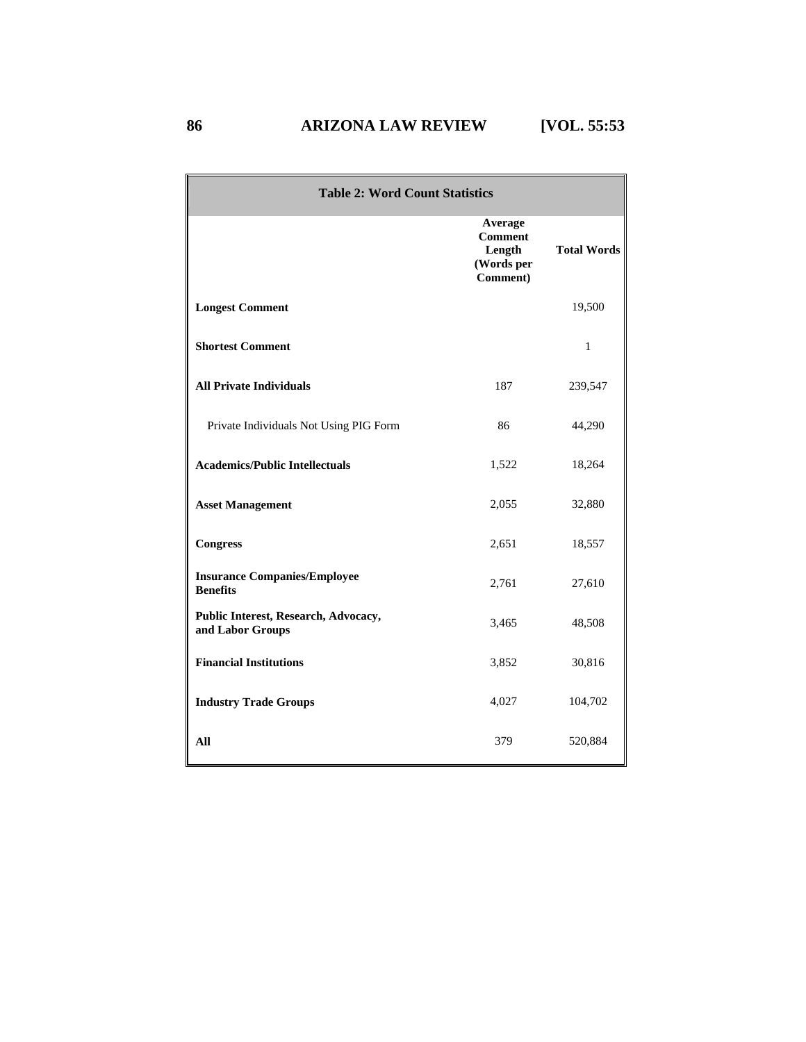**Table 2: Word Count Statistics**

| | Average Comment Length (Words per Comment) | Total Words |
|---|---|---|
| **Longest Comment** | | 19,500 |
| **Shortest Comment** | | 1 |
| **All Private Individuals** | 187 | 239,547 |
| Private Individuals Not Using PIG Form | 86 | 44,290 |
| **Academics/Public Intellectuals** | 1,522 | 18,264 |
| **Asset Management** | 2,055 | 32,880 |
| **Congress** | 2,651 | 18,557 |
| **Insurance Companies/Employee Benefits** | 2,761 | 27,610 |
| **Public Interest, Research, Advocacy, and Labor Groups** | 3,465 | 48,508 |
| **Financial Institutions** | 3,852 | 30,816 |
| **Industry Trade Groups** | 4,027 | 104,702 |
| **All** | 379 | 520,884 |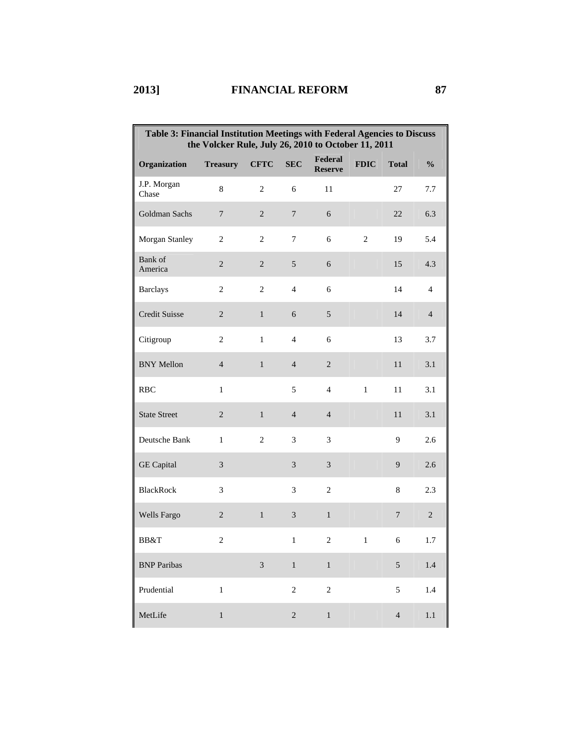| Table 3: Financial Institution Meetings with Federal Agencies to Discuss the Volcker Rule, July 26, 2010 to October 11, 2011 | | | | | | | |
|---|---|---|---|---|---|---|---|
| **Organization** | **Treasury** | **CFTC** | **SEC** | **Federal Reserve** | **FDIC** | **Total** | **%** |
| J.P. Morgan Chase | 8 | 2 | 6 | 11 | | 27 | 7.7 |
| Goldman Sachs | 7 | 2 | 7 | 6 | | 22 | 6.3 |
| Morgan Stanley | 2 | 2 | 7 | 6 | 2 | 19 | 5.4 |
| Bank of America | 2 | 2 | 5 | 6 | | 15 | 4.3 |
| Barclays | 2 | 2 | 4 | 6 | | 14 | 4 |
| Credit Suisse | 2 | 1 | 6 | 5 | | 14 | 4 |
| Citigroup | 2 | 1 | 4 | 6 | | 13 | 3.7 |
| BNY Mellon | 4 | 1 | 4 | 2 | | 11 | 3.1 |
| RBC | 1 | | 5 | 4 | 1 | 11 | 3.1 |
| State Street | 2 | 1 | 4 | 4 | | 11 | 3.1 |
| Deutsche Bank | 1 | 2 | 3 | 3 | | 9 | 2.6 |
| GE Capital | 3 | | 3 | 3 | | 9 | 2.6 |
| BlackRock | 3 | | 3 | 2 | | 8 | 2.3 |
| Wells Fargo | 2 | 1 | 3 | 1 | | 7 | 2 |
| BB&T | 2 | | 1 | 2 | 1 | 6 | 1.7 |
| BNP Paribas | | 3 | 1 | 1 | | 5 | 1.4 |
| Prudential | 1 | | 2 | 2 | | 5 | 1.4 |
| MetLife | 1 | | 2 | 1 | | 4 | 1.1 |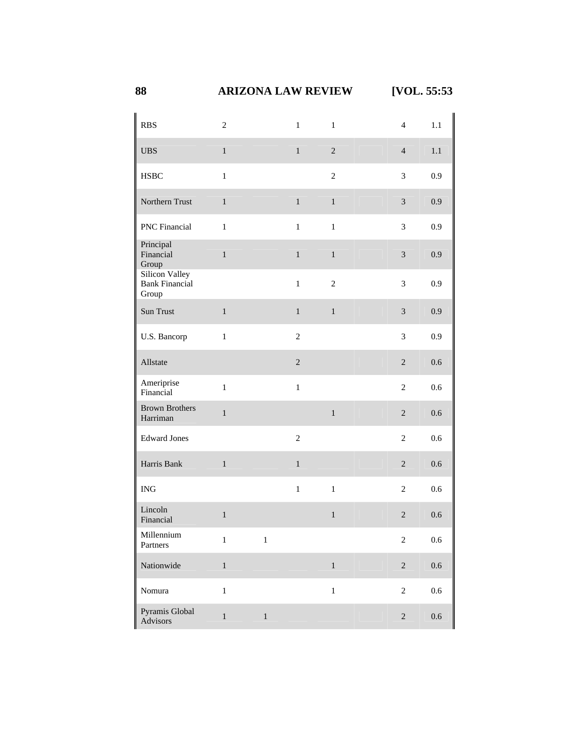| | | | | | | | |
|---|---|---|---|---|---|---|---|
| RBS | 2 | | 1 | 1 | | 4 | 1.1 |
| UBS | 1 | | 1 | 2 | | 4 | 1.1 |
| HSBC | 1 | | | 2 | | 3 | 0.9 |
| Northern Trust | 1 | | 1 | 1 | | 3 | 0.9 |
| PNC Financial | 1 | | 1 | 1 | | 3 | 0.9 |
| Principal Financial Group | 1 | | 1 | 1 | | 3 | 0.9 |
| Silicon Valley Bank Financial Group | | | 1 | 2 | | 3 | 0.9 |
| Sun Trust | 1 | | 1 | 1 | | 3 | 0.9 |
| U.S. Bancorp | 1 | | 2 | | | 3 | 0.9 |
| Allstate | | | 2 | | | 2 | 0.6 |
| Ameriprise Financial | 1 | | 1 | | | 2 | 0.6 |
| Brown Brothers Harriman | 1 | | | 1 | | 2 | 0.6 |
| Edward Jones | | | 2 | | | 2 | 0.6 |
| Harris Bank | 1 | | 1 | | | 2 | 0.6 |
| ING | | | 1 | 1 | | 2 | 0.6 |
| Lincoln Financial | 1 | | | 1 | | 2 | 0.6 |
| Millennium Partners | 1 | 1 | | | | 2 | 0.6 |
| Nationwide | 1 | | | 1 | | 2 | 0.6 |
| Nomura | 1 | | | 1 | | 2 | 0.6 |
| Pyramis Global Advisors | 1 | 1 | | | | 2 | 0.6 |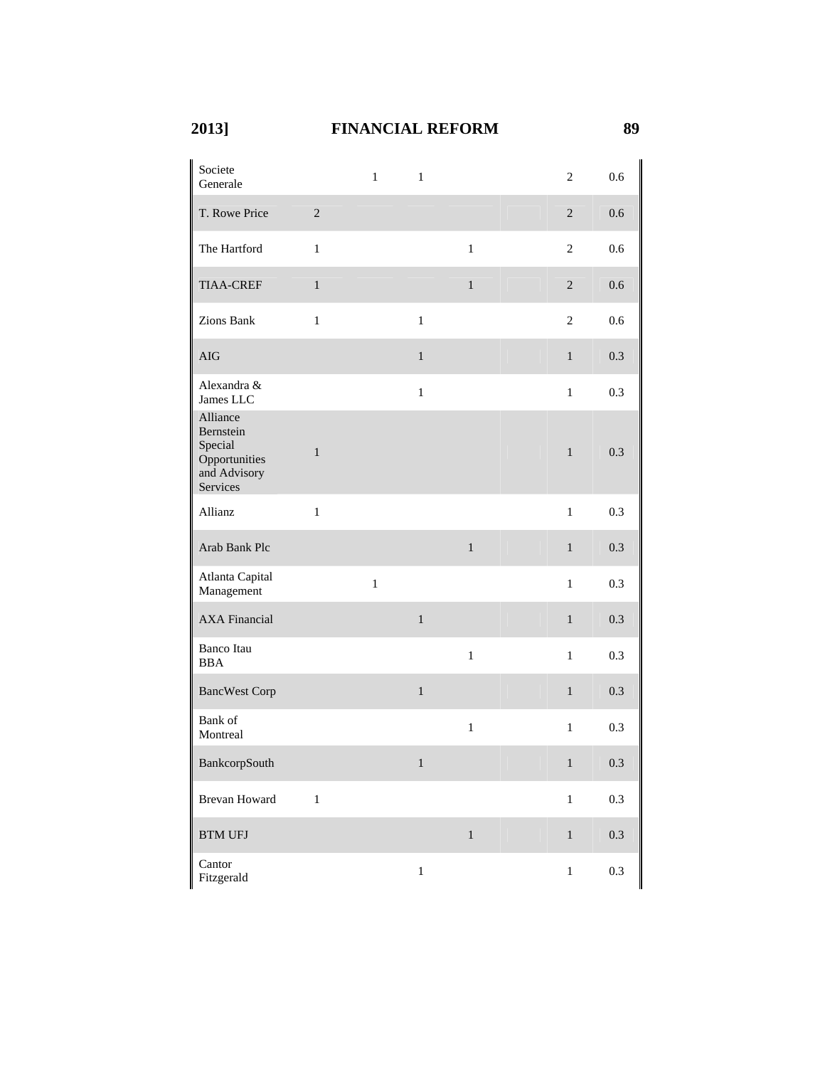| | | | | | | | |
|---|---|---|---|---|---|---|---|
| Societe Generale | | 1 | 1 | | | 2 | 0.6 |
| T. Rowe Price | 2 | | | | | 2 | 0.6 |
| The Hartford | 1 | | | 1 | | 2 | 0.6 |
| TIAA-CREF | 1 | | | 1 | | 2 | 0.6 |
| Zions Bank | 1 | | 1 | | | 2 | 0.6 |
| AIG | | | 1 | | | 1 | 0.3 |
| Alexandra & James LLC | | | 1 | | | 1 | 0.3 |
| Alliance Bernstein Special Opportunities and Advisory Services | 1 | | | | | 1 | 0.3 |
| Allianz | 1 | | | | | 1 | 0.3 |
| Arab Bank Plc | | | | 1 | | 1 | 0.3 |
| Atlanta Capital Management | | 1 | | | | 1 | 0.3 |
| AXA Financial | | | 1 | | | 1 | 0.3 |
| Banco Itau BBA | | | | 1 | | 1 | 0.3 |
| BancWest Corp | | | 1 | | | 1 | 0.3 |
| Bank of Montreal | | | | 1 | | 1 | 0.3 |
| BankcorpSouth | | | 1 | | | 1 | 0.3 |
| Brevan Howard | 1 | | | | | 1 | 0.3 |
| BTM UFJ | | | | 1 | | 1 | 0.3 |
| Cantor Fitzgerald | | | 1 | | | 1 | 0.3 |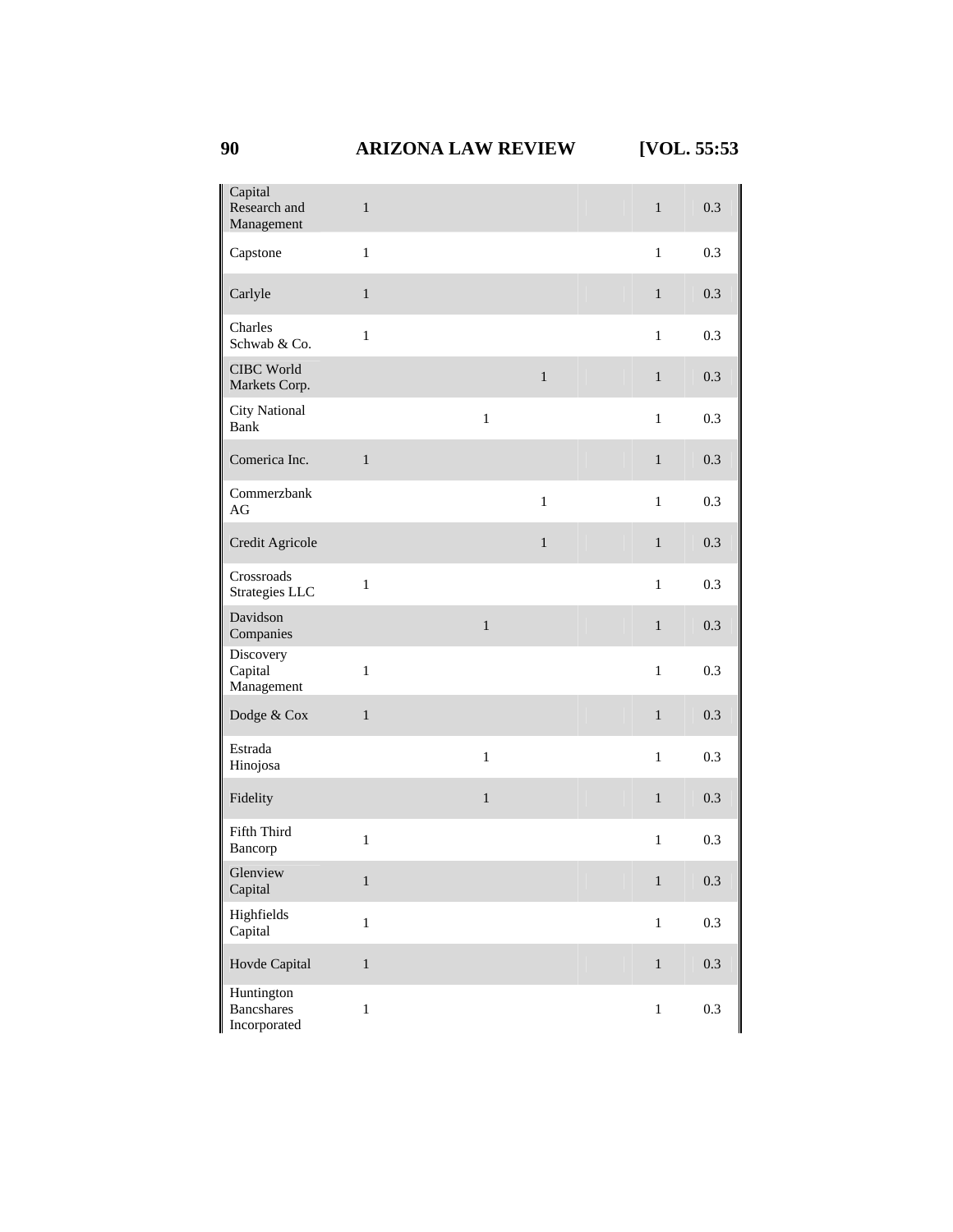| | | | | | | |
|---|---|---|---|---|---|---|
| Capital Research and Management | 1 | | | | 1 | 0.3 |
| Capstone | 1 | | | | 1 | 0.3 |
| Carlyle | 1 | | | | 1 | 0.3 |
| Charles Schwab & Co. | 1 | | | | 1 | 0.3 |
| CIBC World Markets Corp. | | | 1 | | 1 | 0.3 |
| City National Bank | | 1 | | | 1 | 0.3 |
| Comerica Inc. | 1 | | | | 1 | 0.3 |
| Commerzbank AG | | | 1 | | 1 | 0.3 |
| Credit Agricole | | | 1 | | 1 | 0.3 |
| Crossroads Strategies LLC | 1 | | | | 1 | 0.3 |
| Davidson Companies | | 1 | | | 1 | 0.3 |
| Discovery Capital Management | 1 | | | | 1 | 0.3 |
| Dodge & Cox | 1 | | | | 1 | 0.3 |
| Estrada Hinojosa | | 1 | | | 1 | 0.3 |
| Fidelity | | 1 | | | 1 | 0.3 |
| Fifth Third Bancorp | 1 | | | | 1 | 0.3 |
| Glenview Capital | 1 | | | | 1 | 0.3 |
| Highfields Capital | 1 | | | | 1 | 0.3 |
| Hovde Capital | 1 | | | | 1 | 0.3 |
| Huntington Bancshares Incorporated | 1 | | | | 1 | 0.3 |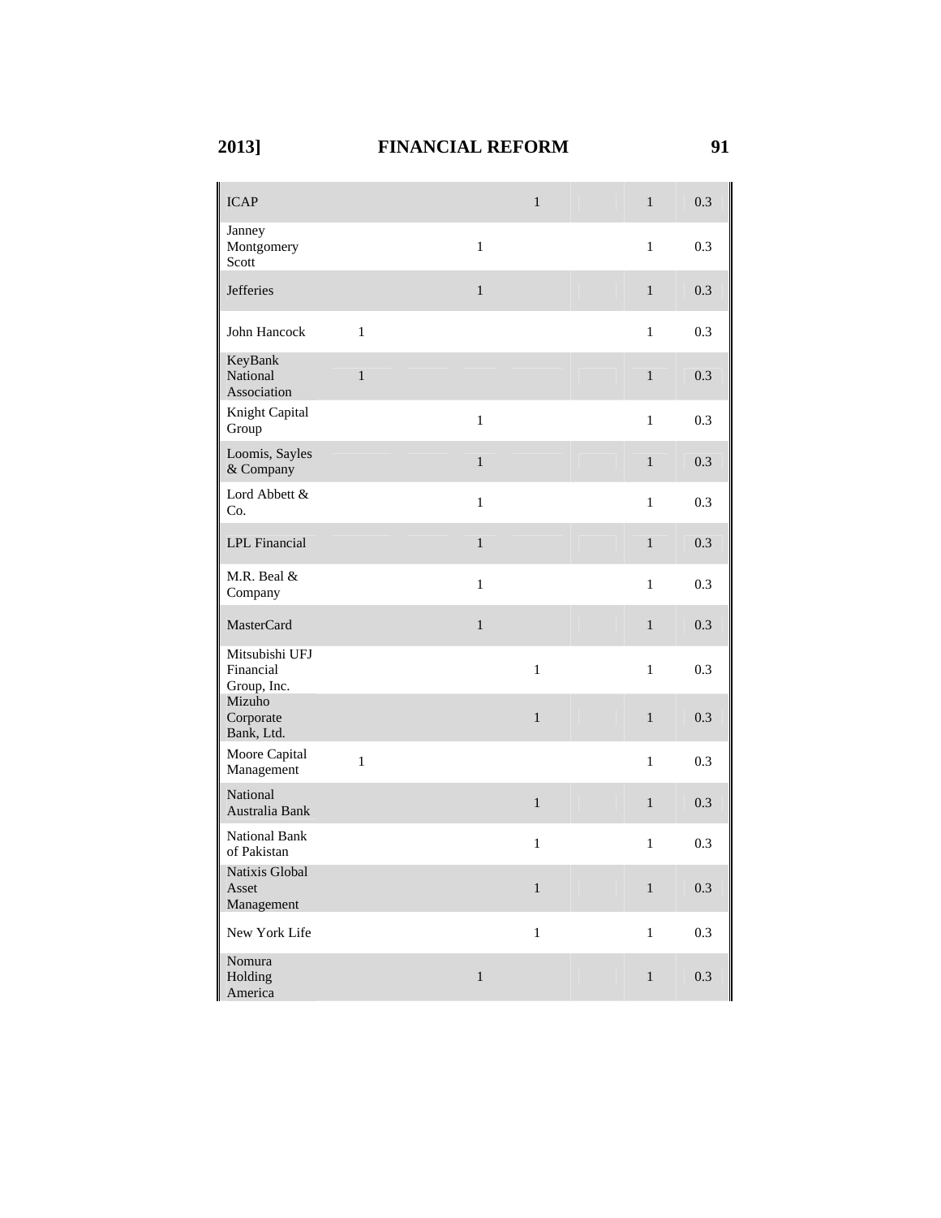| | | | | | | |
|---|---|---|---|---|---|---|
| ICAP | | | 1 | | 1 | 0.3 |
| Janney Montgomery Scott | | 1 | | | 1 | 0.3 |
| Jefferies | | 1 | | | 1 | 0.3 |
| John Hancock | 1 | | | | 1 | 0.3 |
| KeyBank National Association | 1 | | | | 1 | 0.3 |
| Knight Capital Group | | 1 | | | 1 | 0.3 |
| Loomis, Sayles & Company | | 1 | | | 1 | 0.3 |
| Lord Abbett & Co. | | 1 | | | 1 | 0.3 |
| LPL Financial | | 1 | | | 1 | 0.3 |
| M.R. Beal & Company | | 1 | | | 1 | 0.3 |
| MasterCard | | 1 | | | 1 | 0.3 |
| Mitsubishi UFJ Financial Group, Inc. | | | 1 | | 1 | 0.3 |
| Mizuho Corporate Bank, Ltd. | | | 1 | | 1 | 0.3 |
| Moore Capital Management | 1 | | | | 1 | 0.3 |
| National Australia Bank | | | 1 | | 1 | 0.3 |
| National Bank of Pakistan | | | 1 | | 1 | 0.3 |
| Natixis Global Asset Management | | | 1 | | 1 | 0.3 |
| New York Life | | | 1 | | 1 | 0.3 |
| Nomura Holding America | | 1 | | | 1 | 0.3 |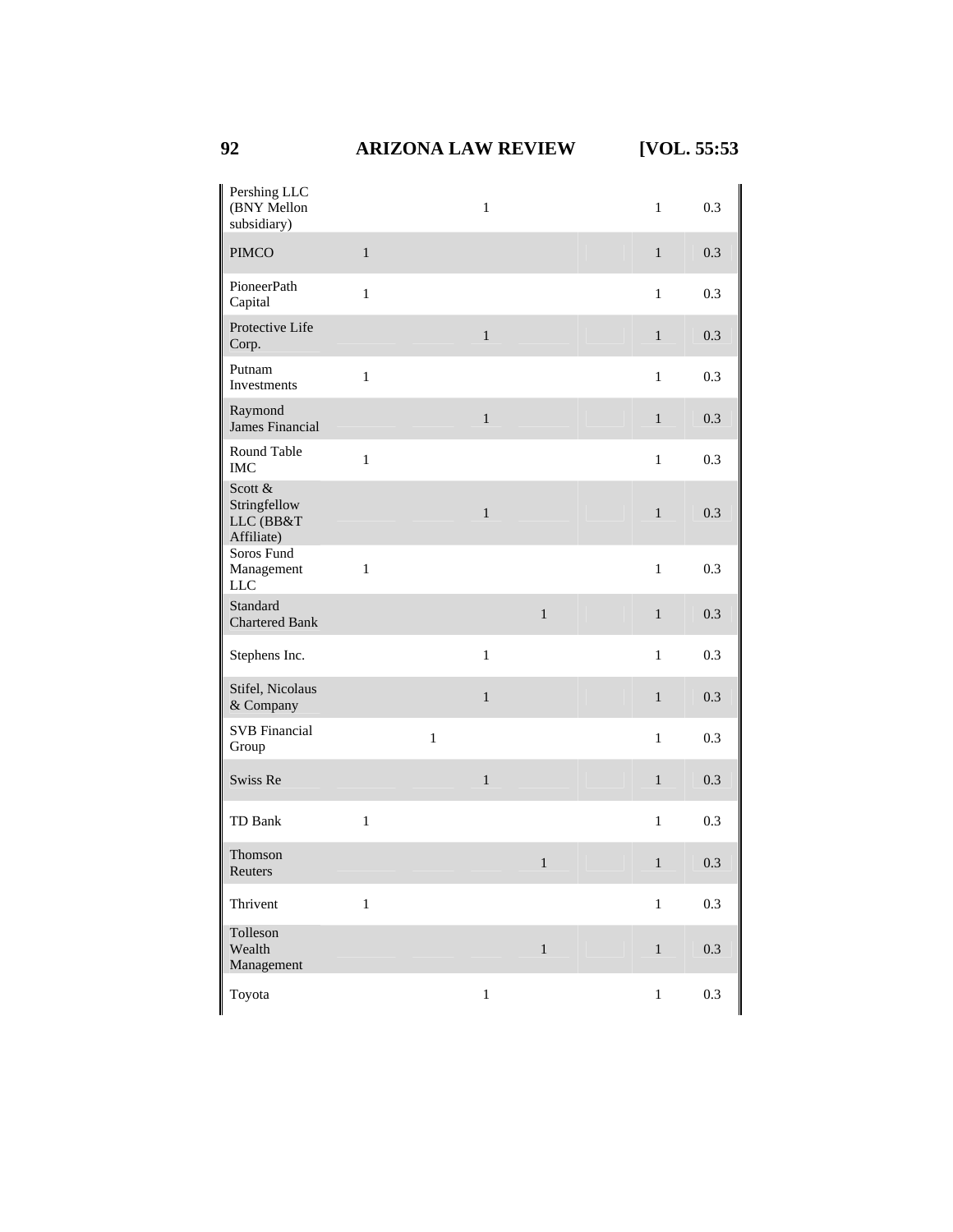| | | | | | | | |
|---|---|---|---|---|---|---|---|
| Pershing LLC (BNY Mellon subsidiary) | | | 1 | | | 1 | 0.3 |
| PIMCO | 1 | | | | | 1 | 0.3 |
| PioneerPath Capital | 1 | | | | | 1 | 0.3 |
| Protective Life Corp. | | | 1 | | | 1 | 0.3 |
| Putnam Investments | 1 | | | | | 1 | 0.3 |
| Raymond James Financial | | | 1 | | | 1 | 0.3 |
| Round Table IMC | 1 | | | | | 1 | 0.3 |
| Scott & Stringfellow LLC (BB&T Affiliate) | | | 1 | | | 1 | 0.3 |
| Soros Fund Management LLC | 1 | | | | | 1 | 0.3 |
| Standard Chartered Bank | | | | 1 | | 1 | 0.3 |
| Stephens Inc. | | | 1 | | | 1 | 0.3 |
| Stifel, Nicolaus & Company | | | 1 | | | 1 | 0.3 |
| SVB Financial Group | | 1 | | | | 1 | 0.3 |
| Swiss Re | | | 1 | | | 1 | 0.3 |
| TD Bank | 1 | | | | | 1 | 0.3 |
| Thomson Reuters | | | | 1 | | 1 | 0.3 |
| Thrivent | 1 | | | | | 1 | 0.3 |
| Tolleson Wealth Management | | | | 1 | | 1 | 0.3 |
| Toyota | | | 1 | | | 1 | 0.3 |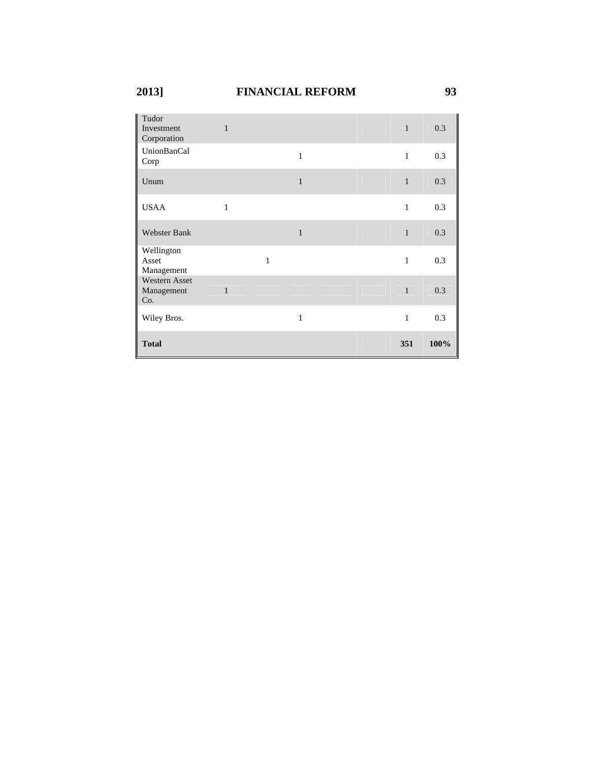| | | | | | | | |
|---|---|---|---|---|---|---|---|
| Tudor Investment Corporation | 1 | | | | | 1 | 0.3 |
| UnionBanCal Corp | | | 1 | | | 1 | 0.3 |
| Unum | | | 1 | | | 1 | 0.3 |
| USAA | 1 | | | | | 1 | 0.3 |
| Webster Bank | | | 1 | | | 1 | 0.3 |
| Wellington Asset Management | | 1 | | | | 1 | 0.3 |
| Western Asset Management Co. | 1 | | | | | 1 | 0.3 |
| Wiley Bros. | | | 1 | | | 1 | 0.3 |
| **Total** | | | | | | **351** | **100%** |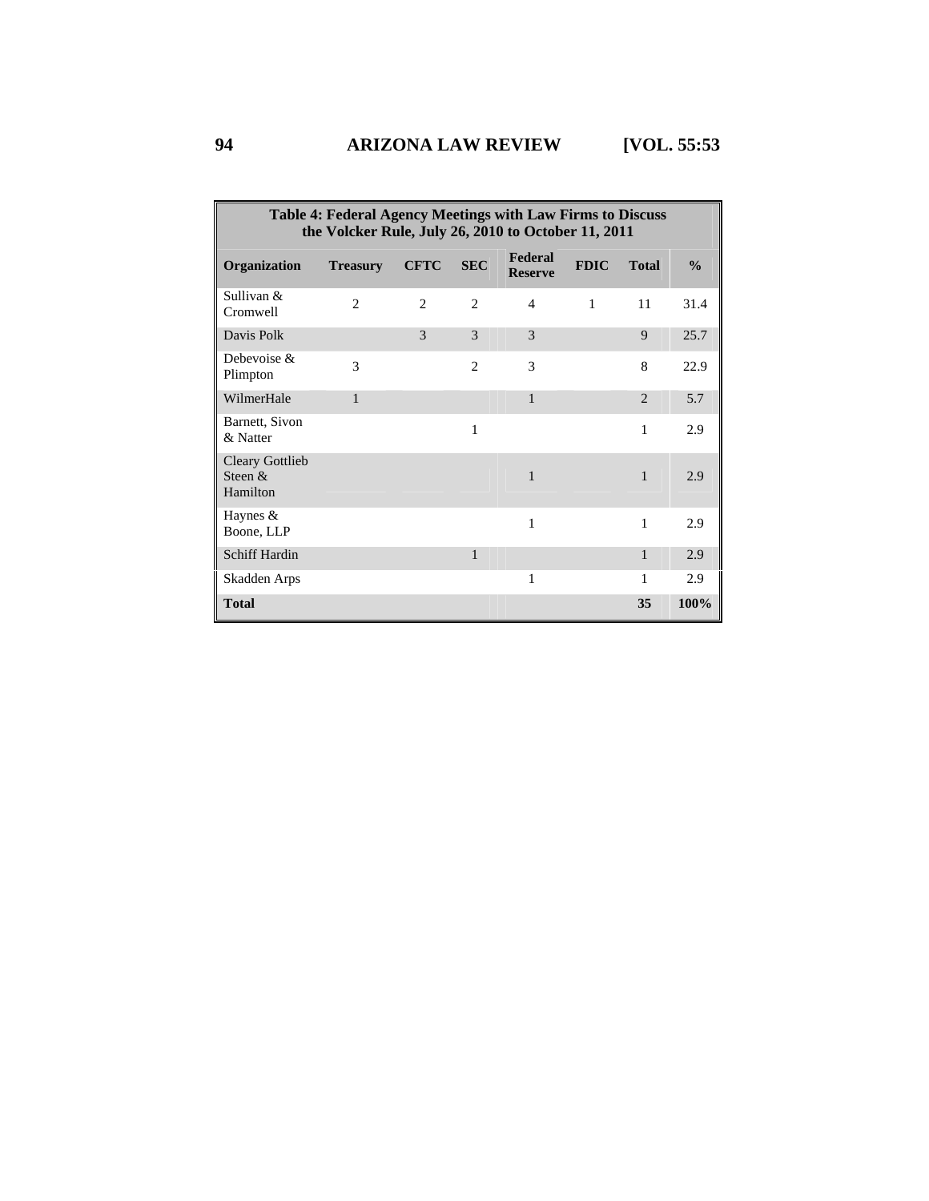**Table 4: Federal Agency Meetings with Law Firms to Discuss the Volcker Rule, July 26, 2010 to October 11, 2011**

| Organization | Treasury | CFTC | SEC | Federal Reserve | FDIC | Total | % |
|---|---|---|---|---|---|---|---|
| Sullivan & Cromwell | 2 | 2 | 2 | 4 | 1 | 11 | 31.4 |
| Davis Polk | | 3 | 3 | 3 | | 9 | 25.7 |
| Debevoise & Plimpton | 3 | | 2 | 3 | | 8 | 22.9 |
| WilmerHale | 1 | | | 1 | | 2 | 5.7 |
| Barnett, Sivon & Natter | | | 1 | | | 1 | 2.9 |
| Cleary Gottlieb Steen & Hamilton | | | | 1 | | 1 | 2.9 |
| Haynes & Boone, LLP | | | | 1 | | 1 | 2.9 |
| Schiff Hardin | | | 1 | | | 1 | 2.9 |
| Skadden Arps | | | | 1 | | 1 | 2.9 |
| **Total** | | | | | | **35** | **100%** |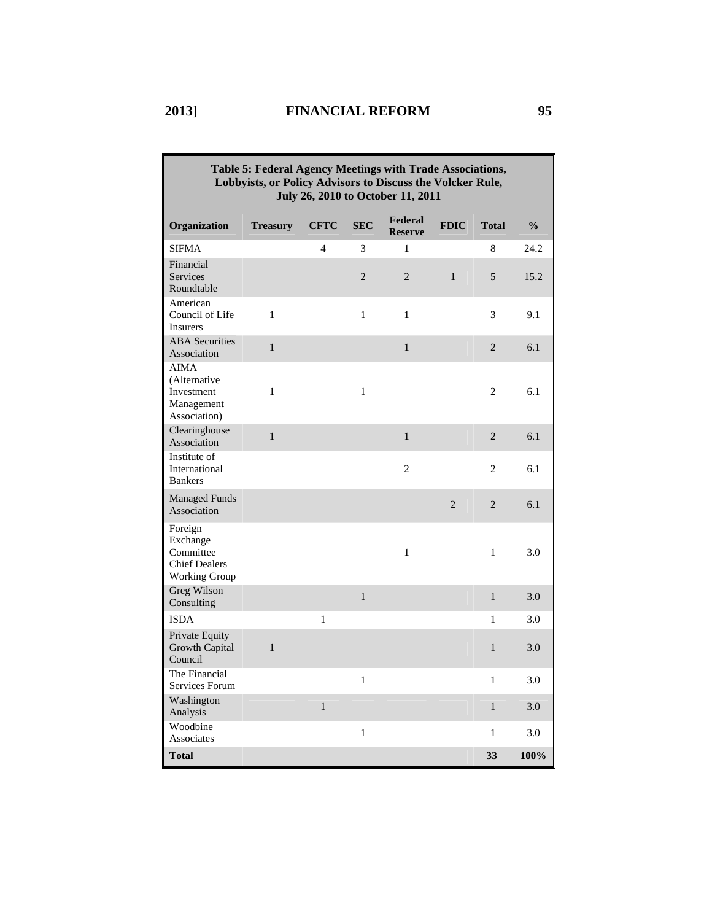**Table 5: Federal Agency Meetings with Trade Associations, Lobbyists, or Policy Advisors to Discuss the Volcker Rule, July 26, 2010 to October 11, 2011**

| Organization | Treasury | CFTC | SEC | Federal Reserve | FDIC | Total | % |
|---|---|---|---|---|---|---|---|
| SIFMA | | 4 | 3 | 1 | | 8 | 24.2 |
| Financial Services Roundtable | | | 2 | 2 | 1 | 5 | 15.2 |
| American Council of Life Insurers | 1 | | 1 | 1 | | 3 | 9.1 |
| ABA Securities Association | 1 | | | 1 | | 2 | 6.1 |
| AIMA (Alternative Investment Management Association) | 1 | | 1 | | | 2 | 6.1 |
| Clearinghouse Association | 1 | | | 1 | | 2 | 6.1 |
| Institute of International Bankers | | | | 2 | | 2 | 6.1 |
| Managed Funds Association | | | | | 2 | 2 | 6.1 |
| Foreign Exchange Committee Chief Dealers Working Group | | | | 1 | | 1 | 3.0 |
| Greg Wilson Consulting | | | 1 | | | 1 | 3.0 |
| ISDA | | 1 | | | | 1 | 3.0 |
| Private Equity Growth Capital Council | 1 | | | | | 1 | 3.0 |
| The Financial Services Forum | | | 1 | | | 1 | 3.0 |
| Washington Analysis | | 1 | | | | 1 | 3.0 |
| Woodbine Associates | | | 1 | | | 1 | 3.0 |
| **Total** | | | | | | **33** | **100%** |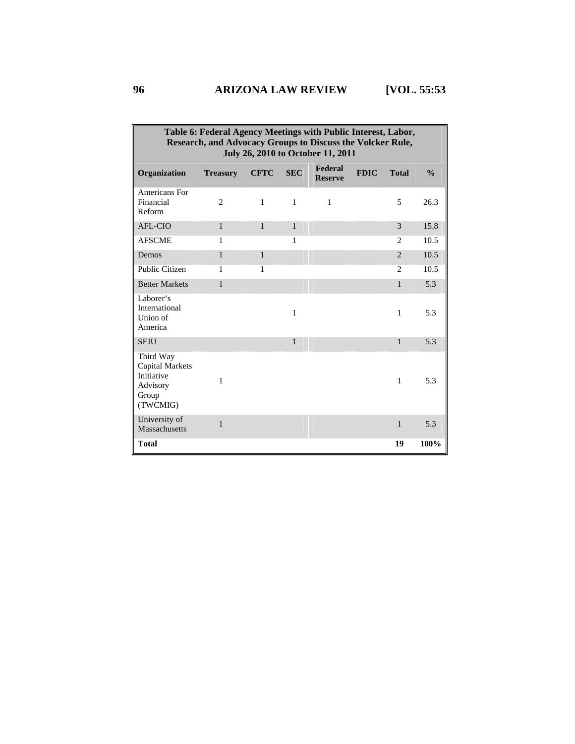**Table 6: Federal Agency Meetings with Public Interest, Labor, Research, and Advocacy Groups to Discuss the Volcker Rule, July 26, 2010 to October 11, 2011**

| Organization | Treasury | CFTC | SEC | Federal Reserve | FDIC | Total | % |
|---|---|---|---|---|---|---|---|
| Americans For Financial Reform | 2 | 1 | 1 | 1 | | 5 | 26.3 |
| AFL-CIO | 1 | 1 | 1 | | | 3 | 15.8 |
| AFSCME | 1 | | 1 | | | 2 | 10.5 |
| Demos | 1 | 1 | | | | 2 | 10.5 |
| Public Citizen | 1 | 1 | | | | 2 | 10.5 |
| Better Markets | 1 | | | | | 1 | 5.3 |
| Laborer's International Union of America | | | 1 | | | 1 | 5.3 |
| SEIU | | | 1 | | | 1 | 5.3 |
| Third Way Capital Markets Initiative Advisory Group (TWCMIG) | 1 | | | | | 1 | 5.3 |
| University of Massachusetts | 1 | | | | | 1 | 5.3 |
| **Total** | | | | | | **19** | **100%** |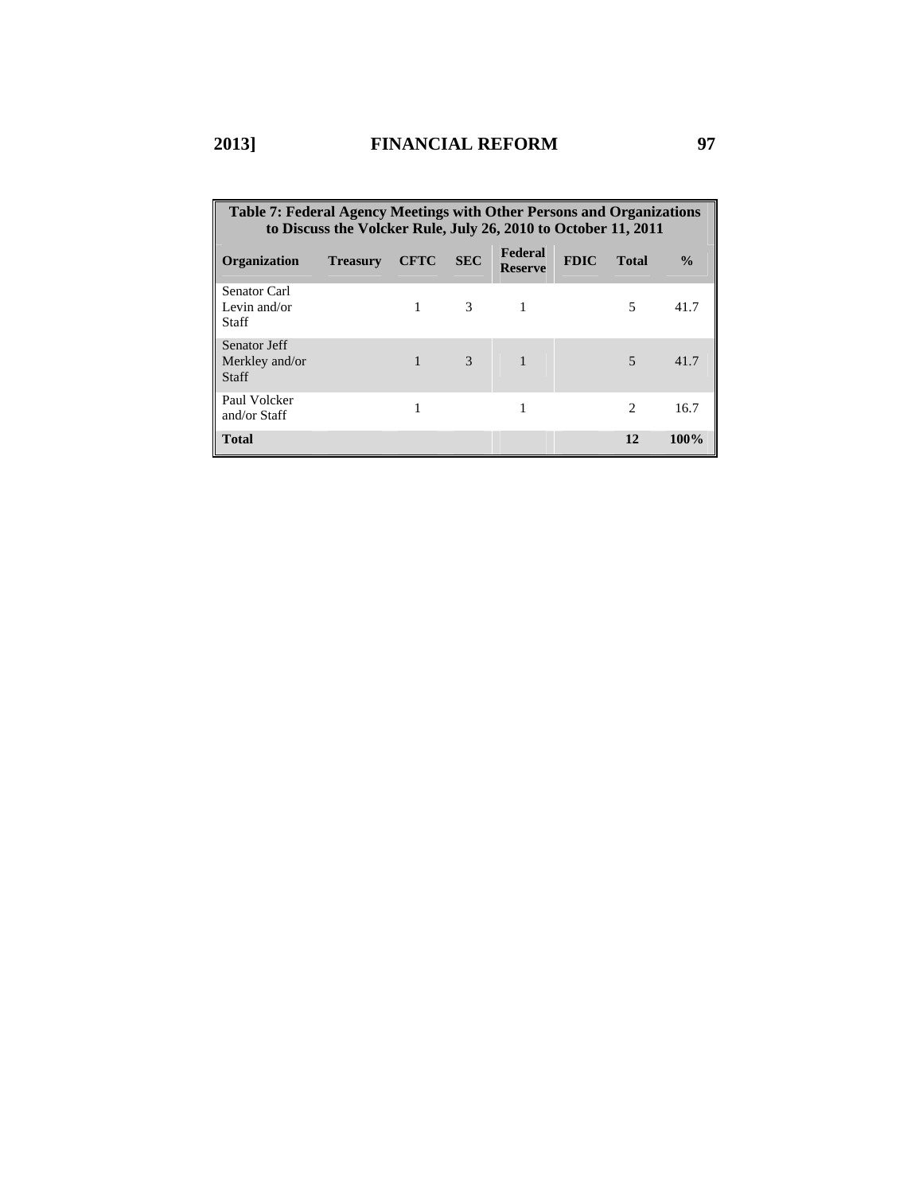**Table 7: Federal Agency Meetings with Other Persons and Organizations to Discuss the Volcker Rule, July 26, 2010 to October 11, 2011**

| Organization | Treasury | CFTC | SEC | Federal Reserve | FDIC | Total | % |
|---|---|---|---|---|---|---|---|
| Senator Carl Levin and/or Staff | | 1 | 3 | 1 | | 5 | 41.7 |
| Senator Jeff Merkley and/or Staff | | 1 | 3 | 1 | | 5 | 41.7 |
| Paul Volcker and/or Staff | | 1 | | 1 | | 2 | 16.7 |
| **Total** | | | | | | **12** | **100%** |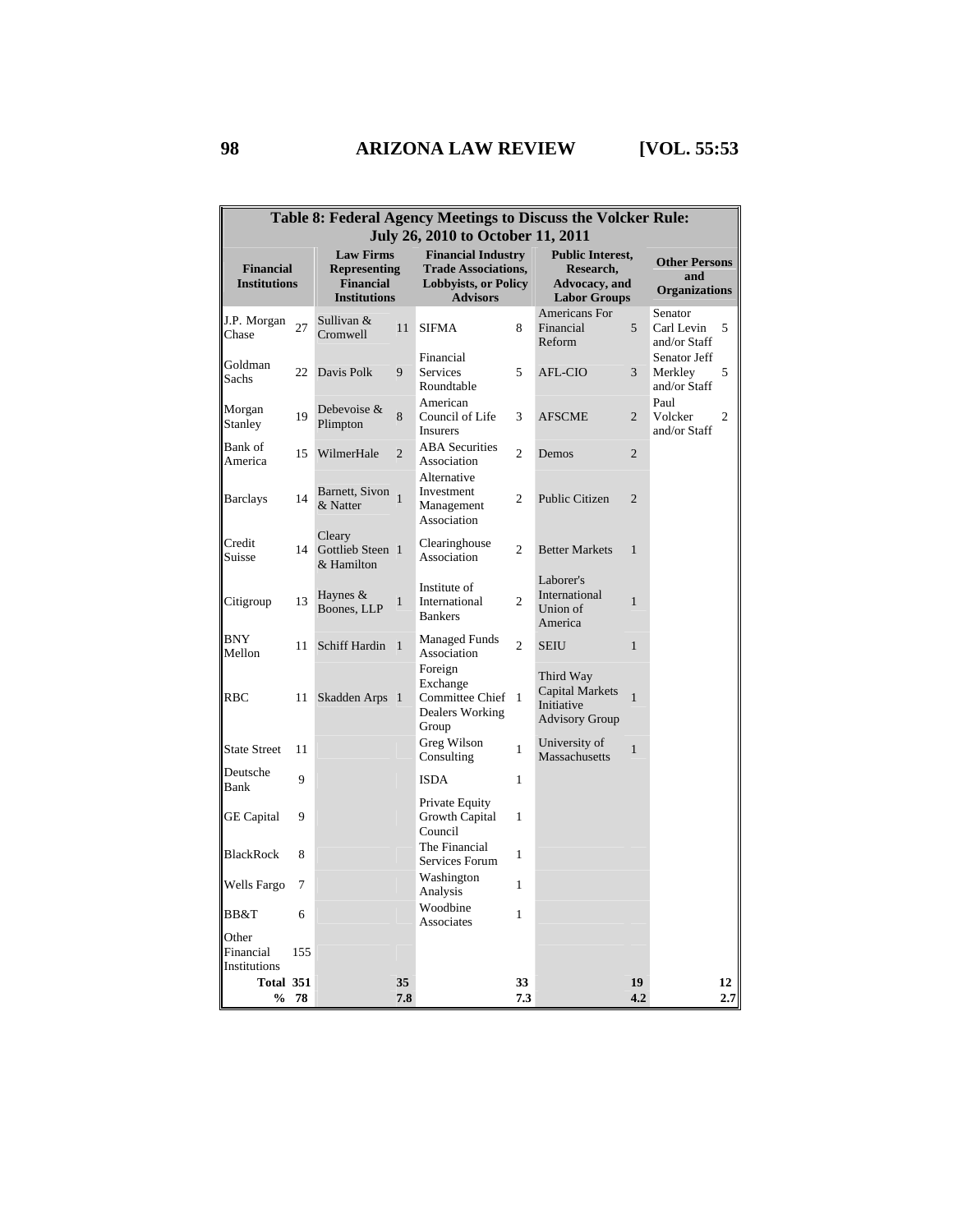**Table 8: Federal Agency Meetings to Discuss the Volcker Rule: July 26, 2010 to October 11, 2011**

| Financial Institutions | | Law Firms Representing Financial Institutions | | Financial Industry Trade Associations, Lobbyists, or Policy Advisors | | Public Interest, Research, Advocacy, and Labor Groups | | Other Persons and Organizations | |
|---|---|---|---|---|---|---|---|---|---|
| J.P. Morgan Chase | 27 | Sullivan & Cromwell | 11 | SIFMA | 8 | Americans For Financial Reform | 5 | Senator Carl Levin and/or Staff | 5 |
| Goldman Sachs | 22 | Davis Polk | 9 | Financial Services Roundtable | 5 | AFL-CIO | 3 | Senator Jeff Merkley and/or Staff | 5 |
| Morgan Stanley | 19 | Debevoise & Plimpton | 8 | American Council of Life Insurers | 3 | AFSCME | 2 | Paul Volcker and/or Staff | 2 |
| Bank of America | 15 | WilmerHale | 2 | ABA Securities Association | 2 | Demos | 2 | | |
| Barclays | 14 | Barnett, Sivon & Natter | 1 | Alternative Investment Management Association | 2 | Public Citizen | 2 | | |
| Credit Suisse | 14 | Cleary Gottlieb Steen & Hamilton | 1 | Clearinghouse Association | 2 | Better Markets | 1 | | |
| Citigroup | 13 | Haynes & Boones, LLP | 1 | Institute of International Bankers | 2 | Laborer's International Union of America | 1 | | |
| BNY Mellon | 11 | Schiff Hardin | 1 | Managed Funds Association | 2 | SEIU | 1 | | |
| RBC | 11 | Skadden Arps | 1 | Foreign Exchange Committee Chief Dealers Working Group | 1 | Third Way Capital Markets Initiative Advisory Group | 1 | | |
| State Street | 11 | | | Greg Wilson Consulting | 1 | University of Massachusetts | 1 | | |
| Deutsche Bank | 9 | | | ISDA | 1 | | | | |
| GE Capital | 9 | | | Private Equity Growth Capital Council | 1 | | | | |
| BlackRock | 8 | | | The Financial Services Forum | 1 | | | | |
| Wells Fargo | 7 | | | Washington Analysis | 1 | | | | |
| BB&T | 6 | | | Woodbine Associates | 1 | | | | |
| Other Financial Institutions | 155 | | | | | | | | |
| **Total** | **351** | | **35** | | **33** | | **19** | | **12** |
| **%** | **78** | | **7.8** | | **7.3** | | **4.2** | | **2.7** |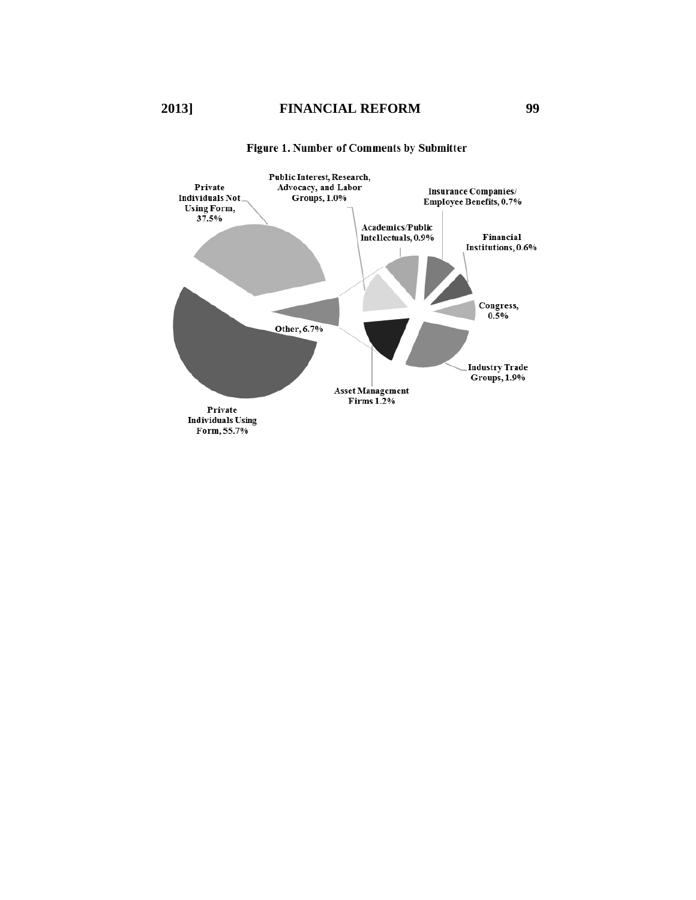**Figure 1. Number of Comments by Submitter**

Private Individuals Not Using Form, 37.5%

Public Interest, Research, Advocacy, and Labor Groups, 1.0%

Insurance Companies/ Employee Benefits, 0.7%

Academics/Public Intellectuals, 0.9%

Financial Institutions, 0.6%

Congress, 0.5%

Other, 6.7%

Industry Trade Groups, 1.9%

Asset Management Firms 1.2%

Private Individuals Using Form, 55.7%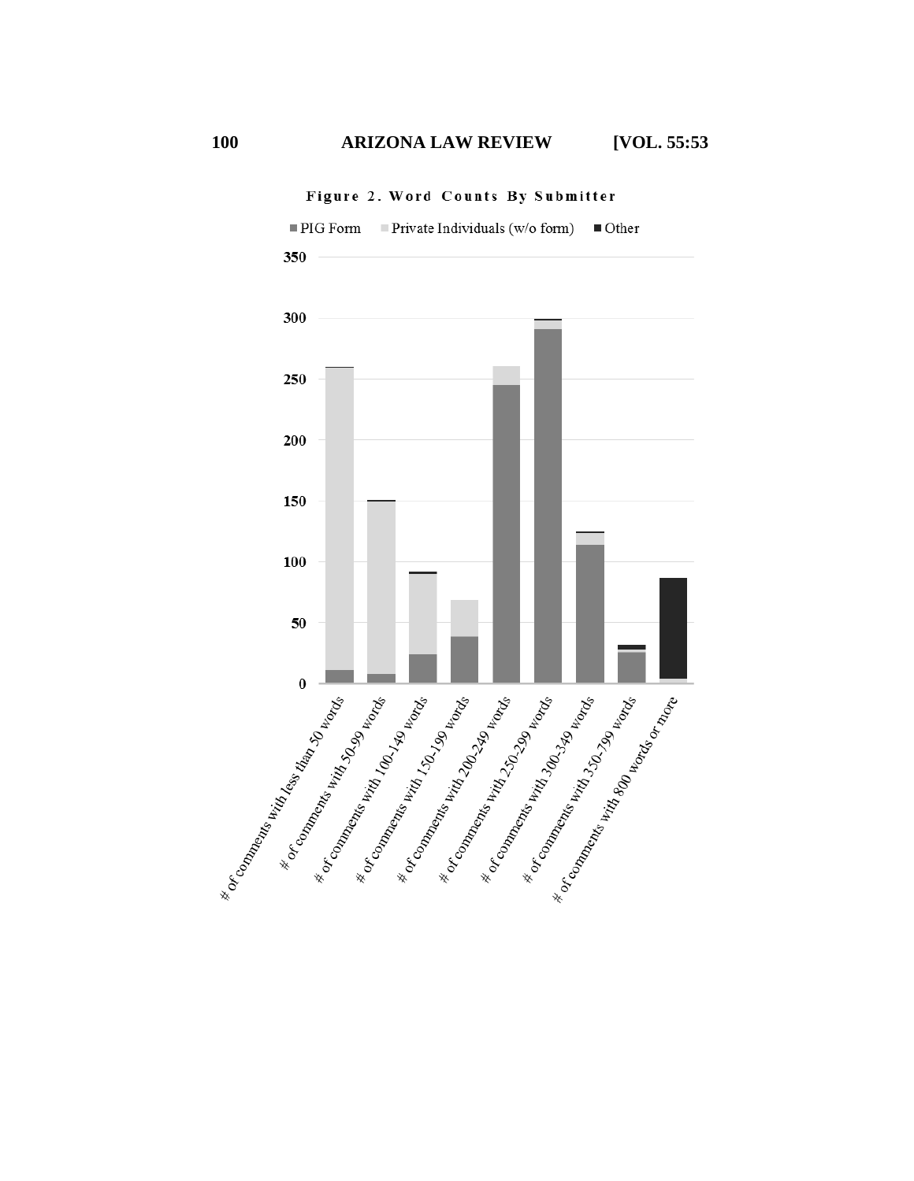**Figure 2. Word Counts By Submitter**

■ PIG Form ■ Private Individuals (w/o form) ■ Other

350

300

250

200

150

100

50

0

# of comments with less than 50 words

# of comments with 50-99 words

# of comments with 100-149 words

# of comments with 150-199 words

# of comments with 200-249 words

# of comments with 250-299 words

# of comments with 300-349 words

# of comments with 350-799 words

# of comments with 800 words or more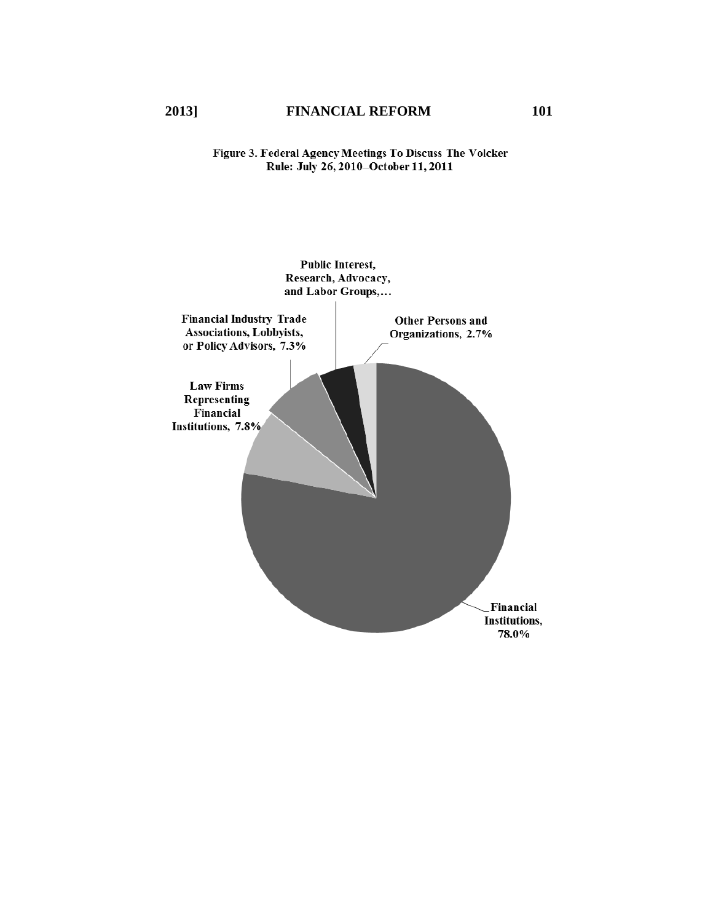Figure 3. Federal Agency Meetings To Discuss The Volcker Rule: July 26, 2010–October 11, 2011

Public Interest, Research, Advocacy, and Labor Groups,…

Financial Industry Trade Associations, Lobbyists, or Policy Advisors, 7.3%

Other Persons and Organizations, 2.7%

Law Firms Representing Financial Institutions, 7.8%

Financial Institutions, 78.0%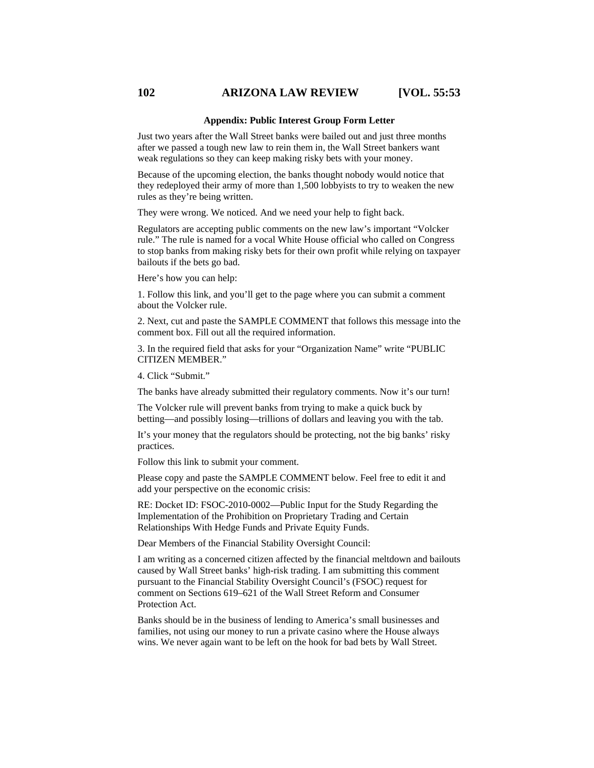### Appendix: Public Interest Group Form Letter

Just two years after the Wall Street banks were bailed out and just three months after we passed a tough new law to rein them in, the Wall Street bankers want weak regulations so they can keep making risky bets with your money.

Because of the upcoming election, the banks thought nobody would notice that they redeployed their army of more than 1,500 lobbyists to try to weaken the new rules as they're being written.

They were wrong. We noticed. And we need your help to fight back.

Regulators are accepting public comments on the new law's important "Volcker rule." The rule is named for a vocal White House official who called on Congress to stop banks from making risky bets for their own profit while relying on taxpayer bailouts if the bets go bad.

Here's how you can help:

1. Follow this link, and you'll get to the page where you can submit a comment about the Volcker rule.

2. Next, cut and paste the SAMPLE COMMENT that follows this message into the comment box. Fill out all the required information.

3. In the required field that asks for your "Organization Name" write "PUBLIC CITIZEN MEMBER."

4. Click "Submit."

The banks have already submitted their regulatory comments. Now it's our turn!

The Volcker rule will prevent banks from trying to make a quick buck by betting—and possibly losing—trillions of dollars and leaving you with the tab.

It's your money that the regulators should be protecting, not the big banks' risky practices.

Follow this link to submit your comment.

Please copy and paste the SAMPLE COMMENT below. Feel free to edit it and add your perspective on the economic crisis:

RE: Docket ID: FSOC-2010-0002—Public Input for the Study Regarding the Implementation of the Prohibition on Proprietary Trading and Certain Relationships With Hedge Funds and Private Equity Funds.

Dear Members of the Financial Stability Oversight Council:

I am writing as a concerned citizen affected by the financial meltdown and bailouts caused by Wall Street banks' high-risk trading. I am submitting this comment pursuant to the Financial Stability Oversight Council's (FSOC) request for comment on Sections 619–621 of the Wall Street Reform and Consumer Protection Act.

Banks should be in the business of lending to America's small businesses and families, not using our money to run a private casino where the House always wins. We never again want to be left on the hook for bad bets by Wall Street.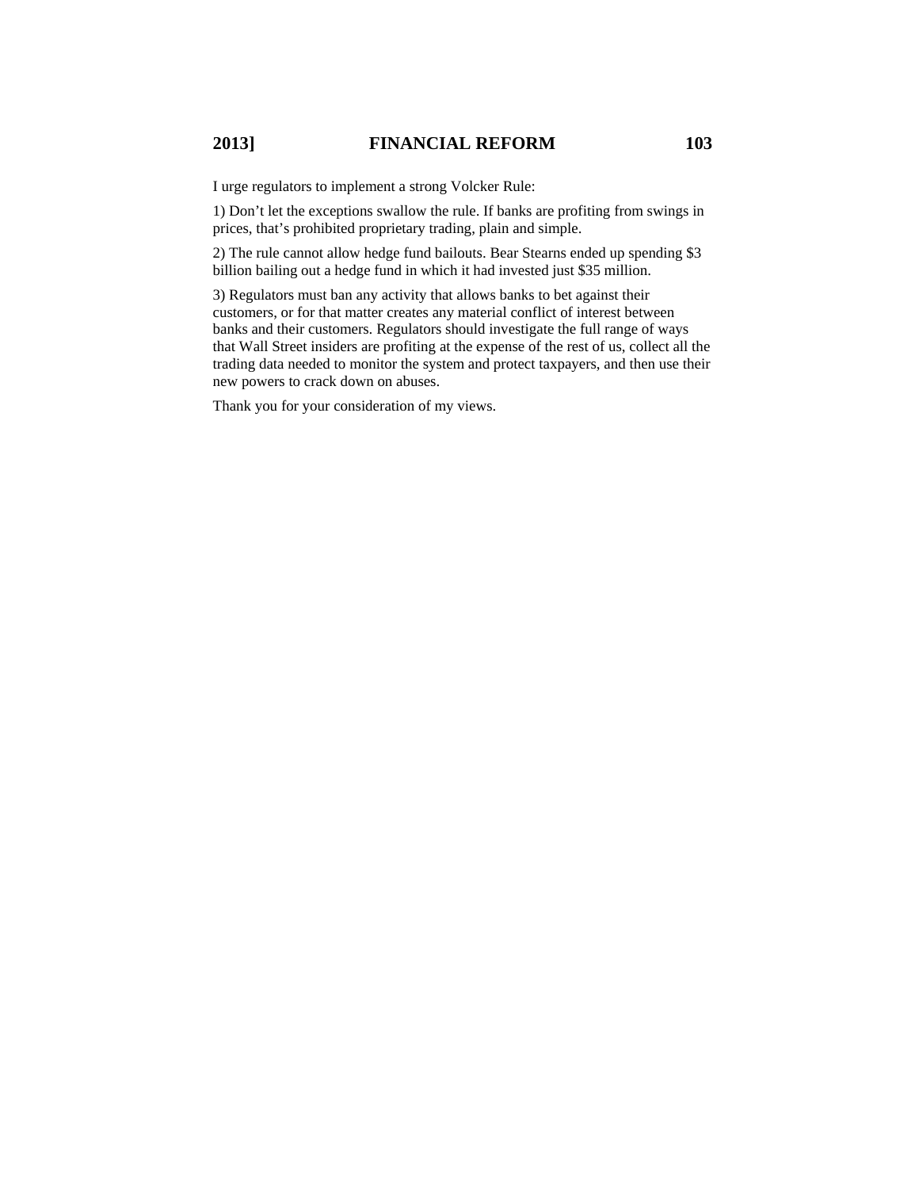I urge regulators to implement a strong Volcker Rule:

1) Don't let the exceptions swallow the rule. If banks are profiting from swings in prices, that's prohibited proprietary trading, plain and simple.

2) The rule cannot allow hedge fund bailouts. Bear Stearns ended up spending $3 billion bailing out a hedge fund in which it had invested just $35 million.

3) Regulators must ban any activity that allows banks to bet against their customers, or for that matter creates any material conflict of interest between banks and their customers. Regulators should investigate the full range of ways that Wall Street insiders are profiting at the expense of the rest of us, collect all the trading data needed to monitor the system and protect taxpayers, and then use their new powers to crack down on abuses.

Thank you for your consideration of my views.